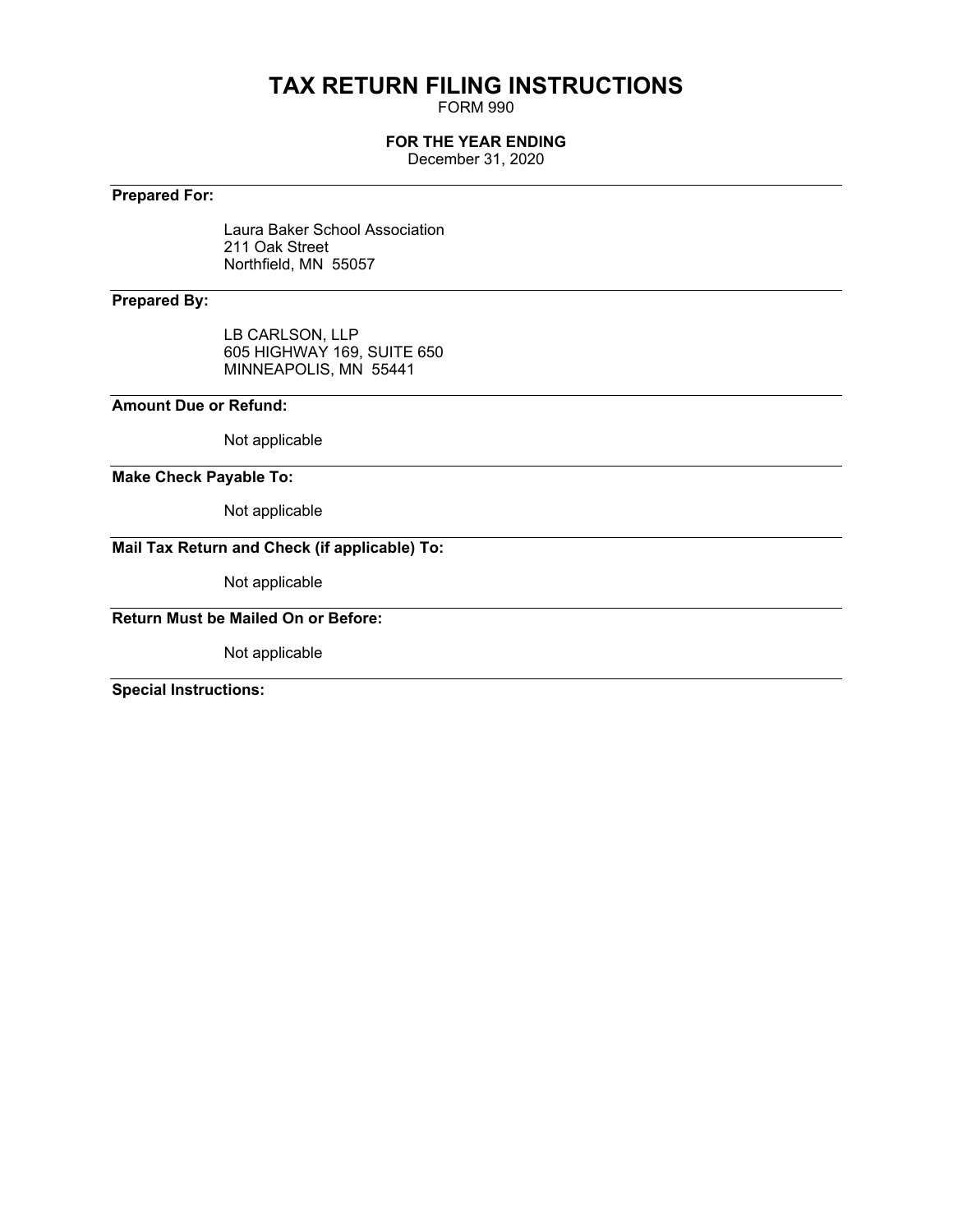# TAX RETURN FILING INSTRUCTIONS

FORM 990

**FOR THE YEAR ENDING**

December 31, 2020

**Prepared For:**

Laura Baker School Association
211 Oak Street
Northfield, MN 55057

**Prepared By:**

LB CARLSON, LLP
605 HIGHWAY 169, SUITE 650
MINNEAPOLIS, MN 55441

**Amount Due or Refund:**

Not applicable

**Make Check Payable To:**

Not applicable

**Mail Tax Return and Check (if applicable) To:**

Not applicable

**Return Must be Mailed On or Before:**

Not applicable

**Special Instructions:**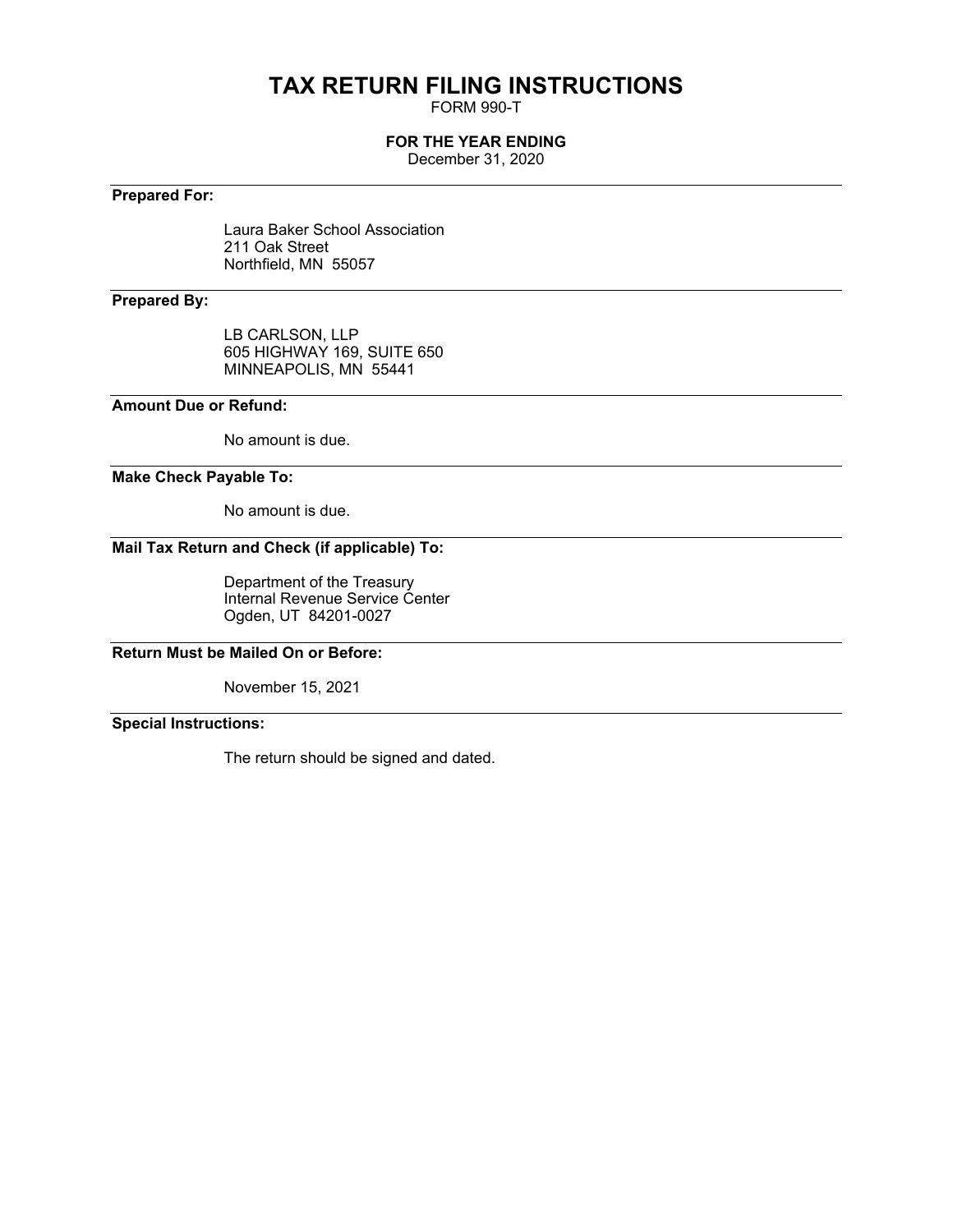# TAX RETURN FILING INSTRUCTIONS

FORM 990-T

**FOR THE YEAR ENDING**

December 31, 2020

---

**Prepared For:**

Laura Baker School Association
211 Oak Street
Northfield, MN 55057

---

**Prepared By:**

LB CARLSON, LLP
605 HIGHWAY 169, SUITE 650
MINNEAPOLIS, MN 55441

---

**Amount Due or Refund:**

No amount is due.

---

**Make Check Payable To:**

No amount is due.

---

**Mail Tax Return and Check (if applicable) To:**

Department of the Treasury
Internal Revenue Service Center
Ogden, UT 84201-0027

---

**Return Must be Mailed On or Before:**

November 15, 2021

---

**Special Instructions:**

The return should be signed and dated.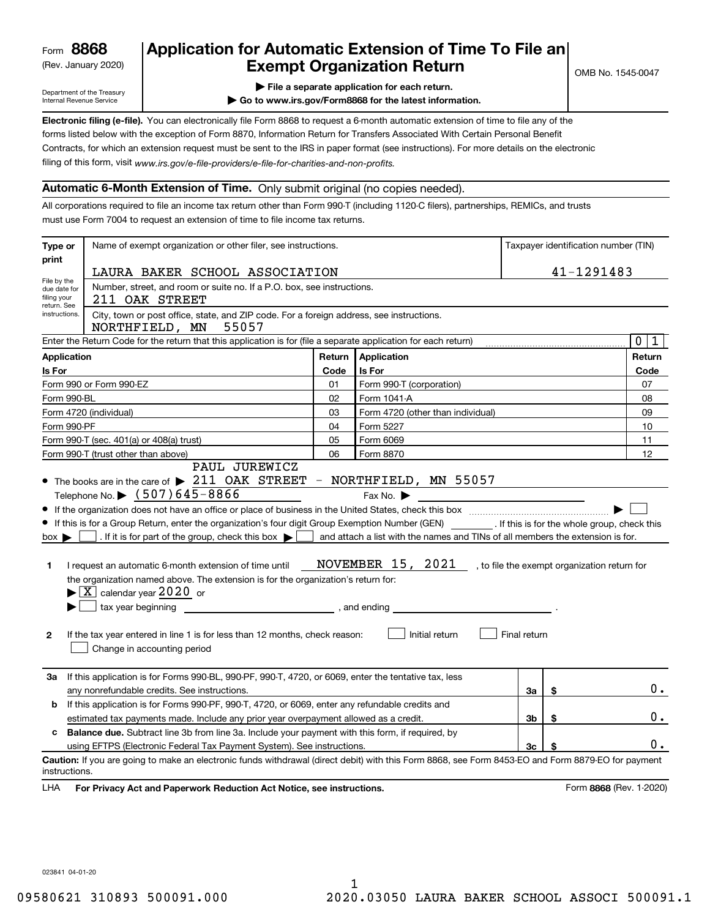Form **8868** (Rev. January 2020)

Department of the Treasury
Internal Revenue Service

# Application for Automatic Extension of Time To File an Exempt Organization Return

OMB No. 1545-0047

▶ File a separate application for each return.

▶ Go to www.irs.gov/Form8868 for the latest information.

**Electronic filing (e-file).** You can electronically file Form 8868 to request a 6-month automatic extension of time to file any of the forms listed below with the exception of Form 8870, Information Return for Transfers Associated With Certain Personal Benefit Contracts, for which an extension request must be sent to the IRS in paper format (see instructions). For more details on the electronic filing of this form, visit *www.irs.gov/e-file-providers/e-file-for-charities-and-non-profits.*

## Automatic 6-Month Extension of Time. Only submit original (no copies needed).

All corporations required to file an income tax return other than Form 990-T (including 1120-C filers), partnerships, REMICs, and trusts must use Form 7004 to request an extension of time to file income tax returns.

| Type or print | Name of exempt organization or other filer, see instructions. | Taxpayer identification number (TIN) |
|---|---|---|
| File by the due date for filing your return. See instructions. | LAURA BAKER SCHOOL ASSOCIATION | 41-1291483 |
| | Number, street, and room or suite no. If a P.O. box, see instructions. 211 OAK STREET | |
| | City, town or post office, state, and ZIP code. For a foreign address, see instructions. NORTHFIELD, MN 55057 | |

Enter the Return Code for the return that this application is for (file a separate application for each return) ..... 0 1

| Application Is For | Return Code | Application Is For | Return Code |
|---|---|---|---|
| Form 990 or Form 990-EZ | 01 | Form 990-T (corporation) | 07 |
| Form 990-BL | 02 | Form 1041-A | 08 |
| Form 4720 (individual) | 03 | Form 4720 (other than individual) | 09 |
| Form 990-PF | 04 | Form 5227 | 10 |
| Form 990-T (sec. 401(a) or 408(a) trust) | 05 | Form 6069 | 11 |
| Form 990-T (trust other than above) | 06 | Form 8870 | 12 |

- The books are in the care of ▶ PAUL JUREWICZ 211 OAK STREET - NORTHFIELD, MN 55057
  Telephone No. ▶ (507)645-8866 Fax No. ▶
- If the organization does not have an office or place of business in the United States, check this box ..... ▶ ☐
- If this is for a Group Return, enter the organization's four digit Group Exemption Number (GEN) ________ . If this is for the whole group, check this box ▶ ☐ . If it is for part of the group, check this box ▶ ☐ and attach a list with the names and TINs of all members the extension is for.

**1** I request an automatic 6-month extension of time until NOVEMBER 15, 2021 , to file the exempt organization return for the organization named above. The extension is for the organization's return for:
▶ ☒ calendar year 2020 or
▶ ☐ tax year beginning ______________ , and ending ______________ .

**2** If the tax year entered in line 1 is for less than 12 months, check reason: ☐ Initial return ☐ Final return ☐ Change in accounting period

| | | | |
|---|---|---|---|
| **3a** | If this application is for Forms 990-BL, 990-PF, 990-T, 4720, or 6069, enter the tentative tax, less any nonrefundable credits. See instructions. | 3a | $ 0. |
| **b** | If this application is for Forms 990-PF, 990-T, 4720, or 6069, enter any refundable credits and estimated tax payments made. Include any prior year overpayment allowed as a credit. | 3b | $ 0. |
| **c** | **Balance due.** Subtract line 3b from line 3a. Include your payment with this form, if required, by using EFTPS (Electronic Federal Tax Payment System). See instructions. | 3c | $ 0. |

**Caution:** If you are going to make an electronic funds withdrawal (direct debit) with this Form 8868, see Form 8453-EO and Form 8879-EO for payment instructions.

LHA **For Privacy Act and Paperwork Reduction Act Notice, see instructions.** Form **8868** (Rev. 1-2020)

023841 04-01-20

09580621 310893 500091.000 2020.03050 LAURA BAKER SCHOOL ASSOCI 500091.1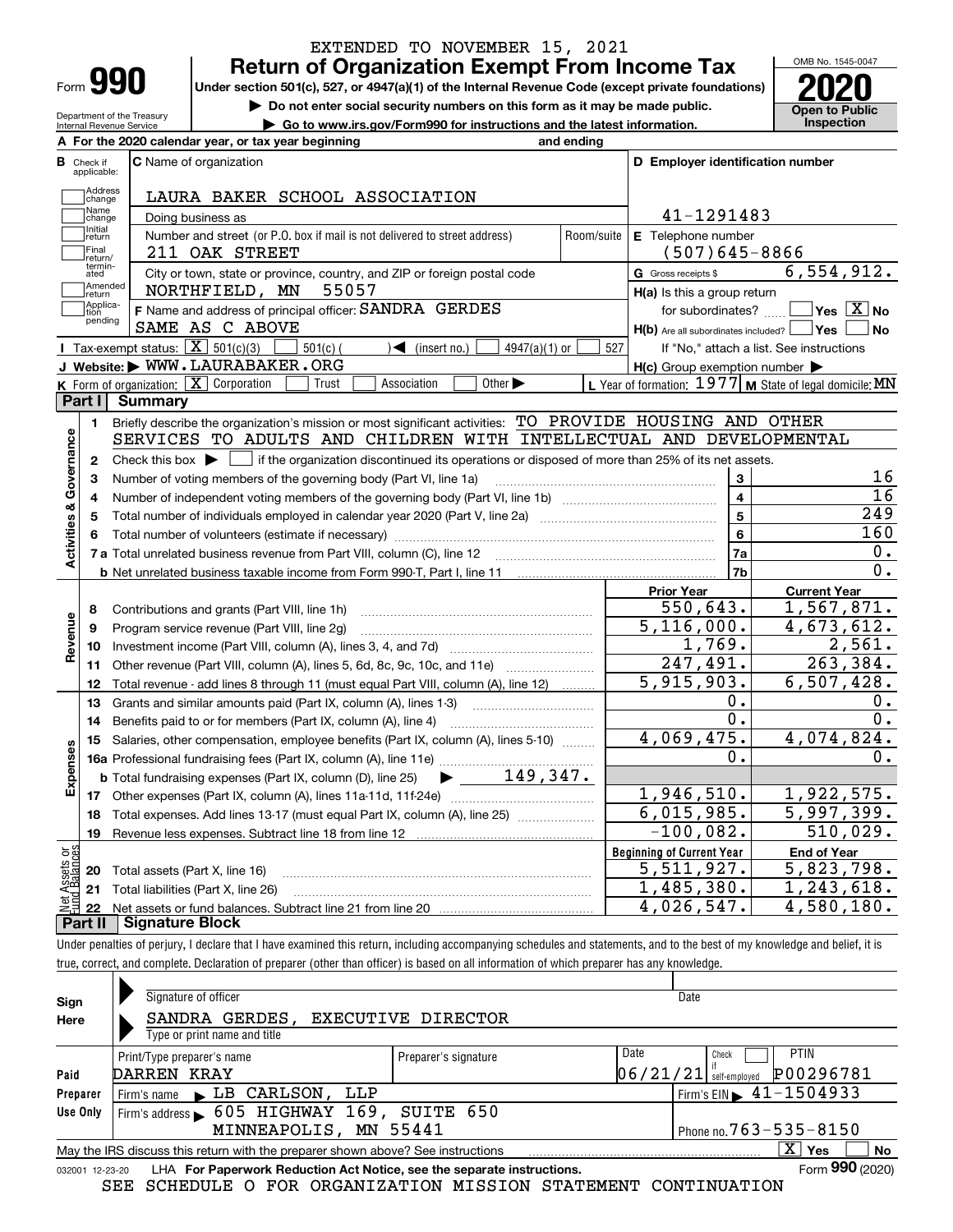EXTENDED TO NOVEMBER 15, 2021

# Form 990 — Return of Organization Exempt From Income Tax (2020)

Under section 501(c), 527, or 4947(a)(1) of the Internal Revenue Code (except private foundations)

▶ Do not enter social security numbers on this form as it may be made public.

▶ Go to www.irs.gov/Form990 for instructions and the latest information.

OMB No. 1545-0047 — **Open to Public Inspection**

Department of the Treasury, Internal Revenue Service

**A** For the 2020 calendar year, or tax year beginning and ending

**B** Check if applicable: Address change, Name change, Initial return, Final return/terminated, Amended return, Application pending

**C** Name of organization: LAURA BAKER SCHOOL ASSOCIATION

Doing business as

Number and street (or P.O. box if mail is not delivered to street address): 211 OAK STREET — Room/suite

City or town, state or province, country, and ZIP or foreign postal code: NORTHFIELD, MN 55057

**D** Employer identification number: 41-1291483

**E** Telephone number: (507)645-8866

**G** Gross receipts $ 6,554,912.

**F** Name and address of principal officer: SANDRA GERDES, SAME AS C ABOVE

**H(a)** Is this a group return for subordinates? ☐ Yes ☒ No

**H(b)** Are all subordinates included? ☐ Yes ☐ No — If "No," attach a list. See instructions

**H(c)** Group exemption number ▶

**I** Tax-exempt status: ☒ 501(c)(3) ☐ 501(c) ( ) ◀ (insert no.) ☐ 4947(a)(1) or ☐ 527

**J** Website: ▶ WWW.LAURABAKER.ORG

**K** Form of organization: ☒ Corporation ☐ Trust ☐ Association ☐ Other ▶

**L** Year of formation: 1977 **M** State of legal domicile: MN

## Part I Summary

**Activities & Governance**

1. Briefly describe the organization's mission or most significant activities: TO PROVIDE HOUSING AND OTHER SERVICES TO ADULTS AND CHILDREN WITH INTELLECTUAL AND DEVELOPMENTAL
2. Check this box ▶ ☐ if the organization discontinued its operations or disposed of more than 25% of its net assets.

| Line | Description | | Value |
|---|---|---|---|
| 3 | Number of voting members of the governing body (Part VI, line 1a) | 3 | 16 |
| 4 | Number of independent voting members of the governing body (Part VI, line 1b) | 4 | 16 |
| 5 | Total number of individuals employed in calendar year 2020 (Part V, line 2a) | 5 | 249 |
| 6 | Total number of volunteers (estimate if necessary) | 6 | 160 |
| 7a | Total unrelated business revenue from Part VIII, column (C), line 12 | 7a | 0. |
| 7b | Net unrelated business taxable income from Form 990-T, Part I, line 11 | 7b | 0. |

| Line | Description | Prior Year | Current Year |
|---|---|---|---|
| **Revenue** | | | |
| 8 | Contributions and grants (Part VIII, line 1h) | 550,643. | 1,567,871. |
| 9 | Program service revenue (Part VIII, line 2g) | 5,116,000. | 4,673,612. |
| 10 | Investment income (Part VIII, column (A), lines 3, 4, and 7d) | 1,769. | 2,561. |
| 11 | Other revenue (Part VIII, column (A), lines 5, 6d, 8c, 9c, 10c, and 11e) | 247,491. | 263,384. |
| 12 | Total revenue - add lines 8 through 11 (must equal Part VIII, column (A), line 12) | 5,915,903. | 6,507,428. |
| **Expenses** | | | |
| 13 | Grants and similar amounts paid (Part IX, column (A), lines 1-3) | 0. | 0. |
| 14 | Benefits paid to or for members (Part IX, column (A), line 4) | 0. | 0. |
| 15 | Salaries, other compensation, employee benefits (Part IX, column (A), lines 5-10) | 4,069,475. | 4,074,824. |
| 16a | Professional fundraising fees (Part IX, column (A), line 11e) | 0. | 0. |
| b | Total fundraising expenses (Part IX, column (D), line 25) ▶ 149,347. | | |
| 17 | Other expenses (Part IX, column (A), lines 11a-11d, 11f-24e) | 1,946,510. | 1,922,575. |
| 18 | Total expenses. Add lines 13-17 (must equal Part IX, column (A), line 25) | 6,015,985. | 5,997,399. |
| 19 | Revenue less expenses. Subtract line 18 from line 12 | -100,082. | 510,029. |

| Line | Net Assets or Fund Balances | Beginning of Current Year | End of Year |
|---|---|---|---|
| 20 | Total assets (Part X, line 16) | 5,511,927. | 5,823,798. |
| 21 | Total liabilities (Part X, line 26) | 1,485,380. | 1,243,618. |
| 22 | Net assets or fund balances. Subtract line 21 from line 20 | 4,026,547. | 4,580,180. |

## Part II Signature Block

Under penalties of perjury, I declare that I have examined this return, including accompanying schedules and statements, and to the best of my knowledge and belief, it is true, correct, and complete. Declaration of preparer (other than officer) is based on all information of which preparer has any knowledge.

**Sign Here**

Signature of officer — Date

SANDRA GERDES, EXECUTIVE DIRECTOR

Type or print name and title

**Paid Preparer Use Only**

| Print/Type preparer's name | Preparer's signature | Date | Check ☐ if self-employed | PTIN |
|---|---|---|---|---|
| DARREN KRAY | | 06/21/21 | | P00296781 |

Firm's name ▶ LB CARLSON, LLP — Firm's EIN ▶ 41-1504933

Firm's address ▶ 605 HIGHWAY 169, SUITE 650, MINNEAPOLIS, MN 55441 — Phone no. 763-535-8150

May the IRS discuss this return with the preparer shown above? See instructions ☒ Yes ☐ No

032001 12-23-20 LHA For Paperwork Reduction Act Notice, see the separate instructions. Form **990** (2020)

SEE SCHEDULE O FOR ORGANIZATION MISSION STATEMENT CONTINUATION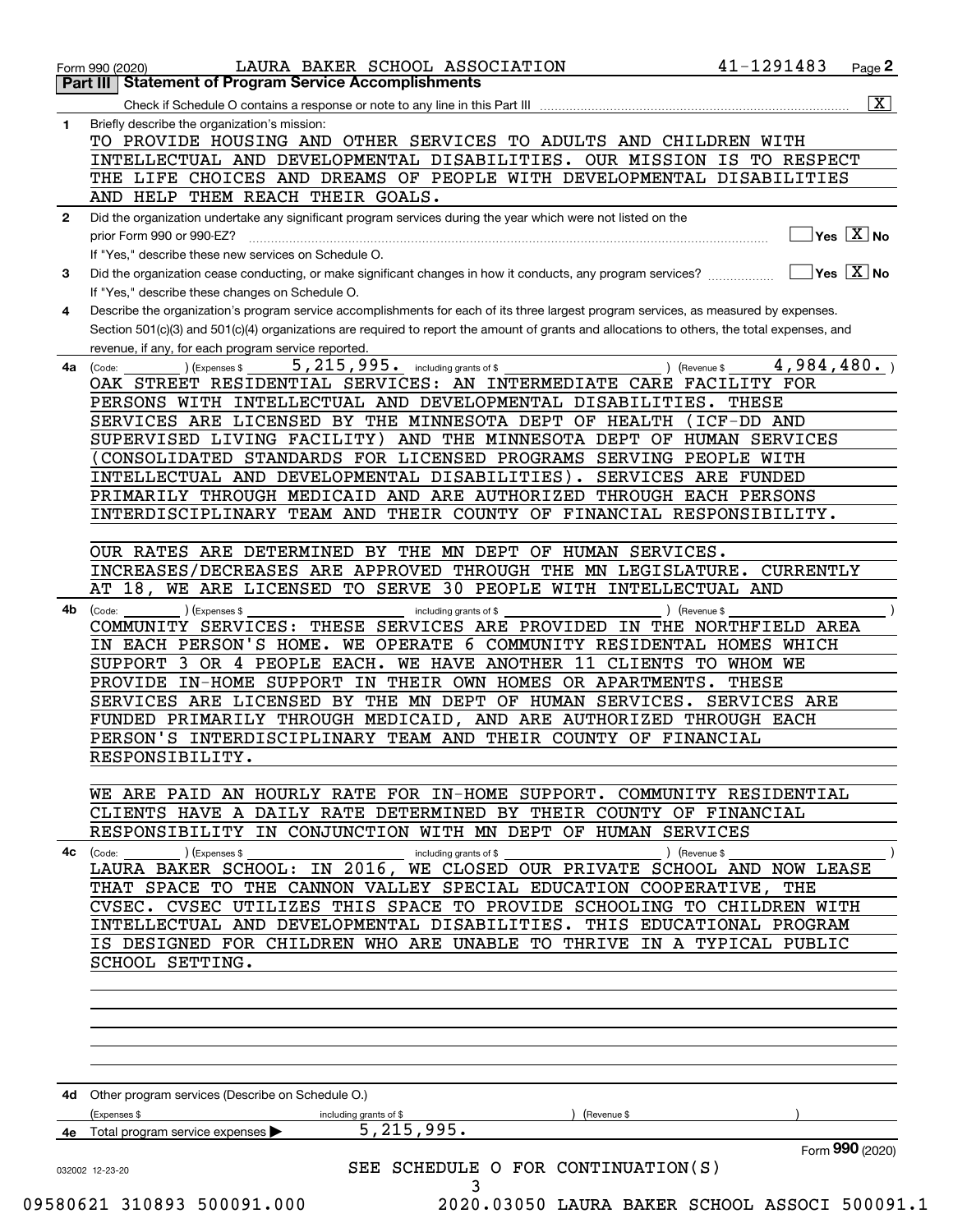Form 990 (2020) LAURA BAKER SCHOOL ASSOCIATION 41-1291483 Page 2

## Part III Statement of Program Service Accomplishments

Check if Schedule O contains a response or note to any line in this Part III ... [X]

**1** Briefly describe the organization's mission:

TO PROVIDE HOUSING AND OTHER SERVICES TO ADULTS AND CHILDREN WITH INTELLECTUAL AND DEVELOPMENTAL DISABILITIES. OUR MISSION IS TO RESPECT THE LIFE CHOICES AND DREAMS OF PEOPLE WITH DEVELOPMENTAL DISABILITIES AND HELP THEM REACH THEIR GOALS.

**2** Did the organization undertake any significant program services during the year which were not listed on the prior Form 990 or 990-EZ? ... [ ] Yes [X] No

If "Yes," describe these new services on Schedule O.

**3** Did the organization cease conducting, or make significant changes in how it conducts, any program services? ... [ ] Yes [X] No

If "Yes," describe these changes on Schedule O.

**4** Describe the organization's program service accomplishments for each of its three largest program services, as measured by expenses. Section 501(c)(3) and 501(c)(4) organizations are required to report the amount of grants and allocations to others, the total expenses, and revenue, if any, for each program service reported.

**4a** (Code: ) (Expenses $ 5,215,995. including grants of $ ) (Revenue $ 4,984,480. )

OAK STREET RESIDENTIAL SERVICES: AN INTERMEDIATE CARE FACILITY FOR PERSONS WITH INTELLECTUAL AND DEVELOPMENTAL DISABILITIES. THESE SERVICES ARE LICENSED BY THE MINNESOTA DEPT OF HEALTH (ICF-DD AND SUPERVISED LIVING FACILITY) AND THE MINNESOTA DEPT OF HUMAN SERVICES (CONSOLIDATED STANDARDS FOR LICENSED PROGRAMS SERVING PEOPLE WITH INTELLECTUAL AND DEVELOPMENTAL DISABILITIES). SERVICES ARE FUNDED PRIMARILY THROUGH MEDICAID AND ARE AUTHORIZED THROUGH EACH PERSONS INTERDISCIPLINARY TEAM AND THEIR COUNTY OF FINANCIAL RESPONSIBILITY.

OUR RATES ARE DETERMINED BY THE MN DEPT OF HUMAN SERVICES. INCREASES/DECREASES ARE APPROVED THROUGH THE MN LEGISLATURE. CURRENTLY AT 18, WE ARE LICENSED TO SERVE 30 PEOPLE WITH INTELLECTUAL AND

**4b** (Code: ) (Expenses $ including grants of $ ) (Revenue $ )

COMMUNITY SERVICES: THESE SERVICES ARE PROVIDED IN THE NORTHFIELD AREA IN EACH PERSON'S HOME. WE OPERATE 6 COMMUNITY RESIDENTAL HOMES WHICH SUPPORT 3 OR 4 PEOPLE EACH. WE HAVE ANOTHER 11 CLIENTS TO WHOM WE PROVIDE IN-HOME SUPPORT IN THEIR OWN HOMES OR APARTMENTS. THESE SERVICES ARE LICENSED BY THE MN DEPT OF HUMAN SERVICES. SERVICES ARE FUNDED PRIMARILY THROUGH MEDICAID, AND ARE AUTHORIZED THROUGH EACH PERSON'S INTERDISCIPLINARY TEAM AND THEIR COUNTY OF FINANCIAL RESPONSIBILITY.

WE ARE PAID AN HOURLY RATE FOR IN-HOME SUPPORT. COMMUNITY RESIDENTIAL CLIENTS HAVE A DAILY RATE DETERMINED BY THEIR COUNTY OF FINANCIAL RESPONSIBILITY IN CONJUNCTION WITH MN DEPT OF HUMAN SERVICES

**4c** (Code: ) (Expenses $ including grants of $ ) (Revenue $ )

LAURA BAKER SCHOOL: IN 2016, WE CLOSED OUR PRIVATE SCHOOL AND NOW LEASE THAT SPACE TO THE CANNON VALLEY SPECIAL EDUCATION COOPERATIVE, THE CVSEC. CVSEC UTILIZES THIS SPACE TO PROVIDE SCHOOLING TO CHILDREN WITH INTELLECTUAL AND DEVELOPMENTAL DISABILITIES. THIS EDUCATIONAL PROGRAM IS DESIGNED FOR CHILDREN WHO ARE UNABLE TO THRIVE IN A TYPICAL PUBLIC SCHOOL SETTING.

**4d** Other program services (Describe on Schedule O.)

(Expenses $ including grants of $ ) (Revenue $ )

**4e** Total program service expenses ▶ 5,215,995.

Form **990** (2020)

032002 12-23-20

SEE SCHEDULE O FOR CONTINUATION(S)

09580621 310893 500091.000 2020.03050 LAURA BAKER SCHOOL ASSOCI 500091.1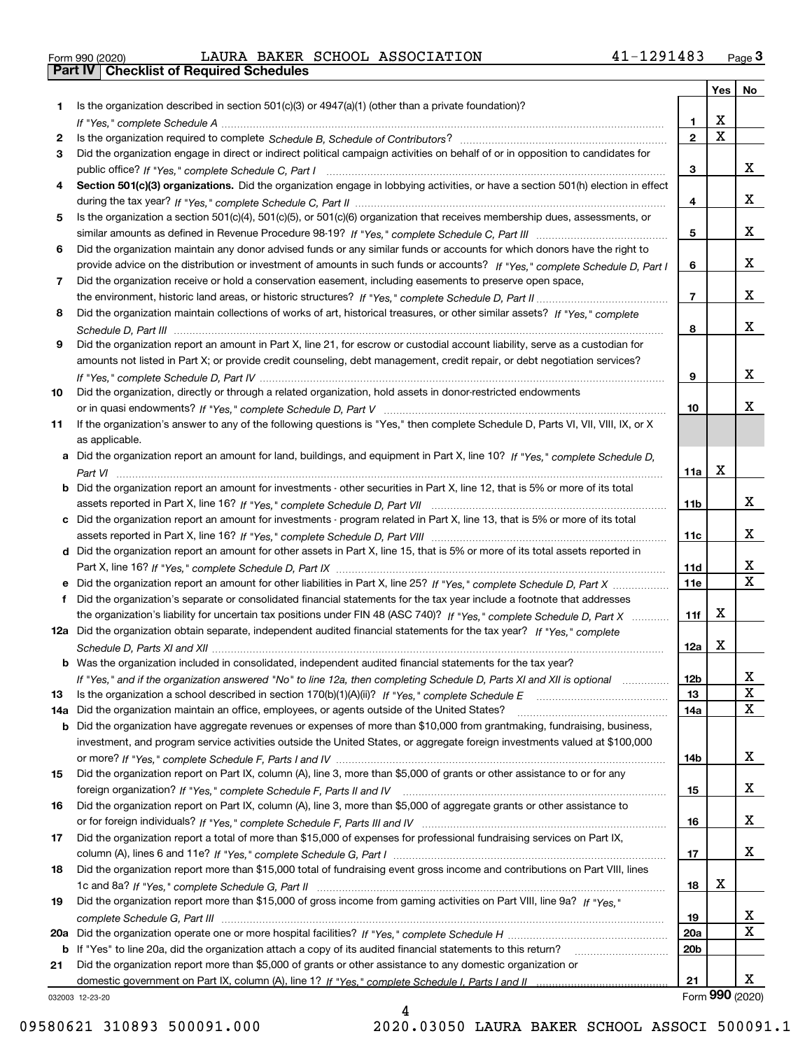Form 990 (2020) LAURA BAKER SCHOOL ASSOCIATION 41-1291483

## Part IV Checklist of Required Schedules

| | | | Yes | No |
|---|---|---|---|---|
| 1 | Is the organization described in section 501(c)(3) or 4947(a)(1) (other than a private foundation)? *If "Yes," complete Schedule A* | 1 | X | |
| 2 | Is the organization required to complete *Schedule B, Schedule of Contributors*? | 2 | X | |
| 3 | Did the organization engage in direct or indirect political campaign activities on behalf of or in opposition to candidates for public office? *If "Yes," complete Schedule C, Part I* | 3 | | X |
| 4 | **Section 501(c)(3) organizations.** Did the organization engage in lobbying activities, or have a section 501(h) election in effect during the tax year? *If "Yes," complete Schedule C, Part II* | 4 | | X |
| 5 | Is the organization a section 501(c)(4), 501(c)(5), or 501(c)(6) organization that receives membership dues, assessments, or similar amounts as defined in Revenue Procedure 98-19? *If "Yes," complete Schedule C, Part III* | 5 | | X |
| 6 | Did the organization maintain any donor advised funds or any similar funds or accounts for which donors have the right to provide advice on the distribution or investment of amounts in such funds or accounts? *If "Yes," complete Schedule D, Part I* | 6 | | X |
| 7 | Did the organization receive or hold a conservation easement, including easements to preserve open space, the environment, historic land areas, or historic structures? *If "Yes," complete Schedule D, Part II* | 7 | | X |
| 8 | Did the organization maintain collections of works of art, historical treasures, or other similar assets? *If "Yes," complete Schedule D, Part III* | 8 | | X |
| 9 | Did the organization report an amount in Part X, line 21, for escrow or custodial account liability, serve as a custodian for amounts not listed in Part X; or provide credit counseling, debt management, credit repair, or debt negotiation services? *If "Yes," complete Schedule D, Part IV* | 9 | | X |
| 10 | Did the organization, directly or through a related organization, hold assets in donor-restricted endowments or in quasi endowments? *If "Yes," complete Schedule D, Part V* | 10 | | X |
| 11 | If the organization's answer to any of the following questions is "Yes," then complete Schedule D, Parts VI, VII, VIII, IX, or X as applicable. | | | |
| a | Did the organization report an amount for land, buildings, and equipment in Part X, line 10? *If "Yes," complete Schedule D, Part VI* | 11a | X | |
| b | Did the organization report an amount for investments - other securities in Part X, line 12, that is 5% or more of its total assets reported in Part X, line 16? *If "Yes," complete Schedule D, Part VII* | 11b | | X |
| c | Did the organization report an amount for investments - program related in Part X, line 13, that is 5% or more of its total assets reported in Part X, line 16? *If "Yes," complete Schedule D, Part VIII* | 11c | | X |
| d | Did the organization report an amount for other assets in Part X, line 15, that is 5% or more of its total assets reported in Part X, line 16? *If "Yes," complete Schedule D, Part IX* | 11d | | X |
| e | Did the organization report an amount for other liabilities in Part X, line 25? *If "Yes," complete Schedule D, Part X* | 11e | | X |
| f | Did the organization's separate or consolidated financial statements for the tax year include a footnote that addresses the organization's liability for uncertain tax positions under FIN 48 (ASC 740)? *If "Yes," complete Schedule D, Part X* | 11f | X | |
| 12a | Did the organization obtain separate, independent audited financial statements for the tax year? *If "Yes," complete Schedule D, Parts XI and XII* | 12a | X | |
| b | Was the organization included in consolidated, independent audited financial statements for the tax year? *If "Yes," and if the organization answered "No" to line 12a, then completing Schedule D, Parts XI and XII is optional* | 12b | | X |
| 13 | Is the organization a school described in section 170(b)(1)(A)(ii)? *If "Yes," complete Schedule E* | 13 | | X |
| 14a | Did the organization maintain an office, employees, or agents outside of the United States? | 14a | | X |
| b | Did the organization have aggregate revenues or expenses of more than $10,000 from grantmaking, fundraising, business, investment, and program service activities outside the United States, or aggregate foreign investments valued at $100,000 or more? *If "Yes," complete Schedule F, Parts I and IV* | 14b | | X |
| 15 | Did the organization report on Part IX, column (A), line 3, more than $5,000 of grants or other assistance to or for any foreign organization? *If "Yes," complete Schedule F, Parts II and IV* | 15 | | X |
| 16 | Did the organization report on Part IX, column (A), line 3, more than $5,000 of aggregate grants or other assistance to or for foreign individuals? *If "Yes," complete Schedule F, Parts III and IV* | 16 | | X |
| 17 | Did the organization report a total of more than $15,000 of expenses for professional fundraising services on Part IX, column (A), lines 6 and 11e? *If "Yes," complete Schedule G, Part I* | 17 | | X |
| 18 | Did the organization report more than $15,000 total of fundraising event gross income and contributions on Part VIII, lines 1c and 8a? *If "Yes," complete Schedule G, Part II* | 18 | X | |
| 19 | Did the organization report more than $15,000 of gross income from gaming activities on Part VIII, line 9a? *If "Yes," complete Schedule G, Part III* | 19 | | X |
| 20a | Did the organization operate one or more hospital facilities? *If "Yes," complete Schedule H* | 20a | | X |
| b | If "Yes" to line 20a, did the organization attach a copy of its audited financial statements to this return? | 20b | | |
| 21 | Did the organization report more than $5,000 of grants or other assistance to any domestic organization or domestic government on Part IX, column (A), line 1? *If "Yes," complete Schedule I, Parts I and II* | 21 | | X |

032003 12-23-20 Form **990** (2020)

09580621 310893 500091.000 2020.03050 LAURA BAKER SCHOOL ASSOCI 500091.1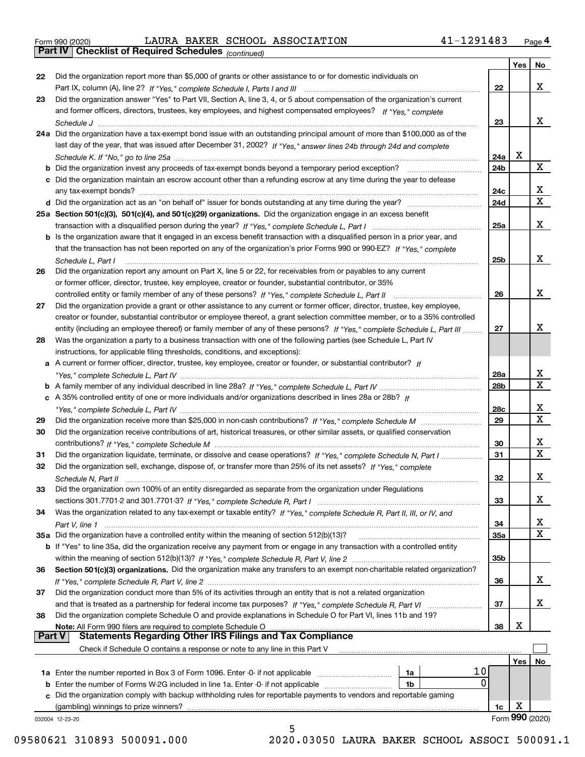Form 990 (2020) LAURA BAKER SCHOOL ASSOCIATION 41-1291483 Page 4

**Part IV Checklist of Required Schedules** *(continued)*

| | | | Yes | No |
|---|---|---|---|---|
| 22 | Did the organization report more than $5,000 of grants or other assistance to or for domestic individuals on Part IX, column (A), line 2? *If "Yes," complete Schedule I, Parts I and III* | 22 | | X |
| 23 | Did the organization answer "Yes" to Part VII, Section A, line 3, 4, or 5 about compensation of the organization's current and former officers, directors, trustees, key employees, and highest compensated employees? *If "Yes," complete Schedule J* | 23 | | X |
| 24a | Did the organization have a tax-exempt bond issue with an outstanding principal amount of more than $100,000 as of the last day of the year, that was issued after December 31, 2002? *If "Yes," answer lines 24b through 24d and complete Schedule K. If "No," go to line 25a* | 24a | X | |
| b | Did the organization invest any proceeds of tax-exempt bonds beyond a temporary period exception? | 24b | | X |
| c | Did the organization maintain an escrow account other than a refunding escrow at any time during the year to defease any tax-exempt bonds? | 24c | | X |
| d | Did the organization act as an "on behalf of" issuer for bonds outstanding at any time during the year? | 24d | | X |
| 25a | **Section 501(c)(3), 501(c)(4), and 501(c)(29) organizations.** Did the organization engage in an excess benefit transaction with a disqualified person during the year? *If "Yes," complete Schedule L, Part I* | 25a | | X |
| b | Is the organization aware that it engaged in an excess benefit transaction with a disqualified person in a prior year, and that the transaction has not been reported on any of the organization's prior Forms 990 or 990-EZ? *If "Yes," complete Schedule L, Part I* | 25b | | X |
| 26 | Did the organization report any amount on Part X, line 5 or 22, for receivables from or payables to any current or former officer, director, trustee, key employee, creator or founder, substantial contributor, or 35% controlled entity or family member of any of these persons? *If "Yes," complete Schedule L, Part II* | 26 | | X |
| 27 | Did the organization provide a grant or other assistance to any current or former officer, director, trustee, key employee, creator or founder, substantial contributor or employee thereof, a grant selection committee member, or to a 35% controlled entity (including an employee thereof) or family member of any of these persons? *If "Yes," complete Schedule L, Part III* | 27 | | X |
| 28 | Was the organization a party to a business transaction with one of the following parties (see Schedule L, Part IV instructions, for applicable filing thresholds, conditions, and exceptions): | | | |
| a | A current or former officer, director, trustee, key employee, creator or founder, or substantial contributor? *If "Yes," complete Schedule L, Part IV* | 28a | | X |
| b | A family member of any individual described in line 28a? *If "Yes," complete Schedule L, Part IV* | 28b | | X |
| c | A 35% controlled entity of one or more individuals and/or organizations described in lines 28a or 28b? *If "Yes," complete Schedule L, Part IV* | 28c | | X |
| 29 | Did the organization receive more than $25,000 in non-cash contributions? *If "Yes," complete Schedule M* | 29 | | X |
| 30 | Did the organization receive contributions of art, historical treasures, or other similar assets, or qualified conservation contributions? *If "Yes," complete Schedule M* | 30 | | X |
| 31 | Did the organization liquidate, terminate, or dissolve and cease operations? *If "Yes," complete Schedule N, Part I* | 31 | | X |
| 32 | Did the organization sell, exchange, dispose of, or transfer more than 25% of its net assets? *If "Yes," complete Schedule N, Part II* | 32 | | X |
| 33 | Did the organization own 100% of an entity disregarded as separate from the organization under Regulations sections 301.7701-2 and 301.7701-3? *If "Yes," complete Schedule R, Part I* | 33 | | X |
| 34 | Was the organization related to any tax-exempt or taxable entity? *If "Yes," complete Schedule R, Part II, III, or IV, and Part V, line 1* | 34 | | X |
| 35a | Did the organization have a controlled entity within the meaning of section 512(b)(13)? | 35a | | X |
| b | If "Yes" to line 35a, did the organization receive any payment from or engage in any transaction with a controlled entity within the meaning of section 512(b)(13)? *If "Yes," complete Schedule R, Part V, line 2* | 35b | | |
| 36 | **Section 501(c)(3) organizations.** Did the organization make any transfers to an exempt non-charitable related organization? *If "Yes," complete Schedule R, Part V, line 2* | 36 | | X |
| 37 | Did the organization conduct more than 5% of its activities through an entity that is not a related organization and that is treated as a partnership for federal income tax purposes? *If "Yes," complete Schedule R, Part VI* | 37 | | X |
| 38 | Did the organization complete Schedule O and provide explanations in Schedule O for Part VI, lines 11b and 19? **Note:** All Form 990 filers are required to complete Schedule O | 38 | X | |

**Part V Statements Regarding Other IRS Filings and Tax Compliance**

Check if Schedule O contains a response or note to any line in this Part V

| | | | | | Yes | No |
|---|---|---|---|---|---|---|
| 1a | Enter the number reported in Box 3 of Form 1096. Enter -0- if not applicable | 1a | 10 | | | |
| b | Enter the number of Forms W-2G included in line 1a. Enter -0- if not applicable | 1b | 0 | | | |
| c | Did the organization comply with backup withholding rules for reportable payments to vendors and reportable gaming (gambling) winnings to prize winners? | | | 1c | X | |

032004 12-23-20 Form **990** (2020)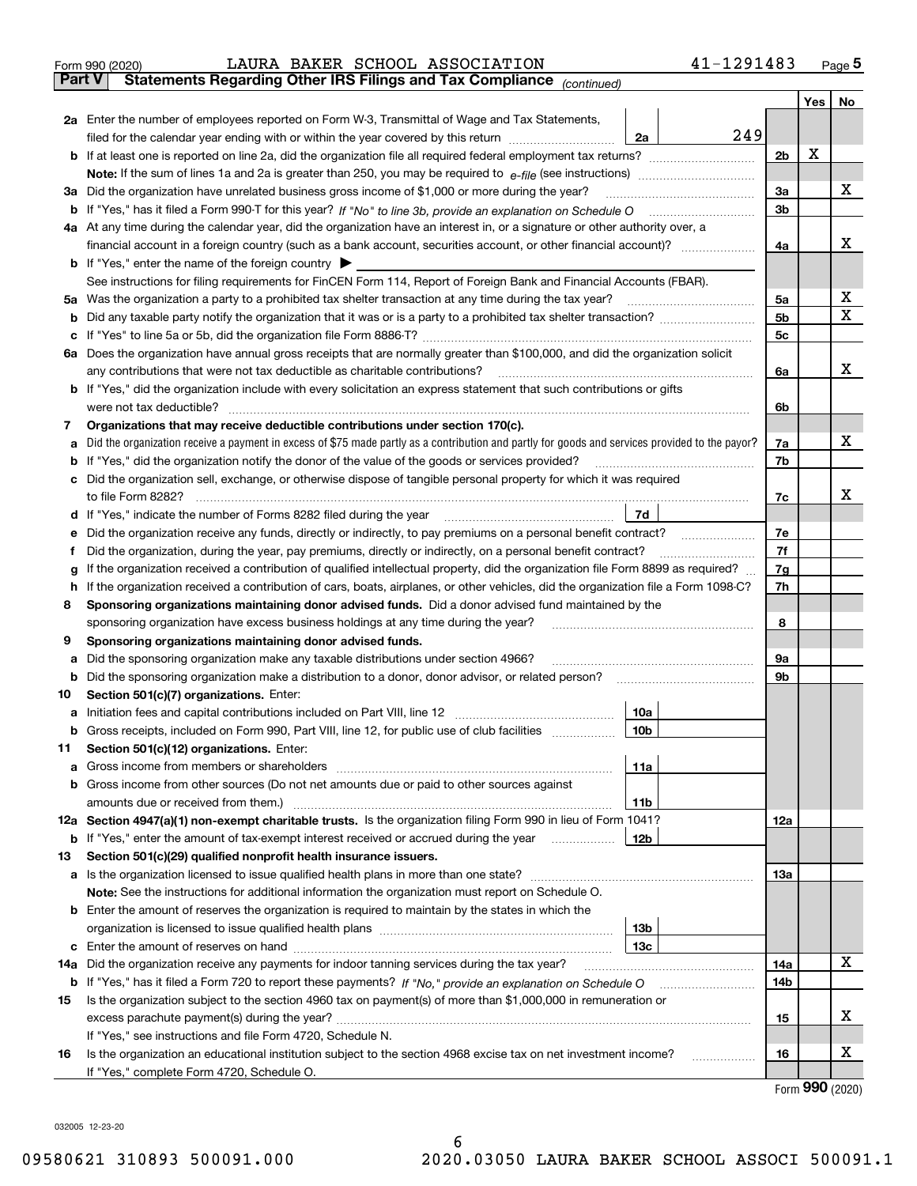Form 990 (2020) LAURA BAKER SCHOOL ASSOCIATION 41-1291483 Page 5

**Part V Statements Regarding Other IRS Filings and Tax Compliance** *(continued)*

| | | | | | Yes | No |
|---|---|---|---|---|---|---|
| **2a** | Enter the number of employees reported on Form W-3, Transmittal of Wage and Tax Statements, filed for the calendar year ending with or within the year covered by this return | 2a | 249 | | | |
| **b** | If at least one is reported on line 2a, did the organization file all required federal employment tax returns? | | | 2b | X | |
| | **Note:** If the sum of lines 1a and 2a is greater than 250, you may be required to *e-file* (see instructions) | | | | | |
| **3a** | Did the organization have unrelated business gross income of $1,000 or more during the year? | | | 3a | | X |
| **b** | If "Yes," has it filed a Form 990-T for this year? *If "No" to line 3b, provide an explanation on Schedule O* | | | 3b | | |
| **4a** | At any time during the calendar year, did the organization have an interest in, or a signature or other authority over, a financial account in a foreign country (such as a bank account, securities account, or other financial account)? | | | 4a | | X |
| **b** | If "Yes," enter the name of the foreign country ▶ | | | | | |
| | See instructions for filing requirements for FinCEN Form 114, Report of Foreign Bank and Financial Accounts (FBAR). | | | | | |
| **5a** | Was the organization a party to a prohibited tax shelter transaction at any time during the tax year? | | | 5a | | X |
| **b** | Did any taxable party notify the organization that it was or is a party to a prohibited tax shelter transaction? | | | 5b | | X |
| **c** | If "Yes" to line 5a or 5b, did the organization file Form 8886-T? | | | 5c | | |
| **6a** | Does the organization have annual gross receipts that are normally greater than $100,000, and did the organization solicit any contributions that were not tax deductible as charitable contributions? | | | 6a | | X |
| **b** | If "Yes," did the organization include with every solicitation an express statement that such contributions or gifts were not tax deductible? | | | 6b | | |
| **7** | **Organizations that may receive deductible contributions under section 170(c).** | | | | | |
| **a** | Did the organization receive a payment in excess of $75 made partly as a contribution and partly for goods and services provided to the payor? | | | 7a | | X |
| **b** | If "Yes," did the organization notify the donor of the value of the goods or services provided? | | | 7b | | |
| **c** | Did the organization sell, exchange, or otherwise dispose of tangible personal property for which it was required to file Form 8282? | | | 7c | | X |
| **d** | If "Yes," indicate the number of Forms 8282 filed during the year | 7d | | | | |
| **e** | Did the organization receive any funds, directly or indirectly, to pay premiums on a personal benefit contract? | | | 7e | | |
| **f** | Did the organization, during the year, pay premiums, directly or indirectly, on a personal benefit contract? | | | 7f | | |
| **g** | If the organization received a contribution of qualified intellectual property, did the organization file Form 8899 as required? | | | 7g | | |
| **h** | If the organization received a contribution of cars, boats, airplanes, or other vehicles, did the organization file a Form 1098-C? | | | 7h | | |
| **8** | **Sponsoring organizations maintaining donor advised funds.** Did a donor advised fund maintained by the sponsoring organization have excess business holdings at any time during the year? | | | 8 | | |
| **9** | **Sponsoring organizations maintaining donor advised funds.** | | | | | |
| **a** | Did the sponsoring organization make any taxable distributions under section 4966? | | | 9a | | |
| **b** | Did the sponsoring organization make a distribution to a donor, donor advisor, or related person? | | | 9b | | |
| **10** | **Section 501(c)(7) organizations.** Enter: | | | | | |
| **a** | Initiation fees and capital contributions included on Part VIII, line 12 | 10a | | | | |
| **b** | Gross receipts, included on Form 990, Part VIII, line 12, for public use of club facilities | 10b | | | | |
| **11** | **Section 501(c)(12) organizations.** Enter: | | | | | |
| **a** | Gross income from members or shareholders | 11a | | | | |
| **b** | Gross income from other sources (Do not net amounts due or paid to other sources against amounts due or received from them.) | 11b | | | | |
| **12a** | **Section 4947(a)(1) non-exempt charitable trusts.** Is the organization filing Form 990 in lieu of Form 1041? | | | 12a | | |
| **b** | If "Yes," enter the amount of tax-exempt interest received or accrued during the year | 12b | | | | |
| **13** | **Section 501(c)(29) qualified nonprofit health insurance issuers.** | | | | | |
| **a** | Is the organization licensed to issue qualified health plans in more than one state? | | | 13a | | |
| | **Note:** See the instructions for additional information the organization must report on Schedule O. | | | | | |
| **b** | Enter the amount of reserves the organization is required to maintain by the states in which the organization is licensed to issue qualified health plans | 13b | | | | |
| **c** | Enter the amount of reserves on hand | 13c | | | | |
| **14a** | Did the organization receive any payments for indoor tanning services during the tax year? | | | 14a | | X |
| **b** | If "Yes," has it filed a Form 720 to report these payments? *If "No," provide an explanation on Schedule O* | | | 14b | | |
| **15** | Is the organization subject to the section 4960 tax on payment(s) of more than $1,000,000 in remuneration or excess parachute payment(s) during the year? | | | 15 | | X |
| | If "Yes," see instructions and file Form 4720, Schedule N. | | | | | |
| **16** | Is the organization an educational institution subject to the section 4968 excise tax on net investment income? | | | 16 | | X |
| | If "Yes," complete Form 4720, Schedule O. | | | | | |

Form **990** (2020)

032005 12-23-20

09580621 310893 500091.000 2020.03050 LAURA BAKER SCHOOL ASSOCI 500091.1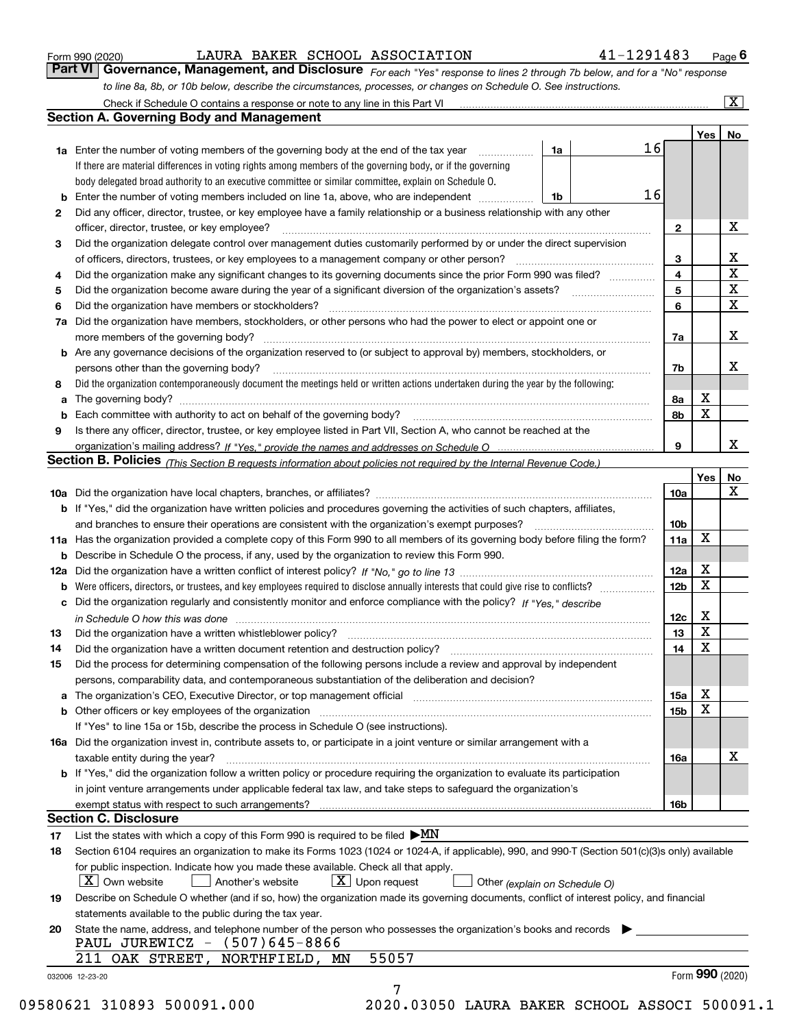Form 990 (2020) LAURA BAKER SCHOOL ASSOCIATION 41-1291483 Page 6

**Part VI** **Governance, Management, and Disclosure** *For each "Yes" response to lines 2 through 7b below, and for a "No" response to line 8a, 8b, or 10b below, describe the circumstances, processes, or changes on Schedule O. See instructions.*

Check if Schedule O contains a response or note to any line in this Part VI ..... [X]

## Section A. Governing Body and Management

| | | | | Yes | No |
|---|---|---|---|---|---|
| **1a** | Enter the number of voting members of the governing body at the end of the tax year ..... If there are material differences in voting rights among members of the governing body, or if the governing body delegated broad authority to an executive committee or similar committee, explain on Schedule O. | 1a 16 | | | |
| **b** | Enter the number of voting members included on line 1a, above, who are independent ..... | 1b 16 | | | |
| **2** | Did any officer, director, trustee, or key employee have a family relationship or a business relationship with any other officer, director, trustee, or key employee? ..... | | 2 | | X |
| **3** | Did the organization delegate control over management duties customarily performed by or under the direct supervision of officers, directors, trustees, or key employees to a management company or other person? ..... | | 3 | | X |
| **4** | Did the organization make any significant changes to its governing documents since the prior Form 990 was filed? ..... | | 4 | | X |
| **5** | Did the organization become aware during the year of a significant diversion of the organization's assets? ..... | | 5 | | X |
| **6** | Did the organization have members or stockholders? ..... | | 6 | | X |
| **7a** | Did the organization have members, stockholders, or other persons who had the power to elect or appoint one or more members of the governing body? ..... | | 7a | | X |
| **b** | Are any governance decisions of the organization reserved to (or subject to approval by) members, stockholders, or persons other than the governing body? ..... | | 7b | | X |
| **8** | Did the organization contemporaneously document the meetings held or written actions undertaken during the year by the following: | | | | |
| **a** | The governing body? ..... | | 8a | X | |
| **b** | Each committee with authority to act on behalf of the governing body? ..... | | 8b | X | |
| **9** | Is there any officer, director, trustee, or key employee listed in Part VII, Section A, who cannot be reached at the organization's mailing address? *If "Yes," provide the names and addresses on Schedule O* ..... | | 9 | | X |

## Section B. Policies *(This Section B requests information about policies not required by the Internal Revenue Code.)*

| | | | Yes | No |
|---|---|---|---|---|
| **10a** | Did the organization have local chapters, branches, or affiliates? ..... | 10a | | X |
| **b** | If "Yes," did the organization have written policies and procedures governing the activities of such chapters, affiliates, and branches to ensure their operations are consistent with the organization's exempt purposes? ..... | 10b | | |
| **11a** | Has the organization provided a complete copy of this Form 990 to all members of its governing body before filing the form? | 11a | X | |
| **b** | Describe in Schedule O the process, if any, used by the organization to review this Form 990. | | | |
| **12a** | Did the organization have a written conflict of interest policy? *If "No," go to line 13* ..... | 12a | X | |
| **b** | Were officers, directors, or trustees, and key employees required to disclose annually interests that could give rise to conflicts? ..... | 12b | X | |
| **c** | Did the organization regularly and consistently monitor and enforce compliance with the policy? *If "Yes," describe in Schedule O how this was done* ..... | 12c | X | |
| **13** | Did the organization have a written whistleblower policy? ..... | 13 | X | |
| **14** | Did the organization have a written document retention and destruction policy? ..... | 14 | X | |
| **15** | Did the process for determining compensation of the following persons include a review and approval by independent persons, comparability data, and contemporaneous substantiation of the deliberation and decision? | | | |
| **a** | The organization's CEO, Executive Director, or top management official ..... | 15a | X | |
| **b** | Other officers or key employees of the organization ..... If "Yes" to line 15a or 15b, describe the process in Schedule O (see instructions). | 15b | X | |
| **16a** | Did the organization invest in, contribute assets to, or participate in a joint venture or similar arrangement with a taxable entity during the year? ..... | 16a | | X |
| **b** | If "Yes," did the organization follow a written policy or procedure requiring the organization to evaluate its participation in joint venture arrangements under applicable federal tax law, and take steps to safeguard the organization's exempt status with respect to such arrangements? ..... | 16b | | |

## Section C. Disclosure

**17** List the states with which a copy of this Form 990 is required to be filed ▶MN

**18** Section 6104 requires an organization to make its Forms 1023 (1024 or 1024-A, if applicable), 990, and 990-T (Section 501(c)(3)s only) available for public inspection. Indicate how you made these available. Check all that apply.

[X] Own website [ ] Another's website [X] Upon request [ ] Other *(explain on Schedule O)*

**19** Describe on Schedule O whether (and if so, how) the organization made its governing documents, conflict of interest policy, and financial statements available to the public during the tax year.

**20** State the name, address, and telephone number of the person who possesses the organization's books and records ▶

PAUL JUREWICZ - (507)645-8866
211 OAK STREET, NORTHFIELD, MN 55057

032006 12-23-20 Form **990** (2020)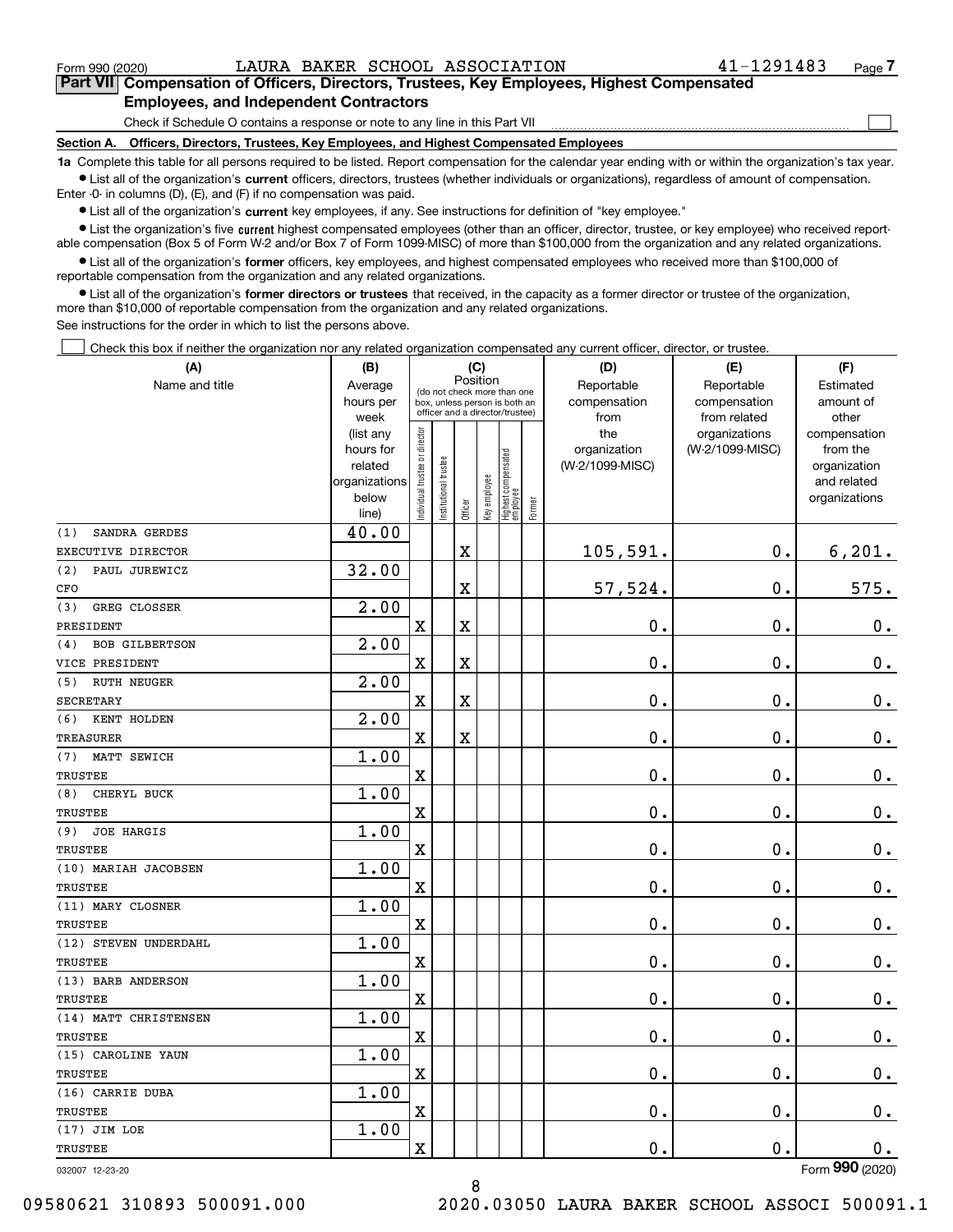Form 990 (2020) LAURA BAKER SCHOOL ASSOCIATION 41-1291483 Page 7

## Part VII Compensation of Officers, Directors, Trustees, Key Employees, Highest Compensated Employees, and Independent Contractors

Check if Schedule O contains a response or note to any line in this Part VII ☐

### Section A. Officers, Directors, Trustees, Key Employees, and Highest Compensated Employees

**1a** Complete this table for all persons required to be listed. Report compensation for the calendar year ending with or within the organization's tax year.

- List all of the organization's **current** officers, directors, trustees (whether individuals or organizations), regardless of amount of compensation. Enter -0- in columns (D), (E), and (F) if no compensation was paid.
- List all of the organization's **current** key employees, if any. See instructions for definition of "key employee."
- List the organization's five **current** highest compensated employees (other than an officer, director, trustee, or key employee) who received reportable compensation (Box 5 of Form W-2 and/or Box 7 of Form 1099-MISC) of more than $100,000 from the organization and any related organizations.
- List all of the organization's **former** officers, key employees, and highest compensated employees who received more than $100,000 of reportable compensation from the organization and any related organizations.
- List all of the organization's **former directors or trustees** that received, in the capacity as a former director or trustee of the organization, more than $10,000 of reportable compensation from the organization and any related organizations.

See instructions for the order in which to list the persons above.

☐ Check this box if neither the organization nor any related organization compensated any current officer, director, or trustee.

| (A) Name and title | (B) Average hours per week (list any hours for related organizations below line) | (C) Individual trustee or director | Institutional trustee | Officer | Key employee | Highest compensated employee | Former | (D) Reportable compensation from the organization (W-2/1099-MISC) | (E) Reportable compensation from related organizations (W-2/1099-MISC) | (F) Estimated amount of other compensation from the organization and related organizations |
|---|---|---|---|---|---|---|---|---|---|---|
| (1) SANDRA GERDES<br>EXECUTIVE DIRECTOR | 40.00 | | | X | | | | 105,591. | 0. | 6,201. |
| (2) PAUL JUREWICZ<br>CFO | 32.00 | | | X | | | | 57,524. | 0. | 575. |
| (3) GREG CLOSSER<br>PRESIDENT | 2.00 | X | | X | | | | 0. | 0. | 0. |
| (4) BOB GILBERTSON<br>VICE PRESIDENT | 2.00 | X | | X | | | | 0. | 0. | 0. |
| (5) RUTH NEUGER<br>SECRETARY | 2.00 | X | | X | | | | 0. | 0. | 0. |
| (6) KENT HOLDEN<br>TREASURER | 2.00 | X | | X | | | | 0. | 0. | 0. |
| (7) MATT SEWICH<br>TRUSTEE | 1.00 | X | | | | | | 0. | 0. | 0. |
| (8) CHERYL BUCK<br>TRUSTEE | 1.00 | X | | | | | | 0. | 0. | 0. |
| (9) JOE HARGIS<br>TRUSTEE | 1.00 | X | | | | | | 0. | 0. | 0. |
| (10) MARIAH JACOBSEN<br>TRUSTEE | 1.00 | X | | | | | | 0. | 0. | 0. |
| (11) MARY CLOSNER<br>TRUSTEE | 1.00 | X | | | | | | 0. | 0. | 0. |
| (12) STEVEN UNDERDAHL<br>TRUSTEE | 1.00 | X | | | | | | 0. | 0. | 0. |
| (13) BARB ANDERSON<br>TRUSTEE | 1.00 | X | | | | | | 0. | 0. | 0. |
| (14) MATT CHRISTENSEN<br>TRUSTEE | 1.00 | X | | | | | | 0. | 0. | 0. |
| (15) CAROLINE YAUN<br>TRUSTEE | 1.00 | X | | | | | | 0. | 0. | 0. |
| (16) CARRIE DUBA<br>TRUSTEE | 1.00 | X | | | | | | 0. | 0. | 0. |
| (17) JIM LOE<br>TRUSTEE | 1.00 | X | | | | | | 0. | 0. | 0. |

032007 12-23-20 Form 990 (2020)

09580621 310893 500091.000 2020.03050 LAURA BAKER SCHOOL ASSOCI 500091.1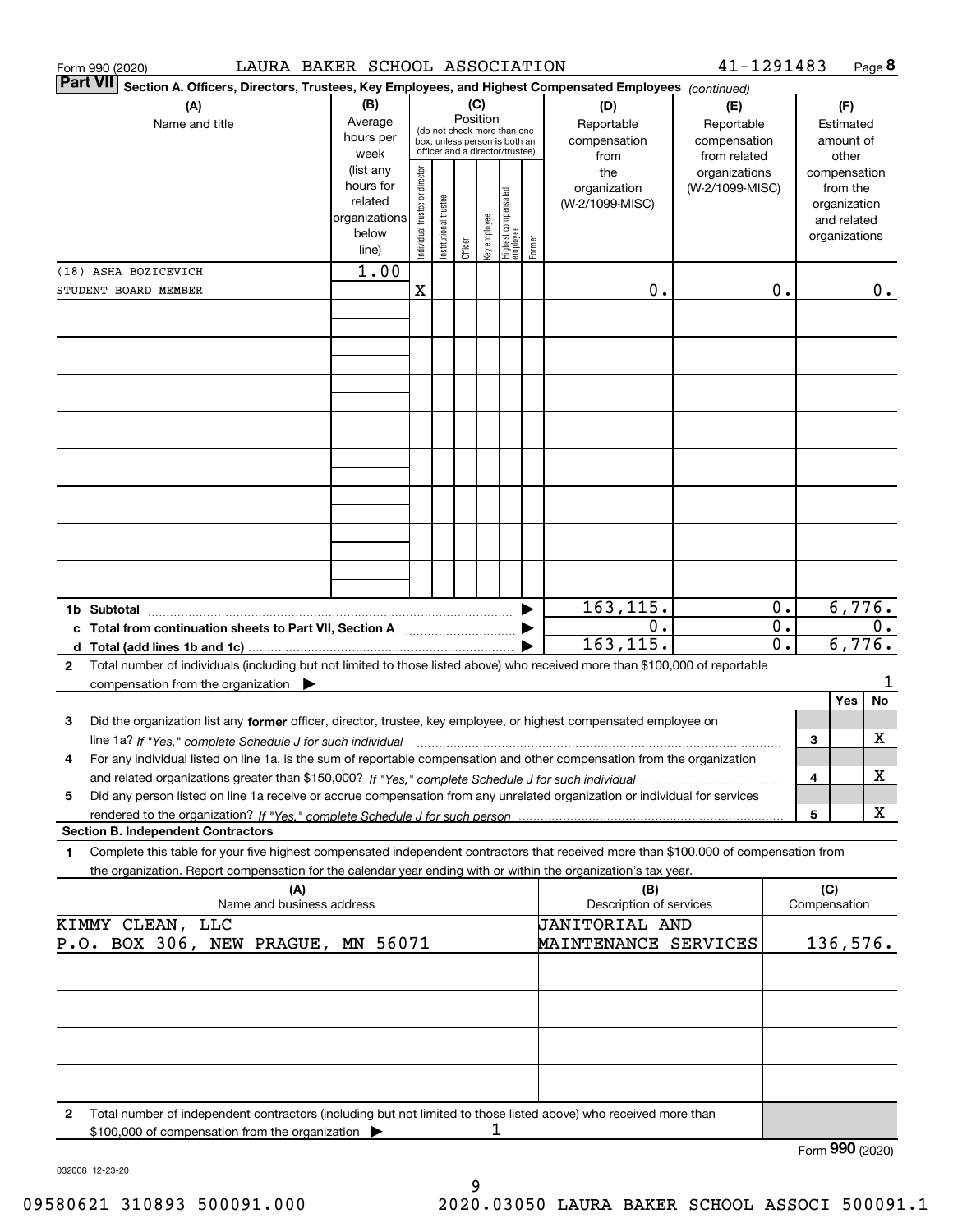Form 990 (2020) LAURA BAKER SCHOOL ASSOCIATION 41-1291483 Page **8**

**Part VII** **Section A. Officers, Directors, Trustees, Key Employees, and Highest Compensated Employees** *(continued)*

| (A) Name and title | (B) Average hours per week (list any hours for related organizations below line) | (C) Position: Individual trustee or director | Institutional trustee | Officer | Key employee | Highest compensated employee | Former | (D) Reportable compensation from the organization (W-2/1099-MISC) | (E) Reportable compensation from related organizations (W-2/1099-MISC) | (F) Estimated amount of other compensation from the organization and related organizations |
|---|---|---|---|---|---|---|---|---|---|---|
| (18) ASHA BOZICEVICH STUDENT BOARD MEMBER | 1.00 | X | | | | | | 0. | 0. | 0. |

| | (D) | (E) | (F) |
|---|---|---|---|
| **1b Subtotal** | 163,115. | 0. | 6,776. |
| **c Total from continuation sheets to Part VII, Section A** | 0. | 0. | 0. |
| **d Total (add lines 1b and 1c)** | 163,115. | 0. | 6,776. |

**2** Total number of individuals (including but not limited to those listed above) who received more than $100,000 of reportable compensation from the organization ▶ 1

| | | Yes | No |
|---|---|---|---|
| **3** Did the organization list any **former** officer, director, trustee, key employee, or highest compensated employee on line 1a? *If "Yes," complete Schedule J for such individual* | 3 | | X |
| **4** For any individual listed on line 1a, is the sum of reportable compensation and other compensation from the organization and related organizations greater than $150,000? *If "Yes," complete Schedule J for such individual* | 4 | | X |
| **5** Did any person listed on line 1a receive or accrue compensation from any unrelated organization or individual for services rendered to the organization? *If "Yes," complete Schedule J for such person* | 5 | | X |

**Section B. Independent Contractors**

**1** Complete this table for your five highest compensated independent contractors that received more than $100,000 of compensation from the organization. Report compensation for the calendar year ending with or within the organization's tax year.

| (A) Name and business address | (B) Description of services | (C) Compensation |
|---|---|---|
| KIMMY CLEAN, LLC P.O. BOX 306, NEW PRAGUE, MN 56071 | JANITORIAL AND MAINTENANCE SERVICES | 136,576. |

**2** Total number of independent contractors (including but not limited to those listed above) who received more than $100,000 of compensation from the organization ▶ 1

Form **990** (2020)

032008 12-23-20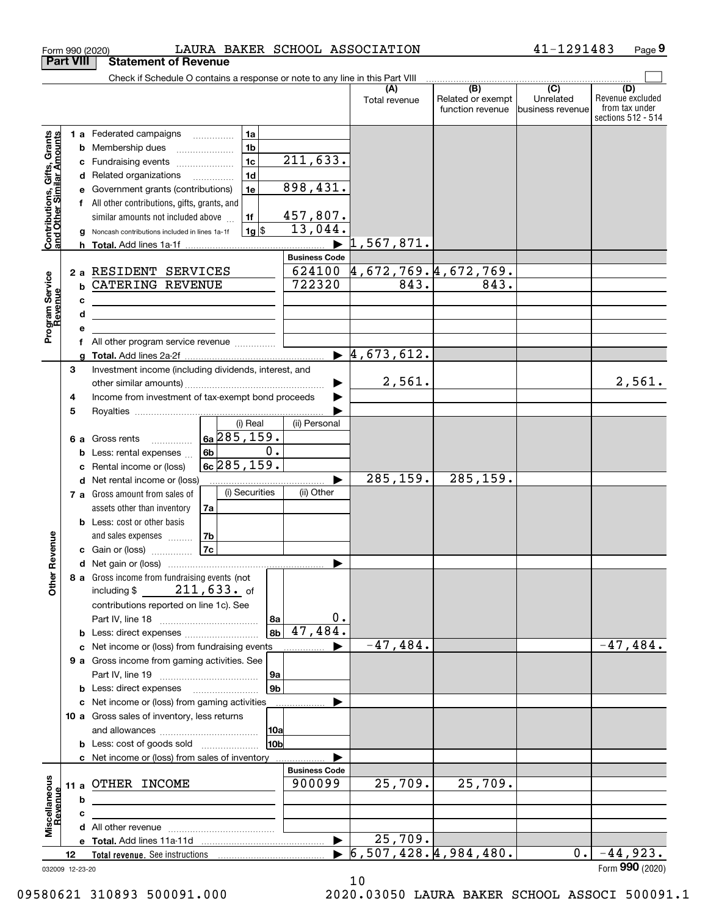Form 990 (2020) LAURA BAKER SCHOOL ASSOCIATION 41-1291483

## Part VIII Statement of Revenue

Check if Schedule O contains a response or note to any line in this Part VIII

| | | | | (A) Total revenue | (B) Related or exempt function revenue | (C) Unrelated business revenue | (D) Revenue excluded from tax under sections 512 - 514 |
|---|---|---|---|---|---|---|---|
| **Contributions, Gifts, Grants and Other Similar Amounts** | 1 a Federated campaigns | 1a | | | | | |
| | b Membership dues | 1b | | | | | |
| | c Fundraising events | 1c | 211,633. | | | | |
| | d Related organizations | 1d | | | | | |
| | e Government grants (contributions) | 1e | 898,431. | | | | |
| | f All other contributions, gifts, grants, and similar amounts not included above | 1f | 457,807. | | | | |
| | g Noncash contributions included in lines 1a-1f | 1g $ | 13,044. | | | | |
| | h **Total.** Add lines 1a-1f | | | 1,567,871. | | | |
| **Program Service Revenue** | | | **Business Code** | | | | |
| | 2 a RESIDENT SERVICES | | 624100 | 4,672,769. | 4,672,769. | | |
| | b CATERING REVENUE | | 722320 | 843. | 843. | | |
| | c | | | | | | |
| | d | | | | | | |
| | e | | | | | | |
| | f All other program service revenue | | | | | | |
| | g **Total.** Add lines 2a-2f | | | 4,673,612. | | | |
| **Other Revenue** | 3 Investment income (including dividends, interest, and other similar amounts) | | | 2,561. | | | 2,561. |
| | 4 Income from investment of tax-exempt bond proceeds | | | | | | |
| | 5 Royalties | | | | | | |
| | | (i) Real | (ii) Personal | | | | |
| | 6 a Gross rents | 6a 285,159. | | | | | |
| | b Less: rental expenses | 6b 0. | | | | | |
| | c Rental income or (loss) | 6c 285,159. | | | | | |
| | d Net rental income or (loss) | | | 285,159. | 285,159. | | |
| | | (i) Securities | (ii) Other | | | | |
| | 7 a Gross amount from sales of assets other than inventory | 7a | | | | | |
| | b Less: cost or other basis and sales expenses | 7b | | | | | |
| | c Gain or (loss) | 7c | | | | | |
| | d Net gain or (loss) | | | | | | |
| | 8 a Gross income from fundraising events (not including $ 211,633. of contributions reported on line 1c). See Part IV, line 18 | 8a | 0. | | | | |
| | b Less: direct expenses | 8b | 47,484. | | | | |
| | c Net income or (loss) from fundraising events | | | -47,484. | | | -47,484. |
| | 9 a Gross income from gaming activities. See Part IV, line 19 | 9a | | | | | |
| | b Less: direct expenses | 9b | | | | | |
| | c Net income or (loss) from gaming activities | | | | | | |
| | 10 a Gross sales of inventory, less returns and allowances | 10a | | | | | |
| | b Less: cost of goods sold | 10b | | | | | |
| | c Net income or (loss) from sales of inventory | | | | | | |
| **Miscellaneous Revenue** | | | **Business Code** | | | | |
| | 11 a OTHER INCOME | | 900099 | 25,709. | 25,709. | | |
| | b | | | | | | |
| | c | | | | | | |
| | d All other revenue | | | | | | |
| | e **Total.** Add lines 11a-11d | | | 25,709. | | | |
| | 12 **Total revenue.** See instructions | | | 6,507,428. | 4,984,480. | 0. | -44,923. |

032009 12-23-20 Form **990** (2020)

10

09580621 310893 500091.000 2020.03050 LAURA BAKER SCHOOL ASSOCI 500091.1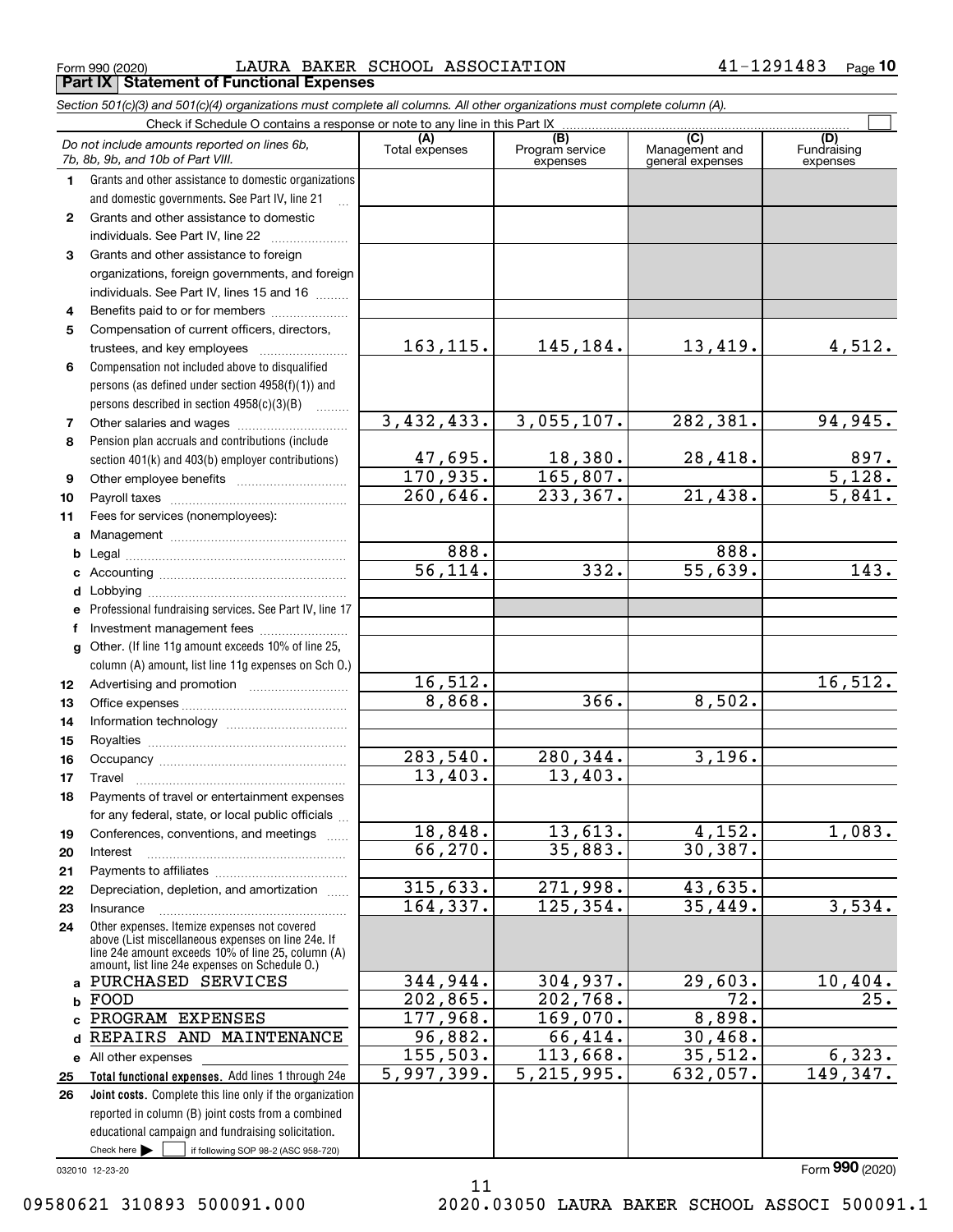Form 990 (2020) LAURA BAKER SCHOOL ASSOCIATION 41-1291483 Page **10**

## Part IX Statement of Functional Expenses

*Section 501(c)(3) and 501(c)(4) organizations must complete all columns. All other organizations must complete column (A).*

Check if Schedule O contains a response or note to any line in this Part IX

| *Do not include amounts reported on lines 6b, 7b, 8b, 9b, and 10b of Part VIII.* | (A) Total expenses | (B) Program service expenses | (C) Management and general expenses | (D) Fundraising expenses |
|---|---|---|---|---|
| **1** Grants and other assistance to domestic organizations and domestic governments. See Part IV, line 21 | | | | |
| **2** Grants and other assistance to domestic individuals. See Part IV, line 22 | | | | |
| **3** Grants and other assistance to foreign organizations, foreign governments, and foreign individuals. See Part IV, lines 15 and 16 | | | | |
| **4** Benefits paid to or for members | | | | |
| **5** Compensation of current officers, directors, trustees, and key employees | 163,115. | 145,184. | 13,419. | 4,512. |
| **6** Compensation not included above to disqualified persons (as defined under section 4958(f)(1)) and persons described in section 4958(c)(3)(B) | | | | |
| **7** Other salaries and wages | 3,432,433. | 3,055,107. | 282,381. | 94,945. |
| **8** Pension plan accruals and contributions (include section 401(k) and 403(b) employer contributions) | 47,695. | 18,380. | 28,418. | 897. |
| **9** Other employee benefits | 170,935. | 165,807. | | 5,128. |
| **10** Payroll taxes | 260,646. | 233,367. | 21,438. | 5,841. |
| **11** Fees for services (nonemployees): | | | | |
| **a** Management | | | | |
| **b** Legal | 888. | | 888. | |
| **c** Accounting | 56,114. | 332. | 55,639. | 143. |
| **d** Lobbying | | | | |
| **e** Professional fundraising services. See Part IV, line 17 | | | | |
| **f** Investment management fees | | | | |
| **g** Other. (If line 11g amount exceeds 10% of line 25, column (A) amount, list line 11g expenses on Sch O.) | | | | |
| **12** Advertising and promotion | 16,512. | | | 16,512. |
| **13** Office expenses | 8,868. | 366. | 8,502. | |
| **14** Information technology | | | | |
| **15** Royalties | | | | |
| **16** Occupancy | 283,540. | 280,344. | 3,196. | |
| **17** Travel | 13,403. | 13,403. | | |
| **18** Payments of travel or entertainment expenses for any federal, state, or local public officials | | | | |
| **19** Conferences, conventions, and meetings | 18,848. | 13,613. | 4,152. | 1,083. |
| **20** Interest | 66,270. | 35,883. | 30,387. | |
| **21** Payments to affiliates | | | | |
| **22** Depreciation, depletion, and amortization | 315,633. | 271,998. | 43,635. | |
| **23** Insurance | 164,337. | 125,354. | 35,449. | 3,534. |
| **24** Other expenses. Itemize expenses not covered above (List miscellaneous expenses on line 24e. If line 24e amount exceeds 10% of line 25, column (A) amount, list line 24e expenses on Schedule O.) | | | | |
| **a** PURCHASED SERVICES | 344,944. | 304,937. | 29,603. | 10,404. |
| **b** FOOD | 202,865. | 202,768. | 72. | 25. |
| **c** PROGRAM EXPENSES | 177,968. | 169,070. | 8,898. | |
| **d** REPAIRS AND MAINTENANCE | 96,882. | 66,414. | 30,468. | |
| **e** All other expenses | 155,503. | 113,668. | 35,512. | 6,323. |
| **25** **Total functional expenses.** Add lines 1 through 24e | 5,997,399. | 5,215,995. | 632,057. | 149,347. |
| **26** **Joint costs.** Complete this line only if the organization reported in column (B) joint costs from a combined educational campaign and fundraising solicitation. Check here ☐ if following SOP 98-2 (ASC 958-720) | | | | |

032010 12-23-20

Form **990** (2020)

09580621 310893 500091.000 2020.03050 LAURA BAKER SCHOOL ASSOCI 500091.1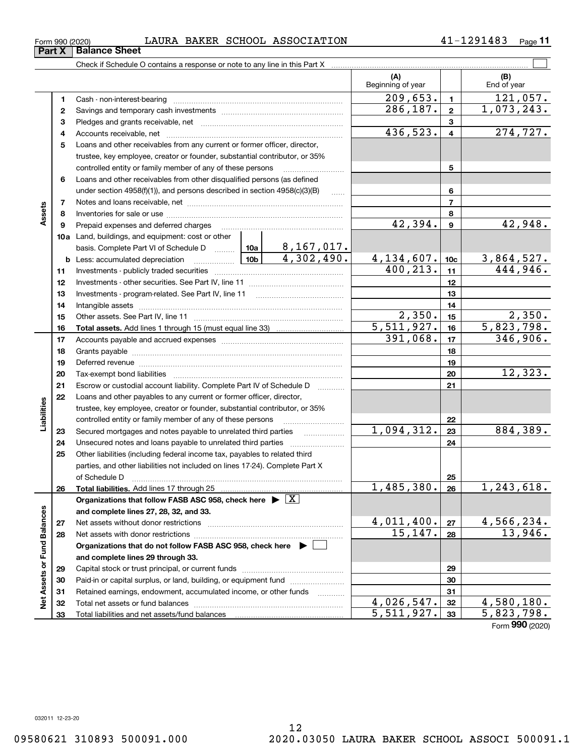Form 990 (2020) LAURA BAKER SCHOOL ASSOCIATION 41-1291483

## Part X Balance Sheet

Check if Schedule O contains a response or note to any line in this Part X ☐

| Section | Line | Description | | | (A) Beginning of year | Line | (B) End of year |
|---|---|---|---|---|---|---|---|
| Assets | 1 | Cash - non-interest-bearing | | | 209,653. | 1 | 121,057. |
| | 2 | Savings and temporary cash investments | | | 286,187. | 2 | 1,073,243. |
| | 3 | Pledges and grants receivable, net | | | | 3 | |
| | 4 | Accounts receivable, net | | | 436,523. | 4 | 274,727. |
| | 5 | Loans and other receivables from any current or former officer, director, trustee, key employee, creator or founder, substantial contributor, or 35% controlled entity or family member of any of these persons | | | | 5 | |
| | 6 | Loans and other receivables from other disqualified persons (as defined under section 4958(f)(1)), and persons described in section 4958(c)(3)(B) | | | | 6 | |
| | 7 | Notes and loans receivable, net | | | | 7 | |
| | 8 | Inventories for sale or use | | | | 8 | |
| | 9 | Prepaid expenses and deferred charges | | | 42,394. | 9 | 42,948. |
| | 10a | Land, buildings, and equipment: cost or other basis. Complete Part VI of Schedule D | 10a | 8,167,017. | | | |
| | b | Less: accumulated depreciation | 10b | 4,302,490. | 4,134,607. | 10c | 3,864,527. |
| | 11 | Investments - publicly traded securities | | | 400,213. | 11 | 444,946. |
| | 12 | Investments - other securities. See Part IV, line 11 | | | | 12 | |
| | 13 | Investments - program-related. See Part IV, line 11 | | | | 13 | |
| | 14 | Intangible assets | | | | 14 | |
| | 15 | Other assets. See Part IV, line 11 | | | 2,350. | 15 | 2,350. |
| | 16 | **Total assets.** Add lines 1 through 15 (must equal line 33) | | | 5,511,927. | 16 | 5,823,798. |
| Liabilities | 17 | Accounts payable and accrued expenses | | | 391,068. | 17 | 346,906. |
| | 18 | Grants payable | | | | 18 | |
| | 19 | Deferred revenue | | | | 19 | |
| | 20 | Tax-exempt bond liabilities | | | | 20 | 12,323. |
| | 21 | Escrow or custodial account liability. Complete Part IV of Schedule D | | | | 21 | |
| | 22 | Loans and other payables to any current or former officer, director, trustee, key employee, creator or founder, substantial contributor, or 35% controlled entity or family member of any of these persons | | | | 22 | |
| | 23 | Secured mortgages and notes payable to unrelated third parties | | | 1,094,312. | 23 | 884,389. |
| | 24 | Unsecured notes and loans payable to unrelated third parties | | | | 24 | |
| | 25 | Other liabilities (including federal income tax, payables to related third parties, and other liabilities not included on lines 17-24). Complete Part X of Schedule D | | | | 25 | |
| | 26 | **Total liabilities.** Add lines 17 through 25 | | | 1,485,380. | 26 | 1,243,618. |
| Net Assets or Fund Balances | | **Organizations that follow FASB ASC 958, check here ▶ ☒ and complete lines 27, 28, 32, and 33.** | | | | | |
| | 27 | Net assets without donor restrictions | | | 4,011,400. | 27 | 4,566,234. |
| | 28 | Net assets with donor restrictions | | | 15,147. | 28 | 13,946. |
| | | **Organizations that do not follow FASB ASC 958, check here ▶ ☐ and complete lines 29 through 33.** | | | | | |
| | 29 | Capital stock or trust principal, or current funds | | | | 29 | |
| | 30 | Paid-in or capital surplus, or land, building, or equipment fund | | | | 30 | |
| | 31 | Retained earnings, endowment, accumulated income, or other funds | | | | 31 | |
| | 32 | Total net assets or fund balances | | | 4,026,547. | 32 | 4,580,180. |
| | 33 | Total liabilities and net assets/fund balances | | | 5,511,927. | 33 | 5,823,798. |

Form **990** (2020)

032011 12-23-20

09580621 310893 500091.000 2020.03050 LAURA BAKER SCHOOL ASSOCI 500091.1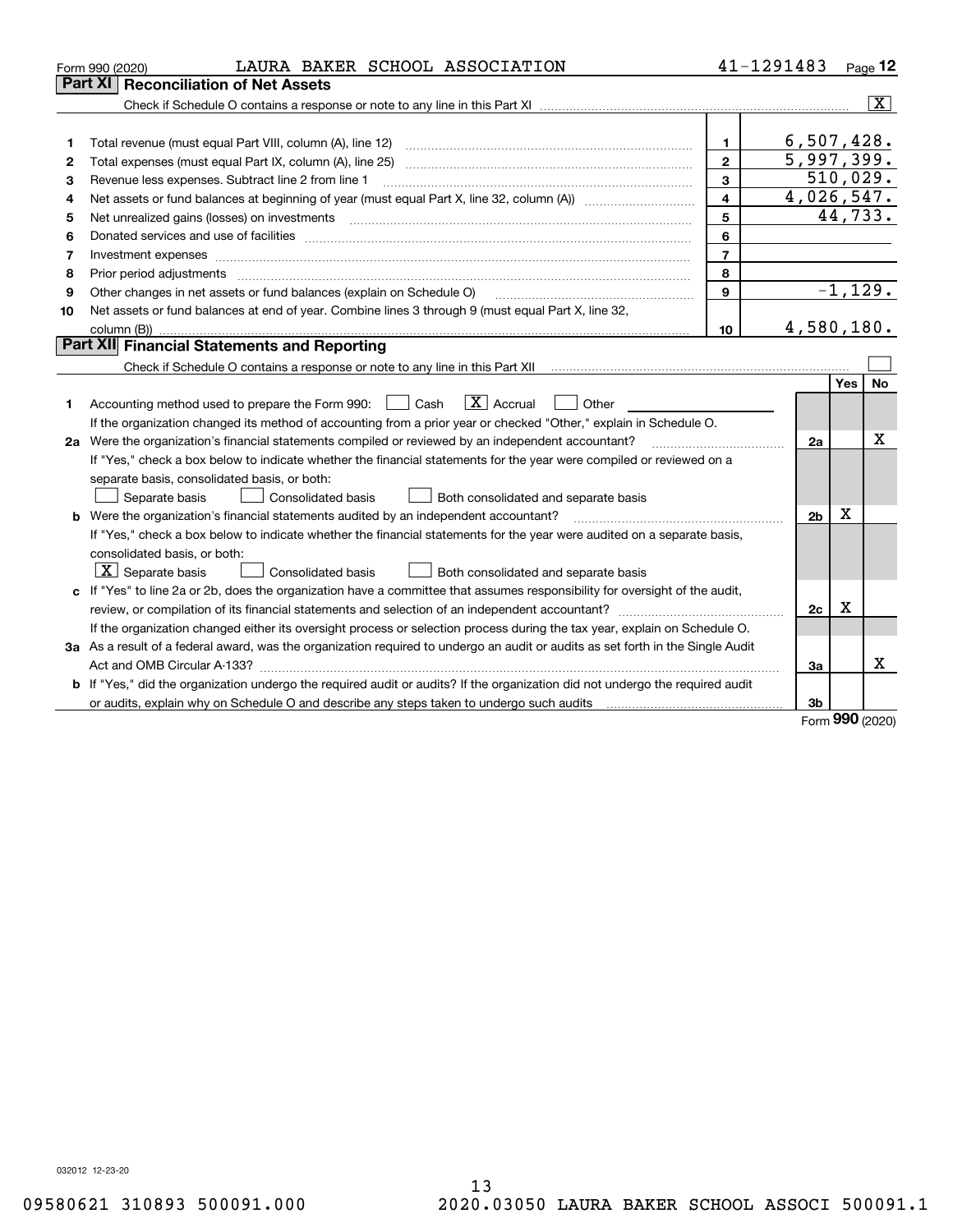Form 990 (2020) LAURA BAKER SCHOOL ASSOCIATION 41-1291483 Page **12**

## Part XI Reconciliation of Net Assets

Check if Schedule O contains a response or note to any line in this Part XI .......... [X]

| | | | |
|---|---|---|---|
| 1 | Total revenue (must equal Part VIII, column (A), line 12) | 1 | 6,507,428. |
| 2 | Total expenses (must equal Part IX, column (A), line 25) | 2 | 5,997,399. |
| 3 | Revenue less expenses. Subtract line 2 from line 1 | 3 | 510,029. |
| 4 | Net assets or fund balances at beginning of year (must equal Part X, line 32, column (A)) | 4 | 4,026,547. |
| 5 | Net unrealized gains (losses) on investments | 5 | 44,733. |
| 6 | Donated services and use of facilities | 6 | |
| 7 | Investment expenses | 7 | |
| 8 | Prior period adjustments | 8 | |
| 9 | Other changes in net assets or fund balances (explain on Schedule O) | 9 | -1,129. |
| 10 | Net assets or fund balances at end of year. Combine lines 3 through 9 (must equal Part X, line 32, column (B)) | 10 | 4,580,180. |

## Part XII Financial Statements and Reporting

Check if Schedule O contains a response or note to any line in this Part XII .......... [ ]

| | | | Yes | No |
|---|---|---|---|---|
| 1 | Accounting method used to prepare the Form 990: [ ] Cash [X] Accrual [ ] Other<br>If the organization changed its method of accounting from a prior year or checked "Other," explain in Schedule O. | | | |
| 2a | Were the organization's financial statements compiled or reviewed by an independent accountant?<br>If "Yes," check a box below to indicate whether the financial statements for the year were compiled or reviewed on a separate basis, consolidated basis, or both:<br>[ ] Separate basis [ ] Consolidated basis [ ] Both consolidated and separate basis | 2a | | X |
| b | Were the organization's financial statements audited by an independent accountant?<br>If "Yes," check a box below to indicate whether the financial statements for the year were audited on a separate basis, consolidated basis, or both:<br>[X] Separate basis [ ] Consolidated basis [ ] Both consolidated and separate basis | 2b | X | |
| c | If "Yes" to line 2a or 2b, does the organization have a committee that assumes responsibility for oversight of the audit, review, or compilation of its financial statements and selection of an independent accountant?<br>If the organization changed either its oversight process or selection process during the tax year, explain on Schedule O. | 2c | X | |
| 3a | As a result of a federal award, was the organization required to undergo an audit or audits as set forth in the Single Audit Act and OMB Circular A-133? | 3a | | X |
| b | If "Yes," did the organization undergo the required audit or audits? If the organization did not undergo the required audit or audits, explain why on Schedule O and describe any steps taken to undergo such audits | 3b | | |

Form **990** (2020)

032012 12-23-20

09580621 310893 500091.000 2020.03050 LAURA BAKER SCHOOL ASSOCI 500091.1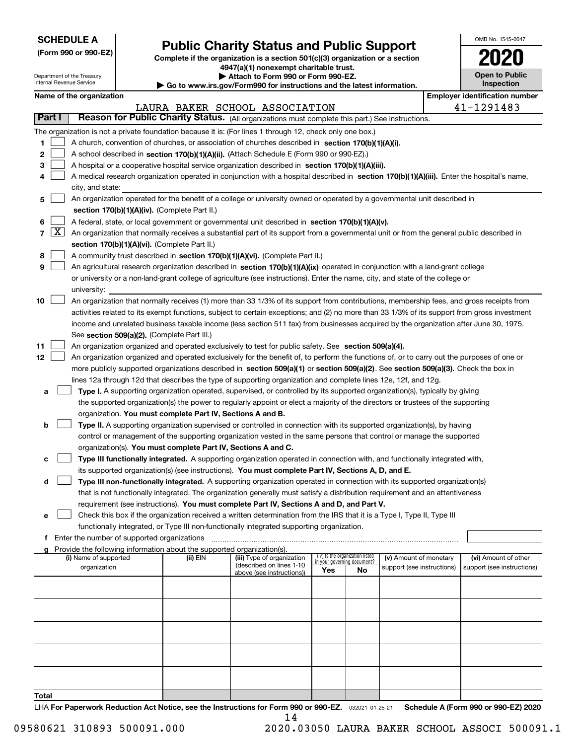**SCHEDULE A**
**(Form 990 or 990-EZ)**

Department of the Treasury
Internal Revenue Service

# Public Charity Status and Public Support

**Complete if the organization is a section 501(c)(3) organization or a section 4947(a)(1) nonexempt charitable trust.**
**▶ Attach to Form 990 or Form 990-EZ.**
**▶ Go to www.irs.gov/Form990 for instructions and the latest information.**

OMB No. 1545-0047
**2020**
**Open to Public Inspection**

**Name of the organization:** LAURA BAKER SCHOOL ASSOCIATION
**Employer identification number:** 41-1291483

## Part I Reason for Public Charity Status. (All organizations must complete this part.) See instructions.

The organization is not a private foundation because it is: (For lines 1 through 12, check only one box.)

1. ☐ A church, convention of churches, or association of churches described in **section 170(b)(1)(A)(i).**
2. ☐ A school described in **section 170(b)(1)(A)(ii).** (Attach Schedule E (Form 990 or 990-EZ).)
3. ☐ A hospital or a cooperative hospital service organization described in **section 170(b)(1)(A)(iii).**
4. ☐ A medical research organization operated in conjunction with a hospital described in **section 170(b)(1)(A)(iii).** Enter the hospital's name, city, and state:
5. ☐ An organization operated for the benefit of a college or university owned or operated by a governmental unit described in **section 170(b)(1)(A)(iv).** (Complete Part II.)
6. ☐ A federal, state, or local government or governmental unit described in **section 170(b)(1)(A)(v).**
7. ☒ An organization that normally receives a substantial part of its support from a governmental unit or from the general public described in **section 170(b)(1)(A)(vi).** (Complete Part II.)
8. ☐ A community trust described in **section 170(b)(1)(A)(vi).** (Complete Part II.)
9. ☐ An agricultural research organization described in **section 170(b)(1)(A)(ix)** operated in conjunction with a land-grant college or university or a non-land-grant college of agriculture (see instructions). Enter the name, city, and state of the college or university:
10. ☐ An organization that normally receives (1) more than 33 1/3% of its support from contributions, membership fees, and gross receipts from activities related to its exempt functions, subject to certain exceptions; and (2) no more than 33 1/3% of its support from gross investment income and unrelated business taxable income (less section 511 tax) from businesses acquired by the organization after June 30, 1975. See **section 509(a)(2).** (Complete Part III.)
11. ☐ An organization organized and operated exclusively to test for public safety. See **section 509(a)(4).**
12. ☐ An organization organized and operated exclusively for the benefit of, to perform the functions of, or to carry out the purposes of one or more publicly supported organizations described in **section 509(a)(1)** or **section 509(a)(2).** See **section 509(a)(3).** Check the box in lines 12a through 12d that describes the type of supporting organization and complete lines 12e, 12f, and 12g.
   - **a** ☐ **Type I.** A supporting organization operated, supervised, or controlled by its supported organization(s), typically by giving the supported organization(s) the power to regularly appoint or elect a majority of the directors or trustees of the supporting organization. **You must complete Part IV, Sections A and B.**
   - **b** ☐ **Type II.** A supporting organization supervised or controlled in connection with its supported organization(s), by having control or management of the supporting organization vested in the same persons that control or manage the supported organization(s). **You must complete Part IV, Sections A and C.**
   - **c** ☐ **Type III functionally integrated.** A supporting organization operated in connection with, and functionally integrated with, its supported organization(s) (see instructions). **You must complete Part IV, Sections A, D, and E.**
   - **d** ☐ **Type III non-functionally integrated.** A supporting organization operated in connection with its supported organization(s) that is not functionally integrated. The organization generally must satisfy a distribution requirement and an attentiveness requirement (see instructions). **You must complete Part IV, Sections A and D, and Part V.**
   - **e** ☐ Check this box if the organization received a written determination from the IRS that it is a Type I, Type II, Type III functionally integrated, or Type III non-functionally integrated supporting organization.
   - **f** Enter the number of supported organizations
   - **g** Provide the following information about the supported organization(s).

| (i) Name of supported organization | (ii) EIN | (iii) Type of organization (described on lines 1-10 above (see instructions)) | (iv) Is the organization listed in your governing document? Yes | No | (v) Amount of monetary support (see instructions) | (vi) Amount of other support (see instructions) |
|---|---|---|---|---|---|---|
| | | | | | | |
| | | | | | | |
| | | | | | | |
| | | | | | | |
| | | | | | | |
| **Total** | | | | | | |

LHA **For Paperwork Reduction Act Notice, see the Instructions for Form 990 or 990-EZ.** 032021 01-25-21 **Schedule A (Form 990 or 990-EZ) 2020**

09580621 310893 500091.000 2020.03050 LAURA BAKER SCHOOL ASSOCI 500091.1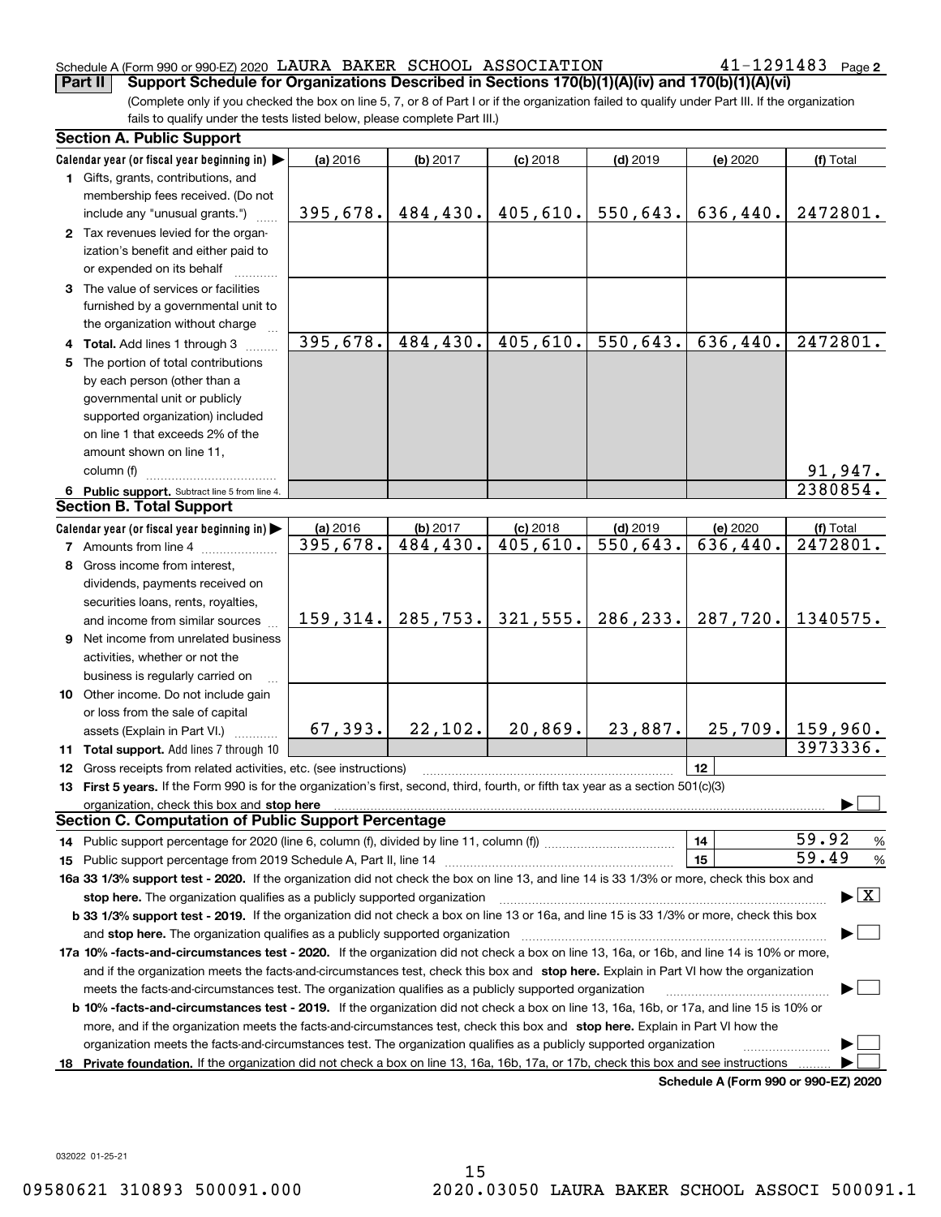Schedule A (Form 990 or 990-EZ) 2020 LAURA BAKER SCHOOL ASSOCIATION 41-1291483 Page **2**

**Part II** **Support Schedule for Organizations Described in Sections 170(b)(1)(A)(iv) and 170(b)(1)(A)(vi)**

(Complete only if you checked the box on line 5, 7, or 8 of Part I or if the organization failed to qualify under Part III. If the organization fails to qualify under the tests listed below, please complete Part III.)

### Section A. Public Support

| Calendar year (or fiscal year beginning in) ▶ | (a) 2016 | (b) 2017 | (c) 2018 | (d) 2019 | (e) 2020 | (f) Total |
|---|---|---|---|---|---|---|
| **1** Gifts, grants, contributions, and membership fees received. (Do not include any "unusual grants.") | 395,678. | 484,430. | 405,610. | 550,643. | 636,440. | 2472801. |
| **2** Tax revenues levied for the organization's benefit and either paid to or expended on its behalf | | | | | | |
| **3** The value of services or facilities furnished by a governmental unit to the organization without charge | | | | | | |
| **4 Total.** Add lines 1 through 3 | 395,678. | 484,430. | 405,610. | 550,643. | 636,440. | 2472801. |
| **5** The portion of total contributions by each person (other than a governmental unit or publicly supported organization) included on line 1 that exceeds 2% of the amount shown on line 11, column (f) | | | | | | 91,947. |
| **6 Public support.** Subtract line 5 from line 4. | | | | | | 2380854. |

### Section B. Total Support

| Calendar year (or fiscal year beginning in) ▶ | (a) 2016 | (b) 2017 | (c) 2018 | (d) 2019 | (e) 2020 | (f) Total |
|---|---|---|---|---|---|---|
| **7** Amounts from line 4 | 395,678. | 484,430. | 405,610. | 550,643. | 636,440. | 2472801. |
| **8** Gross income from interest, dividends, payments received on securities loans, rents, royalties, and income from similar sources | 159,314. | 285,753. | 321,555. | 286,233. | 287,720. | 1340575. |
| **9** Net income from unrelated business activities, whether or not the business is regularly carried on | | | | | | |
| **10** Other income. Do not include gain or loss from the sale of capital assets (Explain in Part VI.) | 67,393. | 22,102. | 20,869. | 23,887. | 25,709. | 159,960. |
| **11 Total support.** Add lines 7 through 10 | | | | | | 3973336. |

**12** Gross receipts from related activities, etc. (see instructions) **12**

**13 First 5 years.** If the Form 990 is for the organization's first, second, third, fourth, or fifth tax year as a section 501(c)(3) organization, check this box and **stop here** ▶ ☐

### Section C. Computation of Public Support Percentage

**14** Public support percentage for 2020 (line 6, column (f), divided by line 11, column (f)) **14** 59.92 %

**15** Public support percentage from 2019 Schedule A, Part II, line 14 **15** 59.49 %

**16a 33 1/3% support test - 2020.** If the organization did not check the box on line 13, and line 14 is 33 1/3% or more, check this box and **stop here.** The organization qualifies as a publicly supported organization ▶ ☒

**b 33 1/3% support test - 2019.** If the organization did not check a box on line 13 or 16a, and line 15 is 33 1/3% or more, check this box and **stop here.** The organization qualifies as a publicly supported organization ▶ ☐

**17a 10% -facts-and-circumstances test - 2020.** If the organization did not check a box on line 13, 16a, or 16b, and line 14 is 10% or more, and if the organization meets the facts-and-circumstances test, check this box and **stop here.** Explain in Part VI how the organization meets the facts-and-circumstances test. The organization qualifies as a publicly supported organization ▶ ☐

**b 10% -facts-and-circumstances test - 2019.** If the organization did not check a box on line 13, 16a, 16b, or 17a, and line 15 is 10% or more, and if the organization meets the facts-and-circumstances test, check this box and **stop here.** Explain in Part VI how the organization meets the facts-and-circumstances test. The organization qualifies as a publicly supported organization ▶ ☐

**18 Private foundation.** If the organization did not check a box on line 13, 16a, 16b, 17a, or 17b, check this box and see instructions ▶ ☐

**Schedule A (Form 990 or 990-EZ) 2020**

032022 01-25-21

09580621 310893 500091.000 2020.03050 LAURA BAKER SCHOOL ASSOCI 500091.1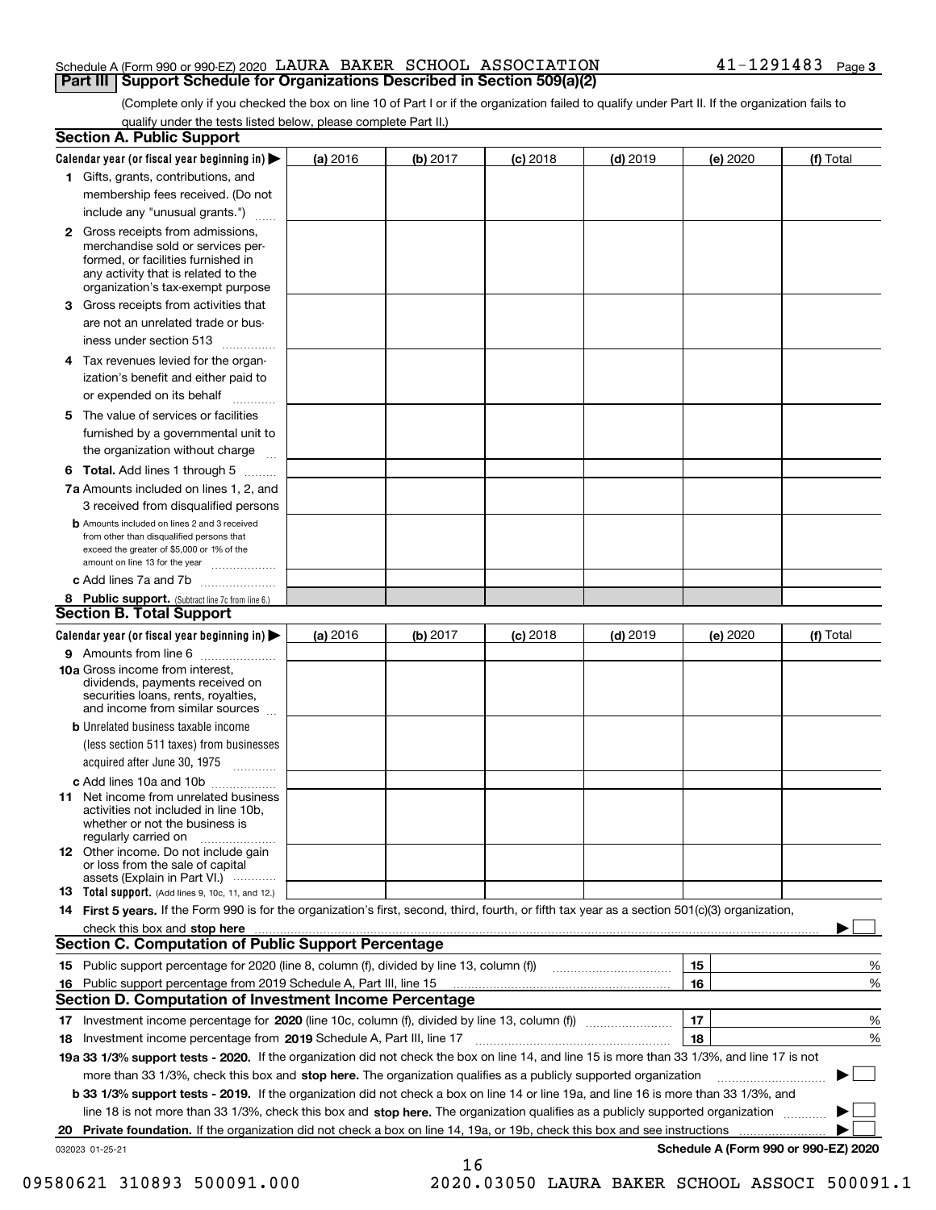Schedule A (Form 990 or 990-EZ) 2020 LAURA BAKER SCHOOL ASSOCIATION 41-1291483 Page 3

**Part III | Support Schedule for Organizations Described in Section 509(a)(2)**

(Complete only if you checked the box on line 10 of Part I or if the organization failed to qualify under Part II. If the organization fails to qualify under the tests listed below, please complete Part II.)

### Section A. Public Support

| Calendar year (or fiscal year beginning in) ▶ | (a) 2016 | (b) 2017 | (c) 2018 | (d) 2019 | (e) 2020 | (f) Total |
|---|---|---|---|---|---|---|
| **1** Gifts, grants, contributions, and membership fees received. (Do not include any "unusual grants.") | | | | | | |
| **2** Gross receipts from admissions, merchandise sold or services performed, or facilities furnished in any activity that is related to the organization's tax-exempt purpose | | | | | | |
| **3** Gross receipts from activities that are not an unrelated trade or business under section 513 | | | | | | |
| **4** Tax revenues levied for the organization's benefit and either paid to or expended on its behalf | | | | | | |
| **5** The value of services or facilities furnished by a governmental unit to the organization without charge | | | | | | |
| **6 Total.** Add lines 1 through 5 | | | | | | |
| **7a** Amounts included on lines 1, 2, and 3 received from disqualified persons | | | | | | |
| **b** Amounts included on lines 2 and 3 received from other than disqualified persons that exceed the greater of $5,000 or 1% of the amount on line 13 for the year | | | | | | |
| **c** Add lines 7a and 7b | | | | | | |
| **8 Public support.** (Subtract line 7c from line 6.) | | | | | | |

### Section B. Total Support

| Calendar year (or fiscal year beginning in) ▶ | (a) 2016 | (b) 2017 | (c) 2018 | (d) 2019 | (e) 2020 | (f) Total |
|---|---|---|---|---|---|---|
| **9** Amounts from line 6 | | | | | | |
| **10a** Gross income from interest, dividends, payments received on securities loans, rents, royalties, and income from similar sources | | | | | | |
| **b** Unrelated business taxable income (less section 511 taxes) from businesses acquired after June 30, 1975 | | | | | | |
| **c** Add lines 10a and 10b | | | | | | |
| **11** Net income from unrelated business activities not included in line 10b, whether or not the business is regularly carried on | | | | | | |
| **12** Other income. Do not include gain or loss from the sale of capital assets (Explain in Part VI.) | | | | | | |
| **13 Total support.** (Add lines 9, 10c, 11, and 12.) | | | | | | |

**14 First 5 years.** If the Form 990 is for the organization's first, second, third, fourth, or fifth tax year as a section 501(c)(3) organization, check this box and **stop here** ▶ ☐

### Section C. Computation of Public Support Percentage

| | | | |
|---|---|---|---|
| **15** Public support percentage for 2020 (line 8, column (f), divided by line 13, column (f)) | 15 | | % |
| **16** Public support percentage from 2019 Schedule A, Part III, line 15 | 16 | | % |

### Section D. Computation of Investment Income Percentage

| | | | |
|---|---|---|---|
| **17** Investment income percentage for **2020** (line 10c, column (f), divided by line 13, column (f)) | 17 | | % |
| **18** Investment income percentage from **2019** Schedule A, Part III, line 17 | 18 | | % |

**19a 33 1/3% support tests - 2020.** If the organization did not check the box on line 14, and line 15 is more than 33 1/3%, and line 17 is not more than 33 1/3%, check this box and **stop here.** The organization qualifies as a publicly supported organization ▶ ☐

**b 33 1/3% support tests - 2019.** If the organization did not check a box on line 14 or line 19a, and line 16 is more than 33 1/3%, and line 18 is not more than 33 1/3%, check this box and **stop here.** The organization qualifies as a publicly supported organization ▶ ☐

**20 Private foundation.** If the organization did not check a box on line 14, 19a, or 19b, check this box and see instructions ▶ ☐

032023 01-25-21

**Schedule A (Form 990 or 990-EZ) 2020**

09580621 310893 500091.000 2020.03050 LAURA BAKER SCHOOL ASSOCI 500091.1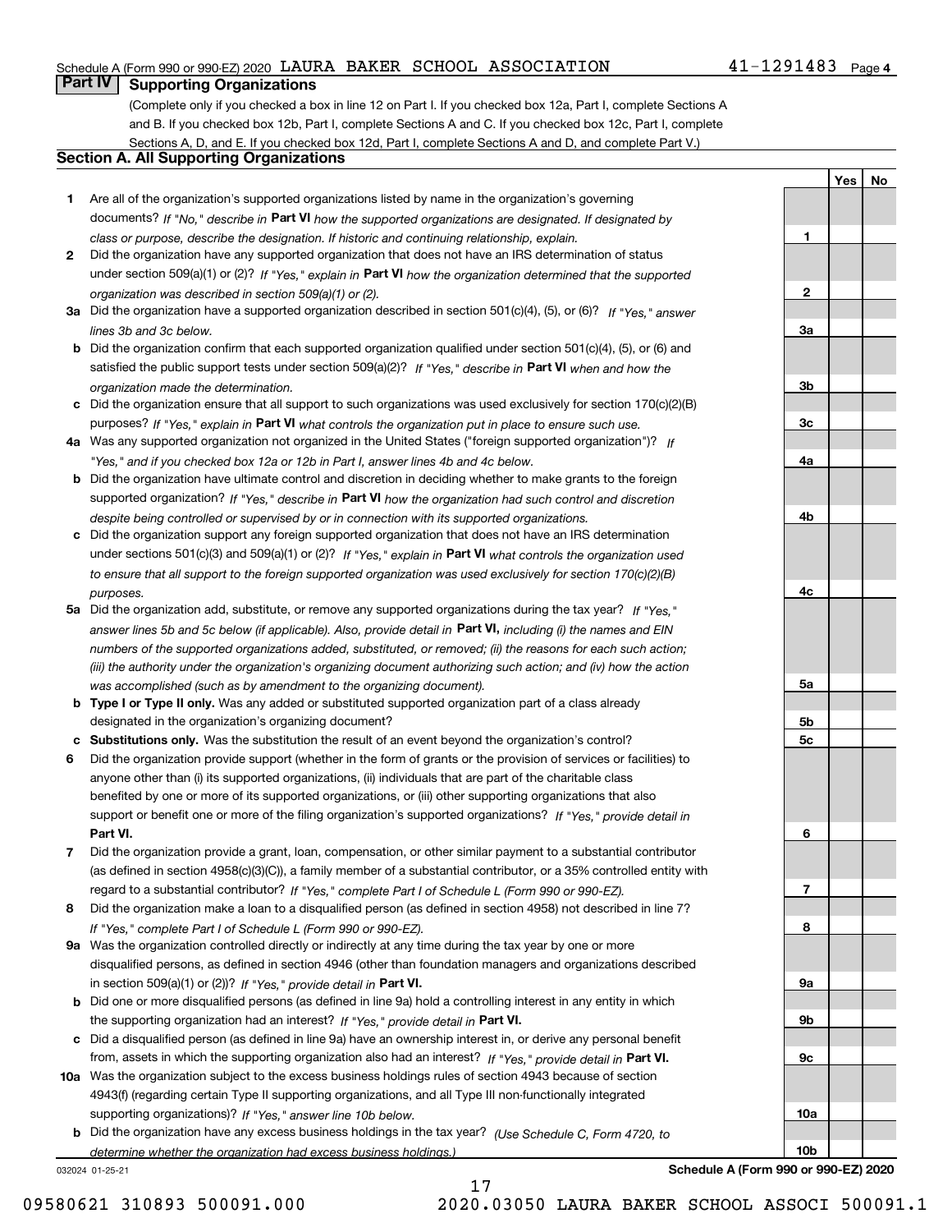Schedule A (Form 990 or 990-EZ) 2020 LAURA BAKER SCHOOL ASSOCIATION 41-1291483 Page 4

## Part IV Supporting Organizations

(Complete only if you checked a box in line 12 on Part I. If you checked box 12a, Part I, complete Sections A and B. If you checked box 12b, Part I, complete Sections A and C. If you checked box 12c, Part I, complete Sections A, D, and E. If you checked box 12d, Part I, complete Sections A and D, and complete Part V.)

### Section A. All Supporting Organizations

| | | | Yes | No |
|---|---|---|---|---|
| **1** | Are all of the organization's supported organizations listed by name in the organization's governing documents? *If "No," describe in* **Part VI** *how the supported organizations are designated. If designated by class or purpose, describe the designation. If historic and continuing relationship, explain.* | **1** | | |
| **2** | Did the organization have any supported organization that does not have an IRS determination of status under section 509(a)(1) or (2)? *If "Yes," explain in* **Part VI** *how the organization determined that the supported organization was described in section 509(a)(1) or (2).* | **2** | | |
| **3a** | Did the organization have a supported organization described in section 501(c)(4), (5), or (6)? *If "Yes," answer lines 3b and 3c below.* | **3a** | | |
| **b** | Did the organization confirm that each supported organization qualified under section 501(c)(4), (5), or (6) and satisfied the public support tests under section 509(a)(2)? *If "Yes," describe in* **Part VI** *when and how the organization made the determination.* | **3b** | | |
| **c** | Did the organization ensure that all support to such organizations was used exclusively for section 170(c)(2)(B) purposes? *If "Yes," explain in* **Part VI** *what controls the organization put in place to ensure such use.* | **3c** | | |
| **4a** | Was any supported organization not organized in the United States ("foreign supported organization")? *If "Yes," and if you checked box 12a or 12b in Part I, answer lines 4b and 4c below.* | **4a** | | |
| **b** | Did the organization have ultimate control and discretion in deciding whether to make grants to the foreign supported organization? *If "Yes," describe in* **Part VI** *how the organization had such control and discretion despite being controlled or supervised by or in connection with its supported organizations.* | **4b** | | |
| **c** | Did the organization support any foreign supported organization that does not have an IRS determination under sections 501(c)(3) and 509(a)(1) or (2)? *If "Yes," explain in* **Part VI** *what controls the organization used to ensure that all support to the foreign supported organization was used exclusively for section 170(c)(2)(B) purposes.* | **4c** | | |
| **5a** | Did the organization add, substitute, or remove any supported organizations during the tax year? *If "Yes," answer lines 5b and 5c below (if applicable). Also, provide detail in* **Part VI,** *including (i) the names and EIN numbers of the supported organizations added, substituted, or removed; (ii) the reasons for each such action; (iii) the authority under the organization's organizing document authorizing such action; and (iv) how the action was accomplished (such as by amendment to the organizing document).* | **5a** | | |
| **b** | **Type I or Type II only.** Was any added or substituted supported organization part of a class already designated in the organization's organizing document? | **5b** | | |
| **c** | **Substitutions only.** Was the substitution the result of an event beyond the organization's control? | **5c** | | |
| **6** | Did the organization provide support (whether in the form of grants or the provision of services or facilities) to anyone other than (i) its supported organizations, (ii) individuals that are part of the charitable class benefited by one or more of its supported organizations, or (iii) other supporting organizations that also support or benefit one or more of the filing organization's supported organizations? *If "Yes," provide detail in* **Part VI.** | **6** | | |
| **7** | Did the organization provide a grant, loan, compensation, or other similar payment to a substantial contributor (as defined in section 4958(c)(3)(C)), a family member of a substantial contributor, or a 35% controlled entity with regard to a substantial contributor? *If "Yes," complete Part I of Schedule L (Form 990 or 990-EZ).* | **7** | | |
| **8** | Did the organization make a loan to a disqualified person (as defined in section 4958) not described in line 7? *If "Yes," complete Part I of Schedule L (Form 990 or 990-EZ).* | **8** | | |
| **9a** | Was the organization controlled directly or indirectly at any time during the tax year by one or more disqualified persons, as defined in section 4946 (other than foundation managers and organizations described in section 509(a)(1) or (2))? *If "Yes," provide detail in* **Part VI.** | **9a** | | |
| **b** | Did one or more disqualified persons (as defined in line 9a) hold a controlling interest in any entity in which the supporting organization had an interest? *If "Yes," provide detail in* **Part VI.** | **9b** | | |
| **c** | Did a disqualified person (as defined in line 9a) have an ownership interest in, or derive any personal benefit from, assets in which the supporting organization also had an interest? *If "Yes," provide detail in* **Part VI.** | **9c** | | |
| **10a** | Was the organization subject to the excess business holdings rules of section 4943 because of section 4943(f) (regarding certain Type II supporting organizations, and all Type III non-functionally integrated supporting organizations)? *If "Yes," answer line 10b below.* | **10a** | | |
| **b** | Did the organization have any excess business holdings in the tax year? *(Use Schedule C, Form 4720, to determine whether the organization had excess business holdings.)* | **10b** | | |

032024 01-25-21 **Schedule A (Form 990 or 990-EZ) 2020**

09580621 310893 500091.000 2020.03050 LAURA BAKER SCHOOL ASSOCI 500091.1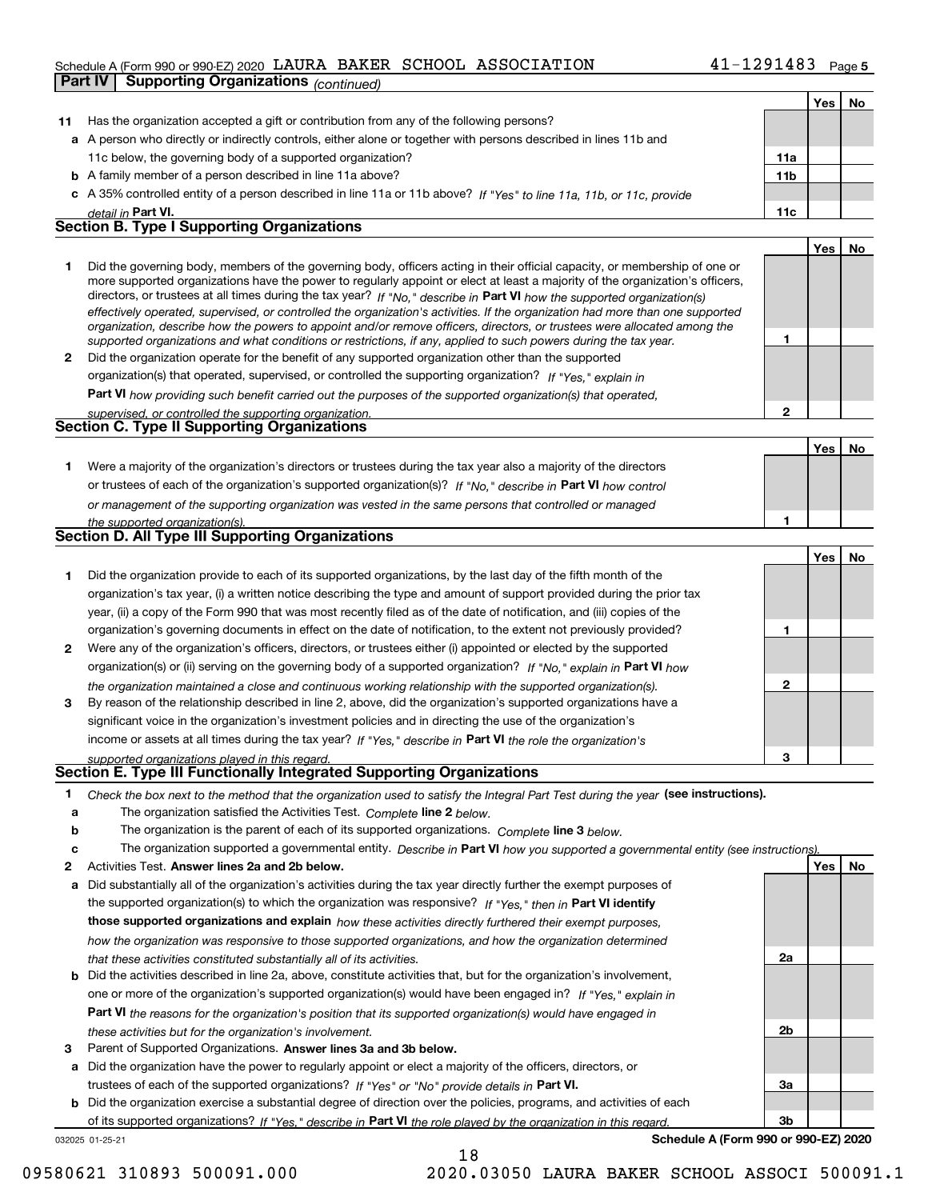Schedule A (Form 990 or 990-EZ) 2020 LAURA BAKER SCHOOL ASSOCIATION 41-1291483

**Part IV | Supporting Organizations** *(continued)*

| | | | Yes | No |
|---|---|---|---|---|
| **11** | Has the organization accepted a gift or contribution from any of the following persons? | | | |
| **a** | A person who directly or indirectly controls, either alone or together with persons described in lines 11b and 11c below, the governing body of a supported organization? | **11a** | | |
| **b** | A family member of a person described in line 11a above? | **11b** | | |
| **c** | A 35% controlled entity of a person described in line 11a or 11b above? *If "Yes" to line 11a, 11b, or 11c, provide detail in* **Part VI.** | **11c** | | |

## Section B. Type I Supporting Organizations

| | | | Yes | No |
|---|---|---|---|---|
| **1** | Did the governing body, members of the governing body, officers acting in their official capacity, or membership of one or more supported organizations have the power to regularly appoint or elect at least a majority of the organization's officers, directors, or trustees at all times during the tax year? *If "No," describe in* **Part VI** *how the supported organization(s) effectively operated, supervised, or controlled the organization's activities. If the organization had more than one supported organization, describe how the powers to appoint and/or remove officers, directors, or trustees were allocated among the supported organizations and what conditions or restrictions, if any, applied to such powers during the tax year.* | **1** | | |
| **2** | Did the organization operate for the benefit of any supported organization other than the supported organization(s) that operated, supervised, or controlled the supporting organization? *If "Yes," explain in* **Part VI** *how providing such benefit carried out the purposes of the supported organization(s) that operated, supervised, or controlled the supporting organization.* | **2** | | |

## Section C. Type II Supporting Organizations

| | | | Yes | No |
|---|---|---|---|---|
| **1** | Were a majority of the organization's directors or trustees during the tax year also a majority of the directors or trustees of each of the organization's supported organization(s)? *If "No," describe in* **Part VI** *how control or management of the supporting organization was vested in the same persons that controlled or managed the supported organization(s).* | **1** | | |

## Section D. All Type III Supporting Organizations

| | | | Yes | No |
|---|---|---|---|---|
| **1** | Did the organization provide to each of its supported organizations, by the last day of the fifth month of the organization's tax year, (i) a written notice describing the type and amount of support provided during the prior tax year, (ii) a copy of the Form 990 that was most recently filed as of the date of notification, and (iii) copies of the organization's governing documents in effect on the date of notification, to the extent not previously provided? | **1** | | |
| **2** | Were any of the organization's officers, directors, or trustees either (i) appointed or elected by the supported organization(s) or (ii) serving on the governing body of a supported organization? *If "No," explain in* **Part VI** *how the organization maintained a close and continuous working relationship with the supported organization(s).* | **2** | | |
| **3** | By reason of the relationship described in line 2, above, did the organization's supported organizations have a significant voice in the organization's investment policies and in directing the use of the organization's income or assets at all times during the tax year? *If "Yes," describe in* **Part VI** *the role the organization's supported organizations played in this regard.* | **3** | | |

## Section E. Type III Functionally Integrated Supporting Organizations

**1** *Check the box next to the method that the organization used to satisfy the Integral Part Test during the year* **(see instructions).**

- **a** The organization satisfied the Activities Test. *Complete* **line 2** *below.*
- **b** The organization is the parent of each of its supported organizations. *Complete* **line 3** *below.*
- **c** The organization supported a governmental entity. *Describe in* **Part VI** *how you supported a governmental entity (see instructions).*

| | | | Yes | No |
|---|---|---|---|---|
| **2** | Activities Test. **Answer lines 2a and 2b below.** | | | |
| **a** | Did substantially all of the organization's activities during the tax year directly further the exempt purposes of the supported organization(s) to which the organization was responsive? *If "Yes," then in* **Part VI identify those supported organizations and explain** *how these activities directly furthered their exempt purposes, how the organization was responsive to those supported organizations, and how the organization determined that these activities constituted substantially all of its activities.* | **2a** | | |
| **b** | Did the activities described in line 2a, above, constitute activities that, but for the organization's involvement, one or more of the organization's supported organization(s) would have been engaged in? *If "Yes," explain in* **Part VI** *the reasons for the organization's position that its supported organization(s) would have engaged in these activities but for the organization's involvement.* | **2b** | | |
| **3** | Parent of Supported Organizations. **Answer lines 3a and 3b below.** | | | |
| **a** | Did the organization have the power to regularly appoint or elect a majority of the officers, directors, or trustees of each of the supported organizations? *If "Yes" or "No" provide details in* **Part VI.** | **3a** | | |
| **b** | Did the organization exercise a substantial degree of direction over the policies, programs, and activities of each of its supported organizations? *If "Yes," describe in* **Part VI** *the role played by the organization in this regard.* | **3b** | | |

032025 01-25-21 **Schedule A (Form 990 or 990-EZ) 2020**

09580621 310893 500091.000 2020.03050 LAURA BAKER SCHOOL ASSOCI 500091.1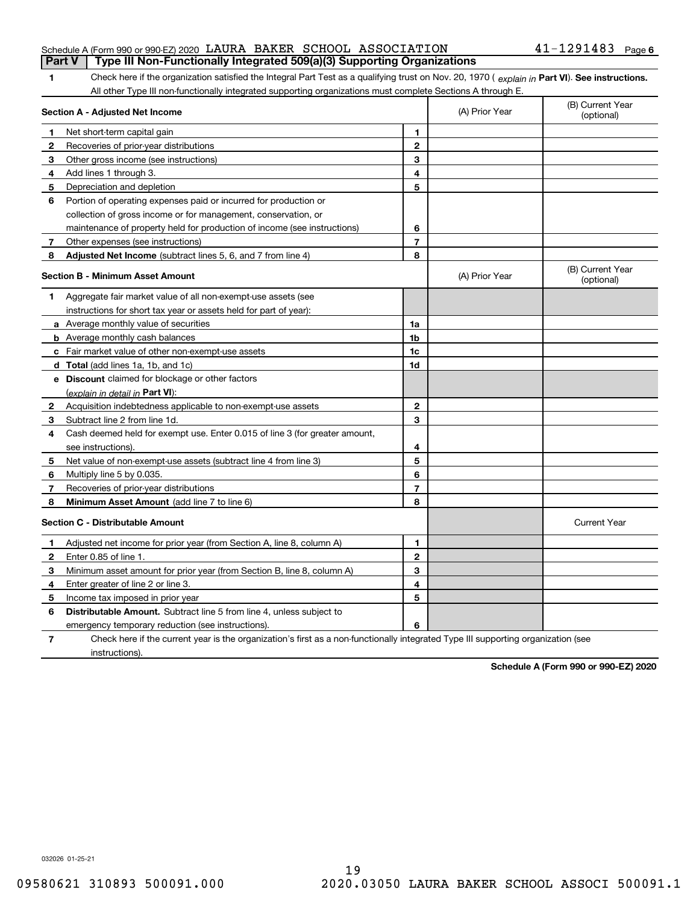Schedule A (Form 990 or 990-EZ) 2020 LAURA BAKER SCHOOL ASSOCIATION 41-1291483 Page 6

## Part V Type III Non-Functionally Integrated 509(a)(3) Supporting Organizations

**1** Check here if the organization satisfied the Integral Part Test as a qualifying trust on Nov. 20, 1970 ( *explain in* **Part VI**). **See instructions.** All other Type III non-functionally integrated supporting organizations must complete Sections A through E.

| **Section A - Adjusted Net Income** | | | (A) Prior Year | (B) Current Year (optional) |
|---|---|---|---|---|
| 1 | Net short-term capital gain | 1 | | |
| 2 | Recoveries of prior-year distributions | 2 | | |
| 3 | Other gross income (see instructions) | 3 | | |
| 4 | Add lines 1 through 3. | 4 | | |
| 5 | Depreciation and depletion | 5 | | |
| 6 | Portion of operating expenses paid or incurred for production or collection of gross income or for management, conservation, or maintenance of property held for production of income (see instructions) | 6 | | |
| 7 | Other expenses (see instructions) | 7 | | |
| 8 | **Adjusted Net Income** (subtract lines 5, 6, and 7 from line 4) | 8 | | |

| **Section B - Minimum Asset Amount** | | | (A) Prior Year | (B) Current Year (optional) |
|---|---|---|---|---|
| 1 | Aggregate fair market value of all non-exempt-use assets (see instructions for short tax year or assets held for part of year): | | | |
| a | Average monthly value of securities | 1a | | |
| b | Average monthly cash balances | 1b | | |
| c | Fair market value of other non-exempt-use assets | 1c | | |
| d | **Total** (add lines 1a, 1b, and 1c) | 1d | | |
| e | **Discount** claimed for blockage or other factors (*explain in detail in* **Part VI**): | | | |
| 2 | Acquisition indebtedness applicable to non-exempt-use assets | 2 | | |
| 3 | Subtract line 2 from line 1d. | 3 | | |
| 4 | Cash deemed held for exempt use. Enter 0.015 of line 3 (for greater amount, see instructions). | 4 | | |
| 5 | Net value of non-exempt-use assets (subtract line 4 from line 3) | 5 | | |
| 6 | Multiply line 5 by 0.035. | 6 | | |
| 7 | Recoveries of prior-year distributions | 7 | | |
| 8 | **Minimum Asset Amount** (add line 7 to line 6) | 8 | | |

| **Section C - Distributable Amount** | | | | Current Year |
|---|---|---|---|---|
| 1 | Adjusted net income for prior year (from Section A, line 8, column A) | 1 | | |
| 2 | Enter 0.85 of line 1. | 2 | | |
| 3 | Minimum asset amount for prior year (from Section B, line 8, column A) | 3 | | |
| 4 | Enter greater of line 2 or line 3. | 4 | | |
| 5 | Income tax imposed in prior year | 5 | | |
| 6 | **Distributable Amount.** Subtract line 5 from line 4, unless subject to emergency temporary reduction (see instructions). | 6 | | |

**7** Check here if the current year is the organization's first as a non-functionally integrated Type III supporting organization (see instructions).

**Schedule A (Form 990 or 990-EZ) 2020**

032026 01-25-21

09580621 310893 500091.000 2020.03050 LAURA BAKER SCHOOL ASSOCI 500091.1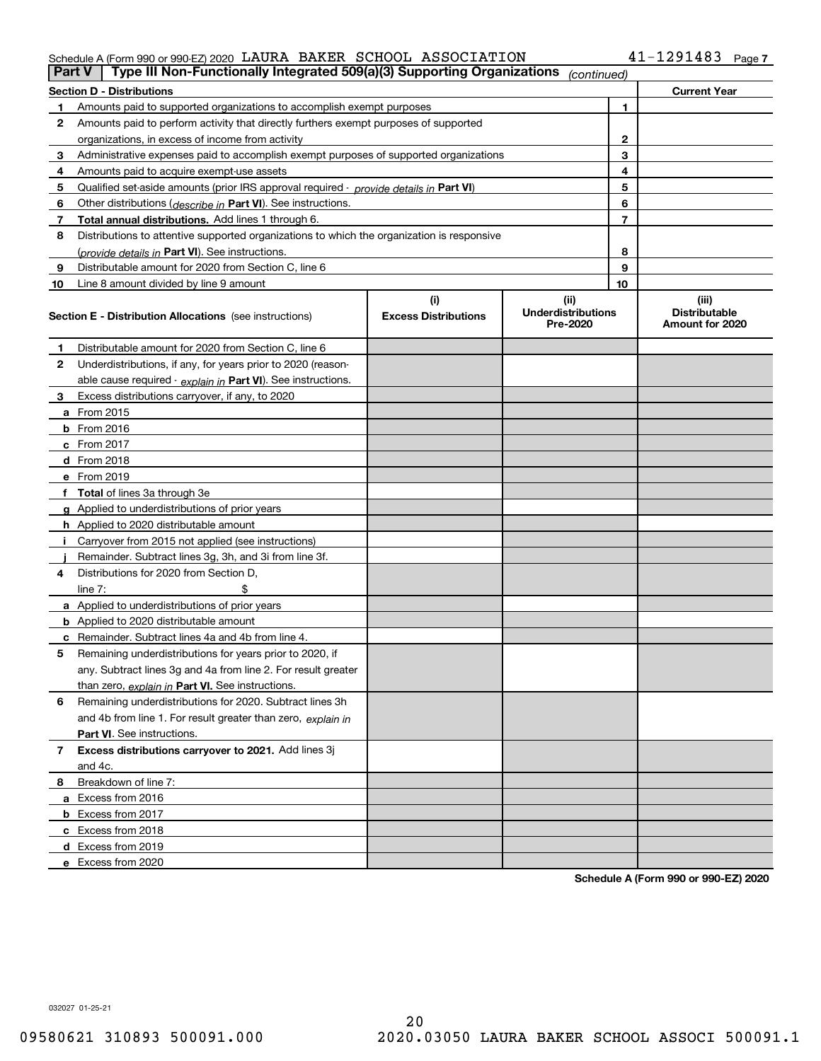Schedule A (Form 990 or 990-EZ) 2020 LAURA BAKER SCHOOL ASSOCIATION 41-1291483 Page 7

**Part V | Type III Non-Functionally Integrated 509(a)(3) Supporting Organizations** *(continued)*

| **Section D - Distributions** | | **Current Year** |
|---|---|---|
| **1** Amounts paid to supported organizations to accomplish exempt purposes | 1 | |
| **2** Amounts paid to perform activity that directly furthers exempt purposes of supported organizations, in excess of income from activity | 2 | |
| **3** Administrative expenses paid to accomplish exempt purposes of supported organizations | 3 | |
| **4** Amounts paid to acquire exempt-use assets | 4 | |
| **5** Qualified set-aside amounts (prior IRS approval required - *provide details in* **Part VI**) | 5 | |
| **6** Other distributions (*describe in* **Part VI**). See instructions. | 6 | |
| **7** **Total annual distributions.** Add lines 1 through 6. | 7 | |
| **8** Distributions to attentive supported organizations to which the organization is responsive (*provide details in* **Part VI**). See instructions. | 8 | |
| **9** Distributable amount for 2020 from Section C, line 6 | 9 | |
| **10** Line 8 amount divided by line 9 amount | 10 | |

| **Section E - Distribution Allocations** (see instructions) | **(i) Excess Distributions** | **(ii) Underdistributions Pre-2020** | **(iii) Distributable Amount for 2020** |
|---|---|---|---|
| **1** Distributable amount for 2020 from Section C, line 6 | | | |
| **2** Underdistributions, if any, for years prior to 2020 (reasonable cause required - *explain in* **Part VI**). See instructions. | | | |
| **3** Excess distributions carryover, if any, to 2020 | | | |
| **a** From 2015 | | | |
| **b** From 2016 | | | |
| **c** From 2017 | | | |
| **d** From 2018 | | | |
| **e** From 2019 | | | |
| **f** **Total** of lines 3a through 3e | | | |
| **g** Applied to underdistributions of prior years | | | |
| **h** Applied to 2020 distributable amount | | | |
| **i** Carryover from 2015 not applied (see instructions) | | | |
| **j** Remainder. Subtract lines 3g, 3h, and 3i from line 3f. | | | |
| **4** Distributions for 2020 from Section D, line 7: $ | | | |
| **a** Applied to underdistributions of prior years | | | |
| **b** Applied to 2020 distributable amount | | | |
| **c** Remainder. Subtract lines 4a and 4b from line 4. | | | |
| **5** Remaining underdistributions for years prior to 2020, if any. Subtract lines 3g and 4a from line 2. For result greater than zero, *explain in* **Part VI.** See instructions. | | | |
| **6** Remaining underdistributions for 2020. Subtract lines 3h and 4b from line 1. For result greater than zero, *explain in* **Part VI**. See instructions. | | | |
| **7** **Excess distributions carryover to 2021.** Add lines 3j and 4c. | | | |
| **8** Breakdown of line 7: | | | |
| **a** Excess from 2016 | | | |
| **b** Excess from 2017 | | | |
| **c** Excess from 2018 | | | |
| **d** Excess from 2019 | | | |
| **e** Excess from 2020 | | | |

**Schedule A (Form 990 or 990-EZ) 2020**

032027 01-25-21

09580621 310893 500091.000 2020.03050 LAURA BAKER SCHOOL ASSOCI 500091.1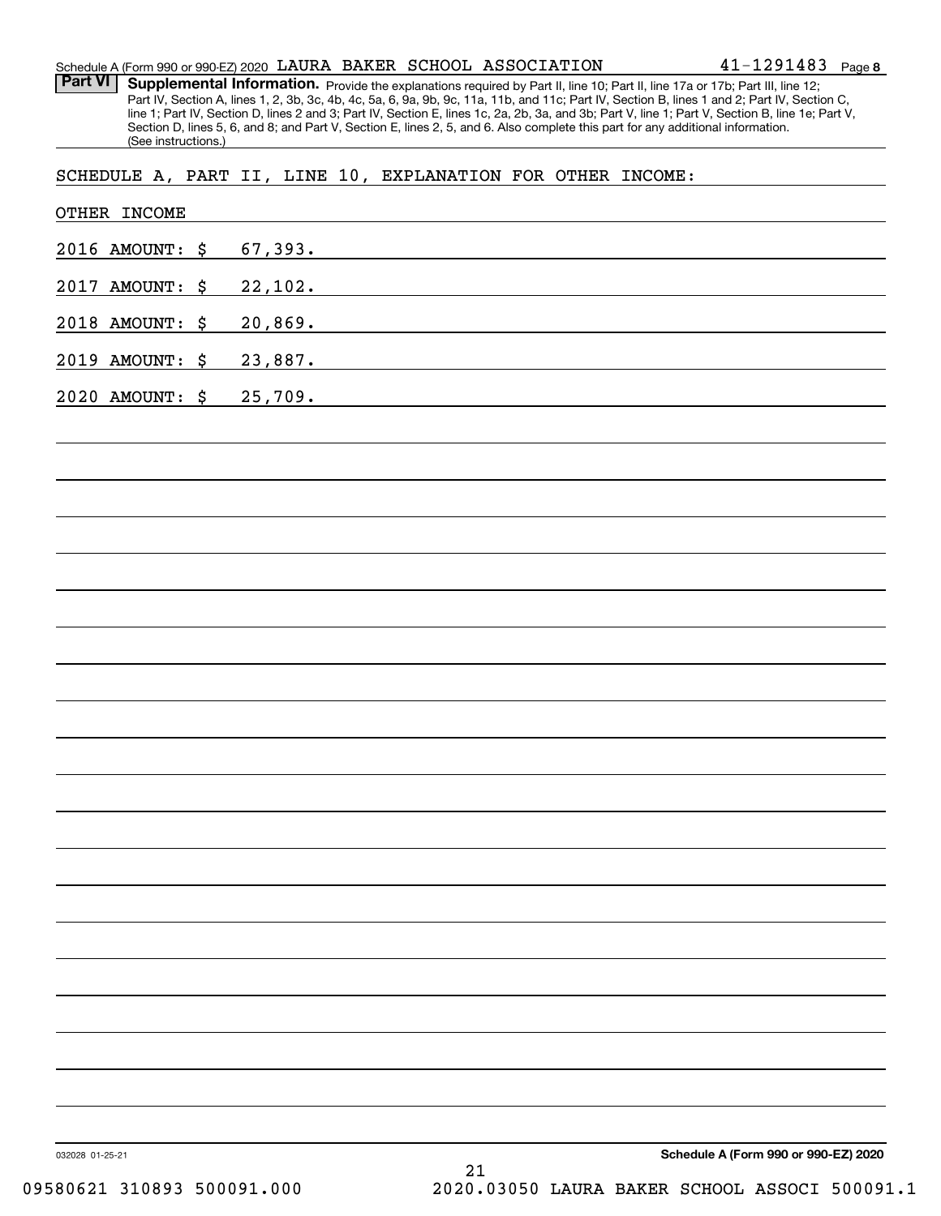Schedule A (Form 990 or 990-EZ) 2020 LAURA BAKER SCHOOL ASSOCIATION 41-1291483 Page 8

**Part VI** **Supplemental Information.** Provide the explanations required by Part II, line 10; Part II, line 17a or 17b; Part III, line 12; Part IV, Section A, lines 1, 2, 3b, 3c, 4b, 4c, 5a, 6, 9a, 9b, 9c, 11a, 11b, and 11c; Part IV, Section B, lines 1 and 2; Part IV, Section C, line 1; Part IV, Section D, lines 2 and 3; Part IV, Section E, lines 1c, 2a, 2b, 3a, and 3b; Part V, line 1; Part V, Section B, line 1e; Part V, Section D, lines 5, 6, and 8; and Part V, Section E, lines 2, 5, and 6. Also complete this part for any additional information. (See instructions.)

SCHEDULE A, PART II, LINE 10, EXPLANATION FOR OTHER INCOME:

OTHER INCOME

2016 AMOUNT: $ 67,393.

2017 AMOUNT: $ 22,102.

2018 AMOUNT: $ 20,869.

2019 AMOUNT: $ 23,887.

2020 AMOUNT: $ 25,709.

032028 01-25-21

Schedule A (Form 990 or 990-EZ) 2020

09580621 310893 500091.000 2020.03050 LAURA BAKER SCHOOL ASSOCI 500091.1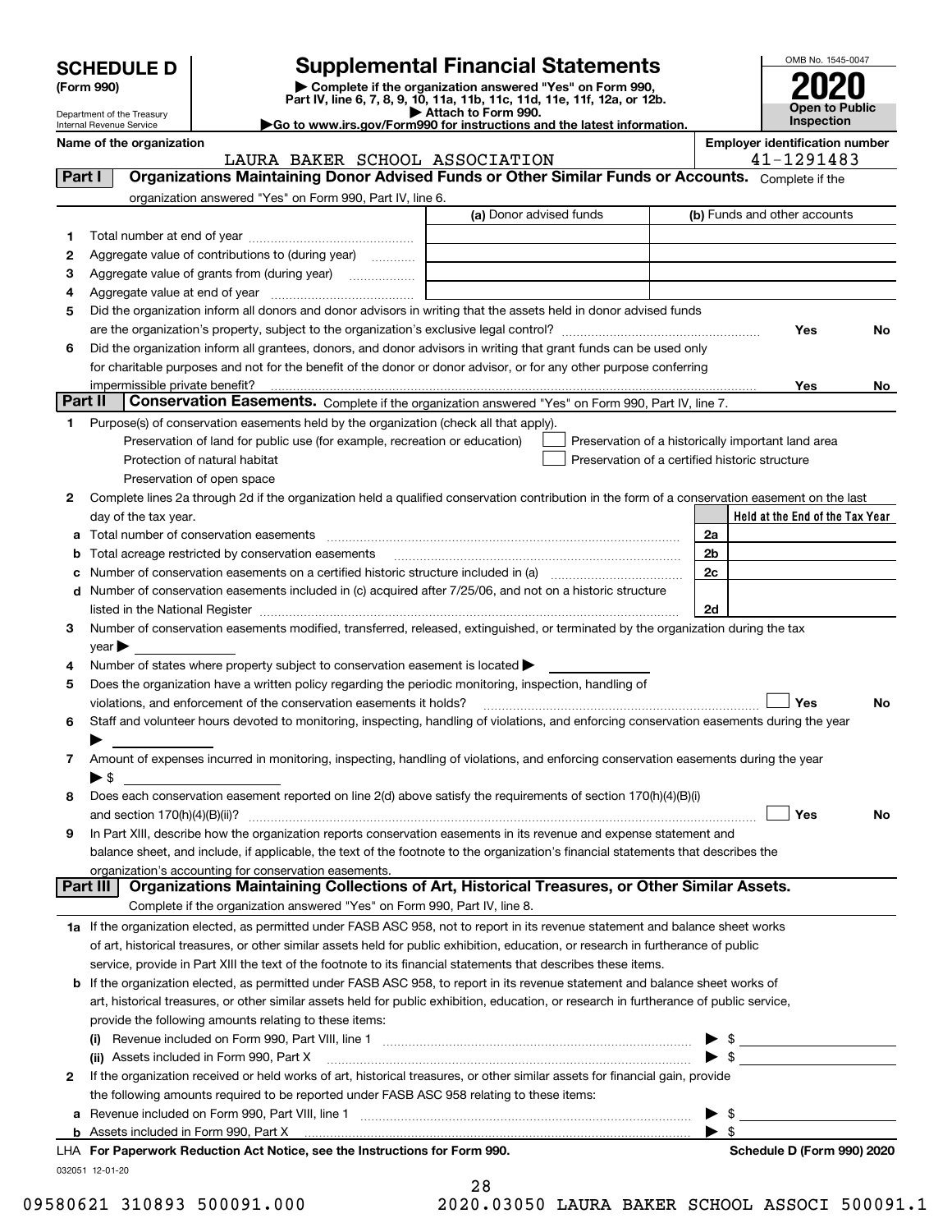# SCHEDULE D (Form 990)

Department of the Treasury
Internal Revenue Service

## Supplemental Financial Statements

▶ Complete if the organization answered "Yes" on Form 990, Part IV, line 6, 7, 8, 9, 10, 11a, 11b, 11c, 11d, 11e, 11f, 12a, or 12b.
▶ Attach to Form 990.
▶Go to www.irs.gov/Form990 for instructions and the latest information.

OMB No. 1545-0047

**2020**

**Open to Public Inspection**

**Name of the organization:** LAURA BAKER SCHOOL ASSOCIATION

**Employer identification number:** 41-1291483

### Part I — Organizations Maintaining Donor Advised Funds or Other Similar Funds or Accounts.

Complete if the organization answered "Yes" on Form 990, Part IV, line 6.

| | | (a) Donor advised funds | (b) Funds and other accounts |
|---|---|---|---|
| 1 | Total number at end of year | | |
| 2 | Aggregate value of contributions to (during year) | | |
| 3 | Aggregate value of grants from (during year) | | |
| 4 | Aggregate value at end of year | | |

5 Did the organization inform all donors and donor advisors in writing that the assets held in donor advised funds are the organization's property, subject to the organization's exclusive legal control? **Yes** **No**

6 Did the organization inform all grantees, donors, and donor advisors in writing that grant funds can be used only for charitable purposes and not for the benefit of the donor or donor advisor, or for any other purpose conferring impermissible private benefit? **Yes** **No**

### Part II — Conservation Easements.

Complete if the organization answered "Yes" on Form 990, Part IV, line 7.

1 Purpose(s) of conservation easements held by the organization (check all that apply).

- Preservation of land for public use (for example, recreation or education)
- Protection of natural habitat
- Preservation of open space
- ☐ Preservation of a historically important land area
- ☐ Preservation of a certified historic structure

2 Complete lines 2a through 2d if the organization held a qualified conservation contribution in the form of a conservation easement on the last day of the tax year.

| | | | Held at the End of the Tax Year |
|---|---|---|---|
| a | Total number of conservation easements | 2a | |
| b | Total acreage restricted by conservation easements | 2b | |
| c | Number of conservation easements on a certified historic structure included in (a) | 2c | |
| d | Number of conservation easements included in (c) acquired after 7/25/06, and not on a historic structure listed in the National Register | 2d | |

3 Number of conservation easements modified, transferred, released, extinguished, or terminated by the organization during the tax year ▶

4 Number of states where property subject to conservation easement is located ▶

5 Does the organization have a written policy regarding the periodic monitoring, inspection, handling of violations, and enforcement of the conservation easements it holds? ☐ **Yes** **No**

6 Staff and volunteer hours devoted to monitoring, inspecting, handling of violations, and enforcing conservation easements during the year ▶

7 Amount of expenses incurred in monitoring, inspecting, handling of violations, and enforcing conservation easements during the year ▶ $

8 Does each conservation easement reported on line 2(d) above satisfy the requirements of section 170(h)(4)(B)(i) and section 170(h)(4)(B)(ii)? ☐ **Yes** **No**

9 In Part XIII, describe how the organization reports conservation easements in its revenue and expense statement and balance sheet, and include, if applicable, the text of the footnote to the organization's financial statements that describes the organization's accounting for conservation easements.

### Part III — Organizations Maintaining Collections of Art, Historical Treasures, or Other Similar Assets.

Complete if the organization answered "Yes" on Form 990, Part IV, line 8.

1a If the organization elected, as permitted under FASB ASC 958, not to report in its revenue statement and balance sheet works of art, historical treasures, or other similar assets held for public exhibition, education, or research in furtherance of public service, provide in Part XIII the text of the footnote to its financial statements that describes these items.

b If the organization elected, as permitted under FASB ASC 958, to report in its revenue statement and balance sheet works of art, historical treasures, or other similar assets held for public exhibition, education, or research in furtherance of public service, provide the following amounts relating to these items:

(i) Revenue included on Form 990, Part VIII, line 1 ▶ $

(ii) Assets included in Form 990, Part X ▶ $

2 If the organization received or held works of art, historical treasures, or other similar assets for financial gain, provide the following amounts required to be reported under FASB ASC 958 relating to these items:

a Revenue included on Form 990, Part VIII, line 1 ▶ $

b Assets included in Form 990, Part X ▶ $

LHA **For Paperwork Reduction Act Notice, see the Instructions for Form 990.** **Schedule D (Form 990) 2020**

032051 12-01-20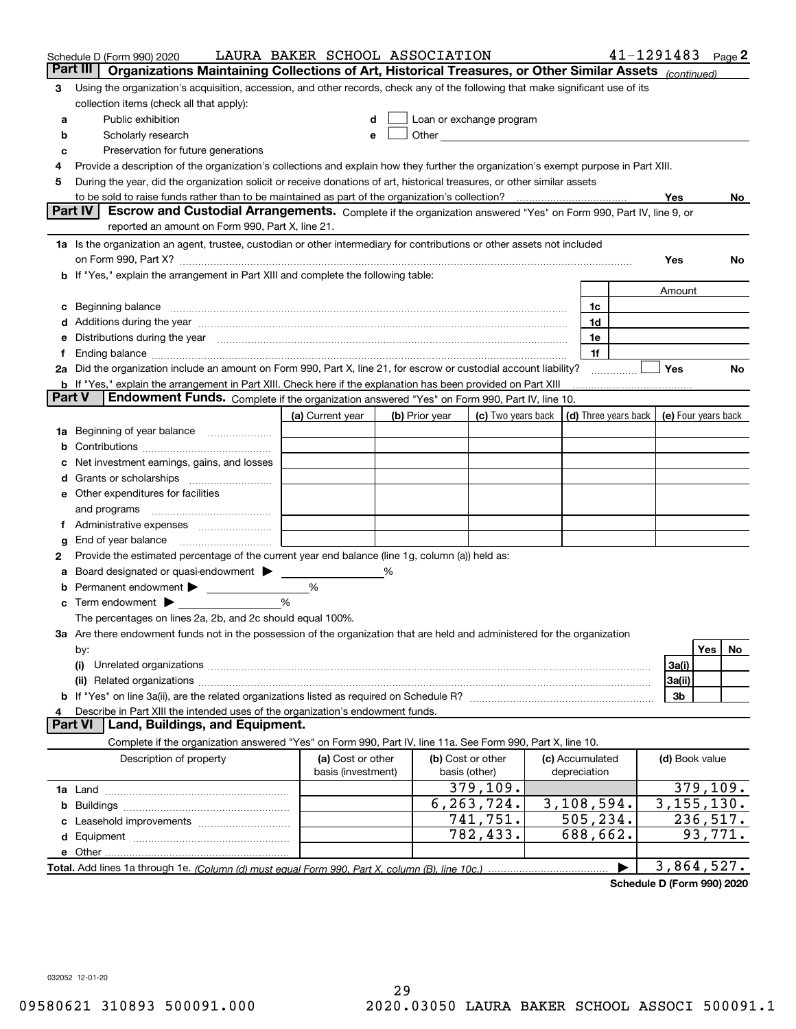Schedule D (Form 990) 2020 LAURA BAKER SCHOOL ASSOCIATION 41-1291483 Page 2

## Part III Organizations Maintaining Collections of Art, Historical Treasures, or Other Similar Assets *(continued)*

**3** Using the organization's acquisition, accession, and other records, check any of the following that make significant use of its collection items (check all that apply):

- **a** Public exhibition
- **b** Scholarly research
- **c** Preservation for future generations
- **d** ☐ Loan or exchange program
- **e** ☐ Other

**4** Provide a description of the organization's collections and explain how they further the organization's exempt purpose in Part XIII.

**5** During the year, did the organization solicit or receive donations of art, historical treasures, or other similar assets to be sold to raise funds rather than to be maintained as part of the organization's collection? Yes No

## Part IV Escrow and Custodial Arrangements. 
Complete if the organization answered "Yes" on Form 990, Part IV, line 9, or reported an amount on Form 990, Part X, line 21.

**1a** Is the organization an agent, trustee, custodian or other intermediary for contributions or other assets not included on Form 990, Part X? Yes No

**b** If "Yes," explain the arrangement in Part XIII and complete the following table:

| | | Amount |
|---|---|---|
| **c** Beginning balance | 1c | |
| **d** Additions during the year | 1d | |
| **e** Distributions during the year | 1e | |
| **f** Ending balance | 1f | |

**2a** Did the organization include an amount on Form 990, Part X, line 21, for escrow or custodial account liability? ☐ Yes No

**b** If "Yes," explain the arrangement in Part XIII. Check here if the explanation has been provided on Part XIII

## Part V Endowment Funds. 
Complete if the organization answered "Yes" on Form 990, Part IV, line 10.

| | (a) Current year | (b) Prior year | (c) Two years back | (d) Three years back | (e) Four years back |
|---|---|---|---|---|---|
| **1a** Beginning of year balance | | | | | |
| **b** Contributions | | | | | |
| **c** Net investment earnings, gains, and losses | | | | | |
| **d** Grants or scholarships | | | | | |
| **e** Other expenditures for facilities and programs | | | | | |
| **f** Administrative expenses | | | | | |
| **g** End of year balance | | | | | |

**2** Provide the estimated percentage of the current year end balance (line 1g, column (a)) held as:

- **a** Board designated or quasi-endowment ▶ %
- **b** Permanent endowment ▶ %
- **c** Term endowment ▶ %

The percentages on lines 2a, 2b, and 2c should equal 100%.

**3a** Are there endowment funds not in the possession of the organization that are held and administered for the organization by:

| | | Yes | No |
|---|---|---|---|
| **(i)** Unrelated organizations | 3a(i) | | |
| **(ii)** Related organizations | 3a(ii) | | |
| **b** If "Yes" on line 3a(ii), are the related organizations listed as required on Schedule R? | 3b | | |

**4** Describe in Part XIII the intended uses of the organization's endowment funds.

## Part VI Land, Buildings, and Equipment.

Complete if the organization answered "Yes" on Form 990, Part IV, line 11a. See Form 990, Part X, line 10.

| Description of property | (a) Cost or other basis (investment) | (b) Cost or other basis (other) | (c) Accumulated depreciation | (d) Book value |
|---|---|---|---|---|
| **1a** Land | | 379,109. | | 379,109. |
| **b** Buildings | | 6,263,724. | 3,108,594. | 3,155,130. |
| **c** Leasehold improvements | | 741,751. | 505,234. | 236,517. |
| **d** Equipment | | 782,433. | 688,662. | 93,771. |
| **e** Other | | | | |
| **Total.** Add lines 1a through 1e. *(Column (d) must equal Form 990, Part X, column (B), line 10c.)* ▶ | | | | 3,864,527. |

**Schedule D (Form 990) 2020**

032052 12-01-20

09580621 310893 500091.000 2020.03050 LAURA BAKER SCHOOL ASSOCI 500091.1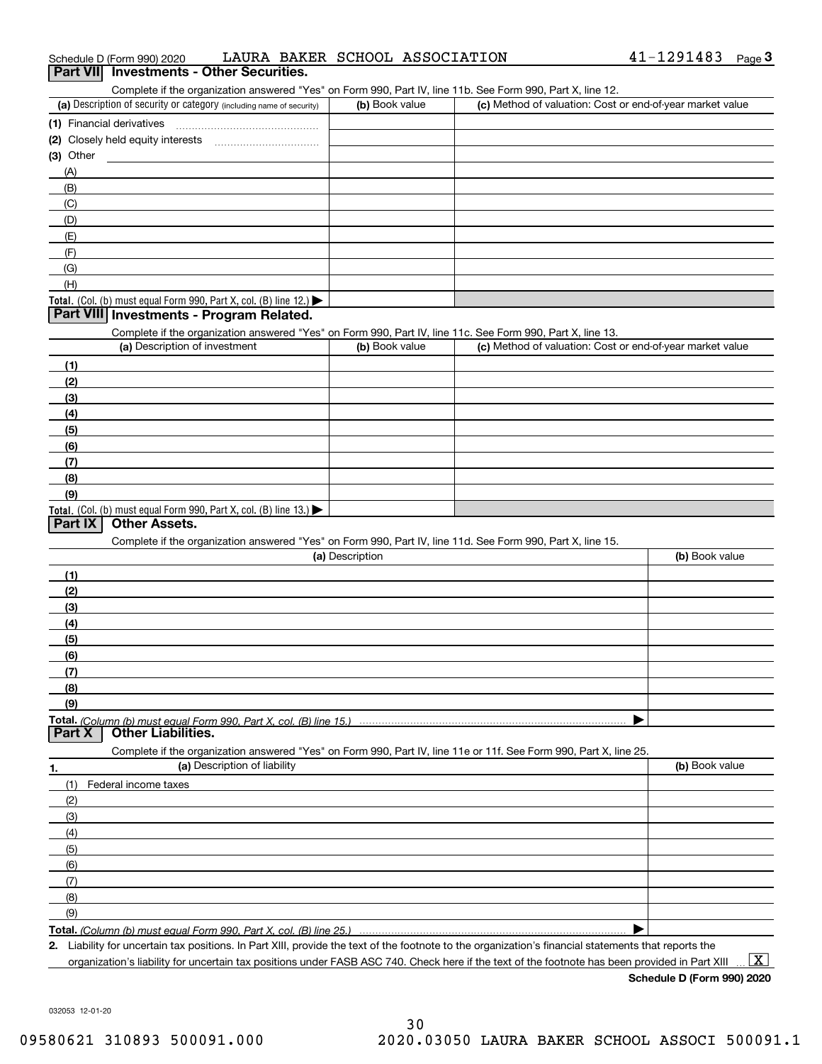Schedule D (Form 990) 2020 LAURA BAKER SCHOOL ASSOCIATION 41-1291483 Page 3

## Part VII Investments - Other Securities.

Complete if the organization answered "Yes" on Form 990, Part IV, line 11b. See Form 990, Part X, line 12.

| (a) Description of security or category (including name of security) | (b) Book value | (c) Method of valuation: Cost or end-of-year market value |
|---|---|---|
| (1) Financial derivatives | | |
| (2) Closely held equity interests | | |
| (3) Other | | |
| (A) | | |
| (B) | | |
| (C) | | |
| (D) | | |
| (E) | | |
| (F) | | |
| (G) | | |
| (H) | | |
| **Total.** (Col. (b) must equal Form 990, Part X, col. (B) line 12.) ▶ | | |

## Part VIII Investments - Program Related.

Complete if the organization answered "Yes" on Form 990, Part IV, line 11c. See Form 990, Part X, line 13.

| (a) Description of investment | (b) Book value | (c) Method of valuation: Cost or end-of-year market value |
|---|---|---|
| (1) | | |
| (2) | | |
| (3) | | |
| (4) | | |
| (5) | | |
| (6) | | |
| (7) | | |
| (8) | | |
| (9) | | |
| **Total.** (Col. (b) must equal Form 990, Part X, col. (B) line 13.) ▶ | | |

## Part IX Other Assets.

Complete if the organization answered "Yes" on Form 990, Part IV, line 11d. See Form 990, Part X, line 15.

| (a) Description | (b) Book value |
|---|---|
| (1) | |
| (2) | |
| (3) | |
| (4) | |
| (5) | |
| (6) | |
| (7) | |
| (8) | |
| (9) | |
| **Total.** *(Column (b) must equal Form 990, Part X, col. (B) line 15.)* ▶ | |

## Part X Other Liabilities.

Complete if the organization answered "Yes" on Form 990, Part IV, line 11e or 11f. See Form 990, Part X, line 25.

| 1. (a) Description of liability | (b) Book value |
|---|---|
| (1) Federal income taxes | |
| (2) | |
| (3) | |
| (4) | |
| (5) | |
| (6) | |
| (7) | |
| (8) | |
| (9) | |
| **Total.** *(Column (b) must equal Form 990, Part X, col. (B) line 25.)* ▶ | |

**2.** Liability for uncertain tax positions. In Part XIII, provide the text of the footnote to the organization's financial statements that reports the organization's liability for uncertain tax positions under FASB ASC 740. Check here if the text of the footnote has been provided in Part XIII ... [X]

**Schedule D (Form 990) 2020**

032053 12-01-20

09580621 310893 500091.000 2020.03050 LAURA BAKER SCHOOL ASSOCI 500091.1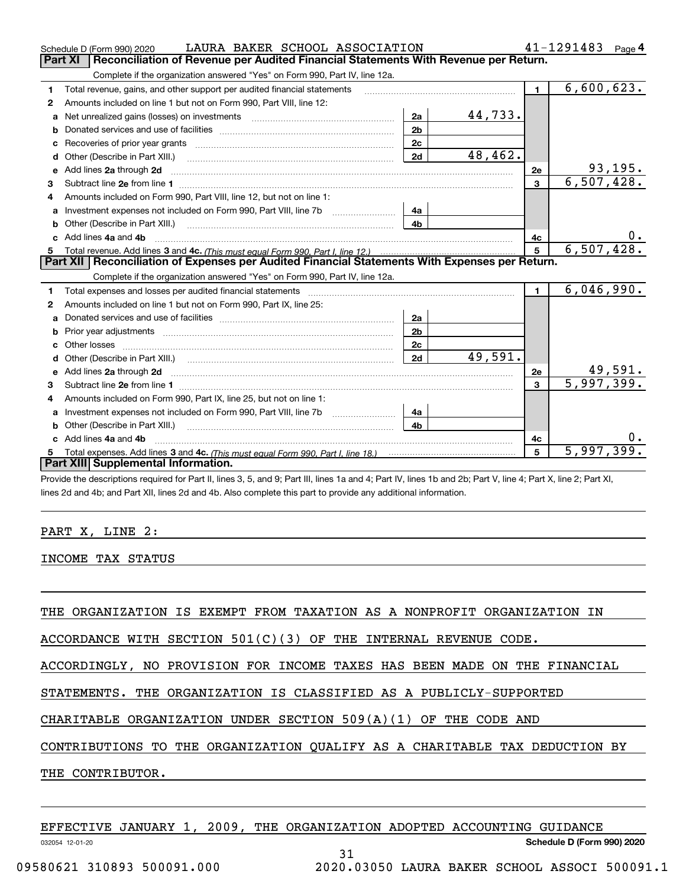Schedule D (Form 990) 2020 LAURA BAKER SCHOOL ASSOCIATION 41-1291483 Page 4

## Part XI Reconciliation of Revenue per Audited Financial Statements With Revenue per Return.

Complete if the organization answered "Yes" on Form 990, Part IV, line 12a.

| | | | | | |
|---|---|---|---|---|---|
| 1 | Total revenue, gains, and other support per audited financial statements | | | 1 | 6,600,623. |
| 2 | Amounts included on line 1 but not on Form 990, Part VIII, line 12: | | | | |
| a | Net unrealized gains (losses) on investments | 2a | 44,733. | | |
| b | Donated services and use of facilities | 2b | | | |
| c | Recoveries of prior year grants | 2c | | | |
| d | Other (Describe in Part XIII.) | 2d | 48,462. | | |
| e | Add lines 2a through 2d | | | 2e | 93,195. |
| 3 | Subtract line 2e from line 1 | | | 3 | 6,507,428. |
| 4 | Amounts included on Form 990, Part VIII, line 12, but not on line 1: | | | | |
| a | Investment expenses not included on Form 990, Part VIII, line 7b | 4a | | | |
| b | Other (Describe in Part XIII.) | 4b | | | |
| c | Add lines 4a and 4b | | | 4c | 0. |
| 5 | Total revenue. Add lines 3 and 4c. *(This must equal Form 990, Part I, line 12.)* | | | 5 | 6,507,428. |

## Part XII Reconciliation of Expenses per Audited Financial Statements With Expenses per Return.

Complete if the organization answered "Yes" on Form 990, Part IV, line 12a.

| | | | | | |
|---|---|---|---|---|---|
| 1 | Total expenses and losses per audited financial statements | | | 1 | 6,046,990. |
| 2 | Amounts included on line 1 but not on Form 990, Part IX, line 25: | | | | |
| a | Donated services and use of facilities | 2a | | | |
| b | Prior year adjustments | 2b | | | |
| c | Other losses | 2c | | | |
| d | Other (Describe in Part XIII.) | 2d | 49,591. | | |
| e | Add lines 2a through 2d | | | 2e | 49,591. |
| 3 | Subtract line 2e from line 1 | | | 3 | 5,997,399. |
| 4 | Amounts included on Form 990, Part IX, line 25, but not on line 1: | | | | |
| a | Investment expenses not included on Form 990, Part VIII, line 7b | 4a | | | |
| b | Other (Describe in Part XIII.) | 4b | | | |
| c | Add lines 4a and 4b | | | 4c | 0. |
| 5 | Total expenses. Add lines 3 and 4c. *(This must equal Form 990, Part I, line 18.)* | | | 5 | 5,997,399. |

## Part XIII Supplemental Information.

Provide the descriptions required for Part II, lines 3, 5, and 9; Part III, lines 1a and 4; Part IV, lines 1b and 2b; Part V, line 4; Part X, line 2; Part XI, lines 2d and 4b; and Part XII, lines 2d and 4b. Also complete this part to provide any additional information.

PART X, LINE 2:

INCOME TAX STATUS

THE ORGANIZATION IS EXEMPT FROM TAXATION AS A NONPROFIT ORGANIZATION IN ACCORDANCE WITH SECTION 501(C)(3) OF THE INTERNAL REVENUE CODE. ACCORDINGLY, NO PROVISION FOR INCOME TAXES HAS BEEN MADE ON THE FINANCIAL STATEMENTS. THE ORGANIZATION IS CLASSIFIED AS A PUBLICLY-SUPPORTED CHARITABLE ORGANIZATION UNDER SECTION 509(A)(1) OF THE CODE AND CONTRIBUTIONS TO THE ORGANIZATION QUALIFY AS A CHARITABLE TAX DEDUCTION BY THE CONTRIBUTOR.

EFFECTIVE JANUARY 1, 2009, THE ORGANIZATION ADOPTED ACCOUNTING GUIDANCE

032054 12-01-20 Schedule D (Form 990) 2020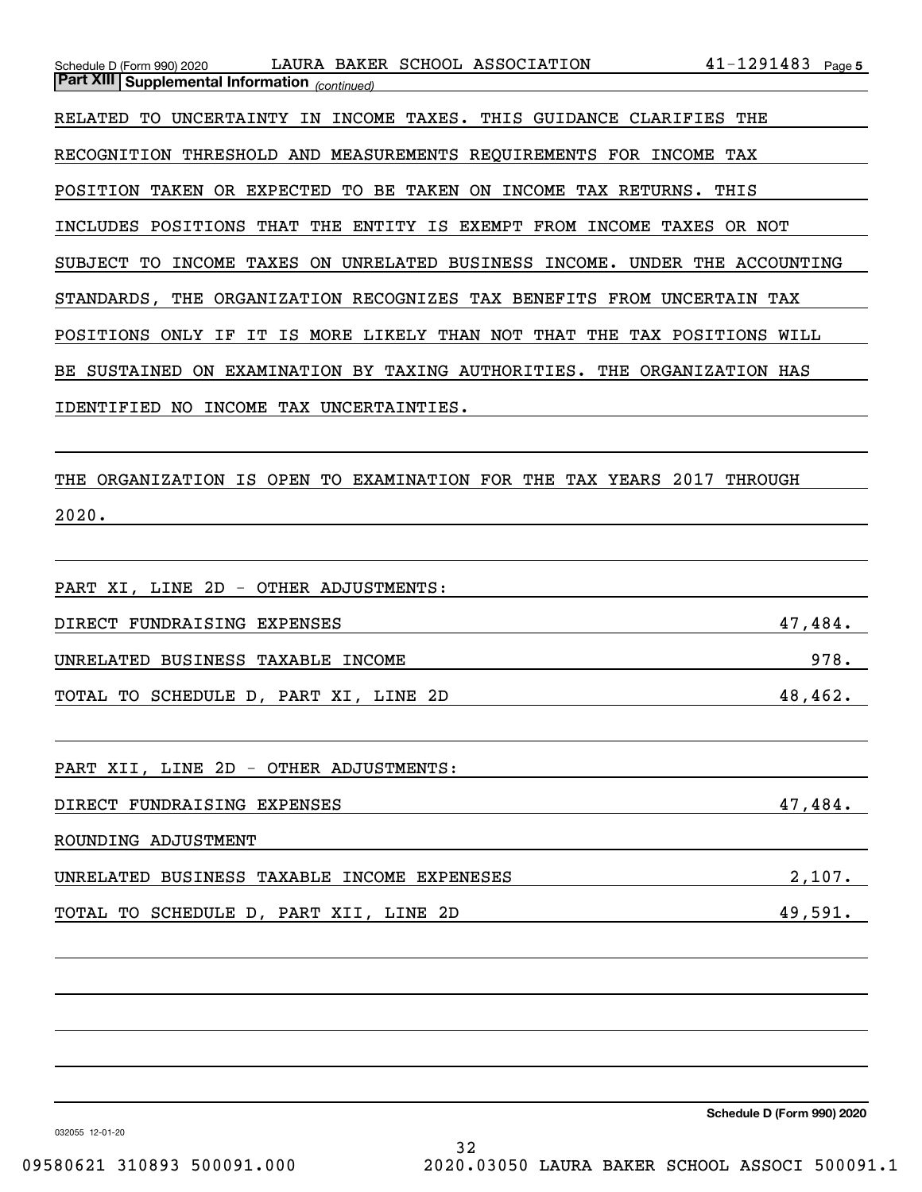**Part XIII** **Supplemental Information** *(continued)*

RELATED TO UNCERTAINTY IN INCOME TAXES. THIS GUIDANCE CLARIFIES THE RECOGNITION THRESHOLD AND MEASUREMENTS REQUIREMENTS FOR INCOME TAX POSITION TAKEN OR EXPECTED TO BE TAKEN ON INCOME TAX RETURNS. THIS INCLUDES POSITIONS THAT THE ENTITY IS EXEMPT FROM INCOME TAXES OR NOT SUBJECT TO INCOME TAXES ON UNRELATED BUSINESS INCOME. UNDER THE ACCOUNTING STANDARDS, THE ORGANIZATION RECOGNIZES TAX BENEFITS FROM UNCERTAIN TAX POSITIONS ONLY IF IT IS MORE LIKELY THAN NOT THAT THE TAX POSITIONS WILL BE SUSTAINED ON EXAMINATION BY TAXING AUTHORITIES. THE ORGANIZATION HAS IDENTIFIED NO INCOME TAX UNCERTAINTIES.

THE ORGANIZATION IS OPEN TO EXAMINATION FOR THE TAX YEARS 2017 THROUGH 2020.

PART XI, LINE 2D - OTHER ADJUSTMENTS:

| | |
|---|---|
| DIRECT FUNDRAISING EXPENSES | 47,484. |
| UNRELATED BUSINESS TAXABLE INCOME | 978. |
| TOTAL TO SCHEDULE D, PART XI, LINE 2D | 48,462. |

PART XII, LINE 2D - OTHER ADJUSTMENTS:

| | |
|---|---|
| DIRECT FUNDRAISING EXPENSES | 47,484. |
| ROUNDING ADJUSTMENT | |
| UNRELATED BUSINESS TAXABLE INCOME EXPENESES | 2,107. |
| TOTAL TO SCHEDULE D, PART XII, LINE 2D | 49,591. |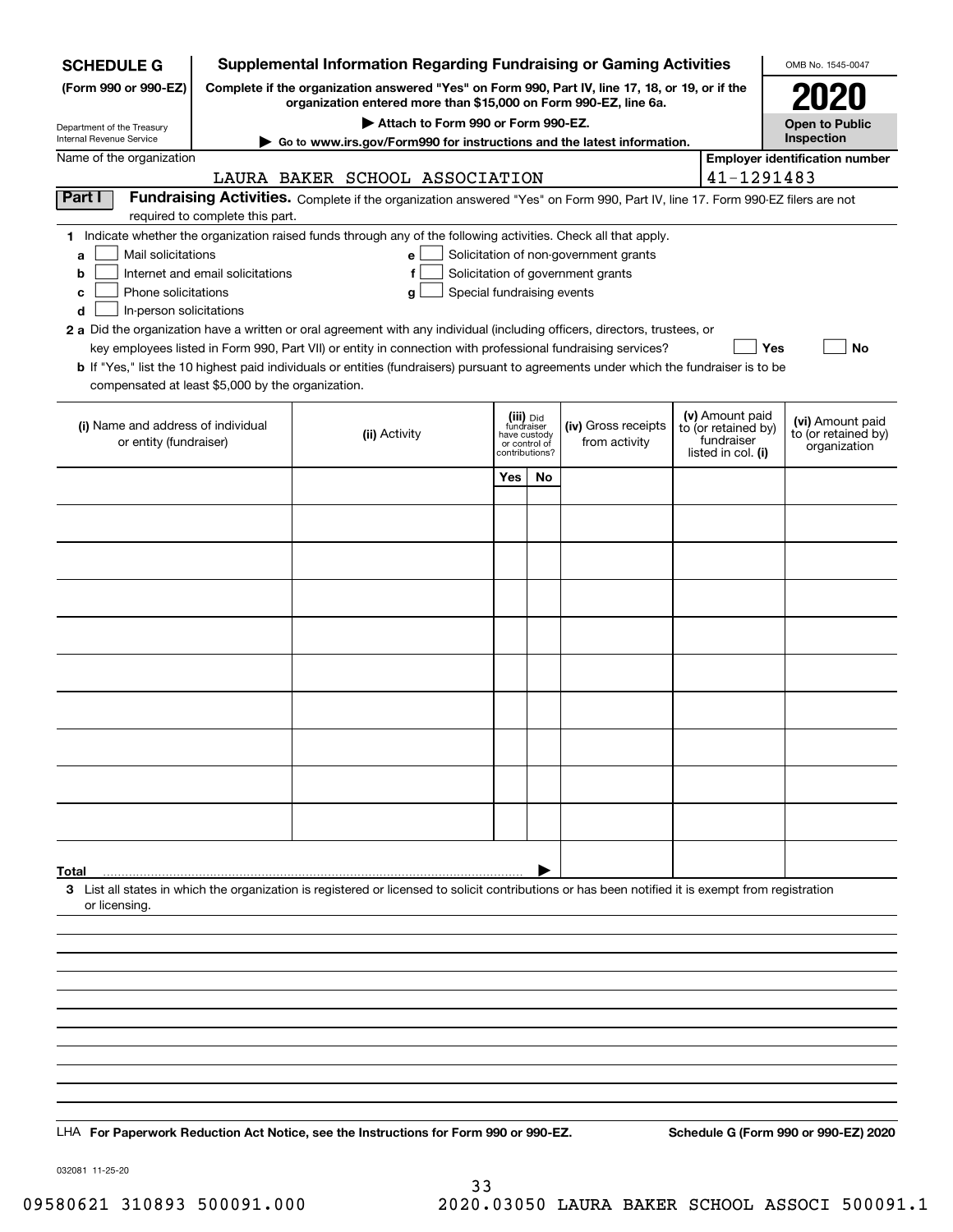**SCHEDULE G (Form 990 or 990-EZ)**

Department of the Treasury
Internal Revenue Service

# Supplemental Information Regarding Fundraising or Gaming Activities

**Complete if the organization answered "Yes" on Form 990, Part IV, line 17, 18, or 19, or if the organization entered more than $15,000 on Form 990-EZ, line 6a.**

▶ **Attach to Form 990 or Form 990-EZ.**

▶ **Go to www.irs.gov/Form990 for instructions and the latest information.**

OMB No. 1545-0047

**2020**

**Open to Public Inspection**

Name of the organization: LAURA BAKER SCHOOL ASSOCIATION

**Employer identification number:** 41-1291483

**Part I — Fundraising Activities.** Complete if the organization answered "Yes" on Form 990, Part IV, line 17. Form 990-EZ filers are not required to complete this part.

**1** Indicate whether the organization raised funds through any of the following activities. Check all that apply.

- **a** ☐ Mail solicitations
- **b** ☐ Internet and email solicitations
- **c** ☐ Phone solicitations
- **d** ☐ In-person solicitations
- **e** ☐ Solicitation of non-government grants
- **f** ☐ Solicitation of government grants
- **g** ☐ Special fundraising events

**2 a** Did the organization have a written or oral agreement with any individual (including officers, directors, trustees, or key employees listed in Form 990, Part VII) or entity in connection with professional fundraising services? ☐ **Yes** ☐ **No**

**b** If "Yes," list the 10 highest paid individuals or entities (fundraisers) pursuant to agreements under which the fundraiser is to be compensated at least $5,000 by the organization.

| (i) Name and address of individual or entity (fundraiser) | (ii) Activity | (iii) Did fundraiser have custody or control of contributions? | | (iv) Gross receipts from activity | (v) Amount paid to (or retained by) fundraiser listed in col. (i) | (vi) Amount paid to (or retained by) organization |
|---|---|---|---|---|---|---|
| | | Yes | No | | | |
| | | | | | | |
| | | | | | | |
| | | | | | | |
| | | | | | | |
| | | | | | | |
| | | | | | | |
| | | | | | | |
| | | | | | | |
| | | | | | | |
| | | | | | | |
| **Total** ▶ | | | | | | |

**3** List all states in which the organization is registered or licensed to solicit contributions or has been notified it is exempt from registration or licensing.

LHA **For Paperwork Reduction Act Notice, see the Instructions for Form 990 or 990-EZ.** **Schedule G (Form 990 or 990-EZ) 2020**

032081 11-25-20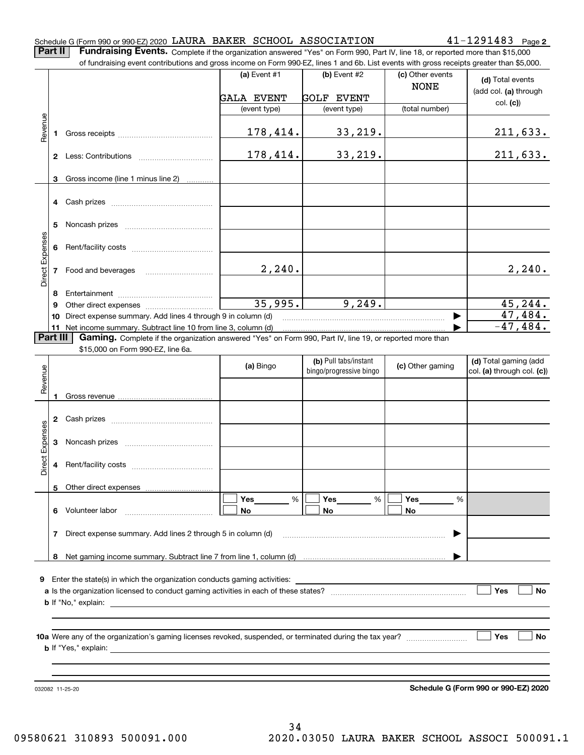Schedule G (Form 990 or 990-EZ) 2020 LAURA BAKER SCHOOL ASSOCIATION 41-1291483 Page 2

**Part II** **Fundraising Events.** Complete if the organization answered "Yes" on Form 990, Part IV, line 18, or reported more than $15,000 of fundraising event contributions and gross income on Form 990-EZ, lines 1 and 6b. List events with gross receipts greater than $5,000.

| | | (a) Event #1<br>GALA EVENT<br>(event type) | (b) Event #2<br>GOLF EVENT<br>(event type) | (c) Other events<br>NONE<br>(total number) | (d) Total events (add col. (a) through col. (c)) |
|---|---|---|---|---|---|
| Revenue | 1 Gross receipts | 178,414. | 33,219. | | 211,633. |
| | 2 Less: Contributions | 178,414. | 33,219. | | 211,633. |
| | 3 Gross income (line 1 minus line 2) | | | | |
| Direct Expenses | 4 Cash prizes | | | | |
| | 5 Noncash prizes | | | | |
| | 6 Rent/facility costs | | | | |
| | 7 Food and beverages | 2,240. | | | 2,240. |
| | 8 Entertainment | | | | |
| | 9 Other direct expenses | 35,995. | 9,249. | | 45,244. |
| | 10 Direct expense summary. Add lines 4 through 9 in column (d) | | | | 47,484. |
| | 11 Net income summary. Subtract line 10 from line 3, column (d) | | | | -47,484. |

**Part III** **Gaming.** Complete if the organization answered "Yes" on Form 990, Part IV, line 19, or reported more than $15,000 on Form 990-EZ, line 6a.

| | | (a) Bingo | (b) Pull tabs/instant bingo/progressive bingo | (c) Other gaming | (d) Total gaming (add col. (a) through col. (c)) |
|---|---|---|---|---|---|
| Revenue | 1 Gross revenue | | | | |
| Direct Expenses | 2 Cash prizes | | | | |
| | 3 Noncash prizes | | | | |
| | 4 Rent/facility costs | | | | |
| | 5 Other direct expenses | | | | |
| | 6 Volunteer labor | ☐ Yes ____ %<br>☐ No | ☐ Yes ____ %<br>☐ No | ☐ Yes ____ %<br>☐ No | |
| | 7 Direct expense summary. Add lines 2 through 5 in column (d) | | | | |
| | 8 Net gaming income summary. Subtract line 7 from line 1, column (d) | | | | |

9 Enter the state(s) in which the organization conducts gaming activities: ____

a Is the organization licensed to conduct gaming activities in each of these states? ☐ Yes ☐ No

b If "No," explain: ____

10a Were any of the organization's gaming licenses revoked, suspended, or terminated during the tax year? ☐ Yes ☐ No

b If "Yes," explain: ____

032082 11-25-20 **Schedule G (Form 990 or 990-EZ) 2020**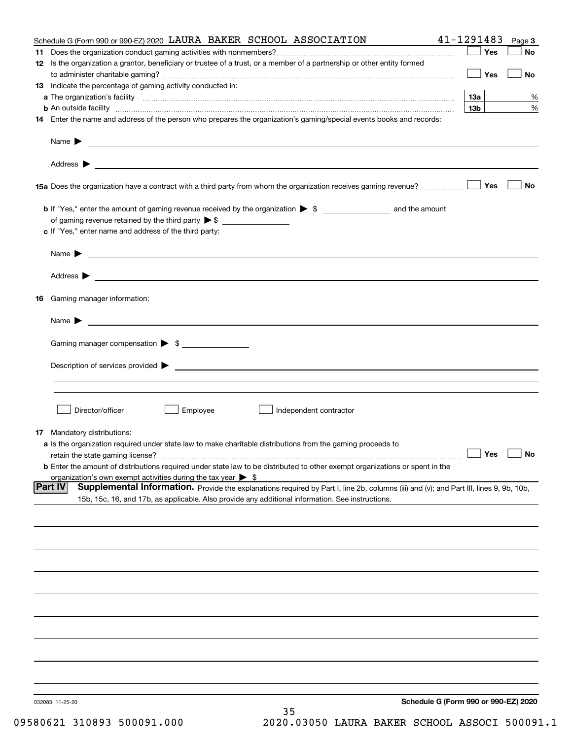Schedule G (Form 990 or 990-EZ) 2020 LAURA BAKER SCHOOL ASSOCIATION 41-1291483 Page 3

**11** Does the organization conduct gaming activities with nonmembers? ☐ Yes ☐ No

**12** Is the organization a grantor, beneficiary or trustee of a trust, or a member of a partnership or other entity formed to administer charitable gaming? ☐ Yes ☐ No

**13** Indicate the percentage of gaming activity conducted in:

**a** The organization's facility **13a** %

**b** An outside facility **13b** %

**14** Enter the name and address of the person who prepares the organization's gaming/special events books and records:

Name ▶

Address ▶

**15a** Does the organization have a contract with a third party from whom the organization receives gaming revenue? ☐ Yes ☐ No

**b** If "Yes," enter the amount of gaming revenue received by the organization ▶ $ ______ and the amount of gaming revenue retained by the third party ▶ $ ______

**c** If "Yes," enter name and address of the third party:

Name ▶

Address ▶

**16** Gaming manager information:

Name ▶

Gaming manager compensation ▶ $

Description of services provided ▶

☐ Director/officer ☐ Employee ☐ Independent contractor

**17** Mandatory distributions:

**a** Is the organization required under state law to make charitable distributions from the gaming proceeds to retain the state gaming license? ☐ Yes ☐ No

**b** Enter the amount of distributions required under state law to be distributed to other exempt organizations or spent in the organization's own exempt activities during the tax year ▶ $

**Part IV** **Supplemental Information.** Provide the explanations required by Part I, line 2b, columns (iii) and (v); and Part III, lines 9, 9b, 10b, 15b, 15c, 16, and 17b, as applicable. Also provide any additional information. See instructions.

032083 11-25-20 **Schedule G (Form 990 or 990-EZ) 2020**

09580621 310893 500091.000 2020.03050 LAURA BAKER SCHOOL ASSOCI 500091.1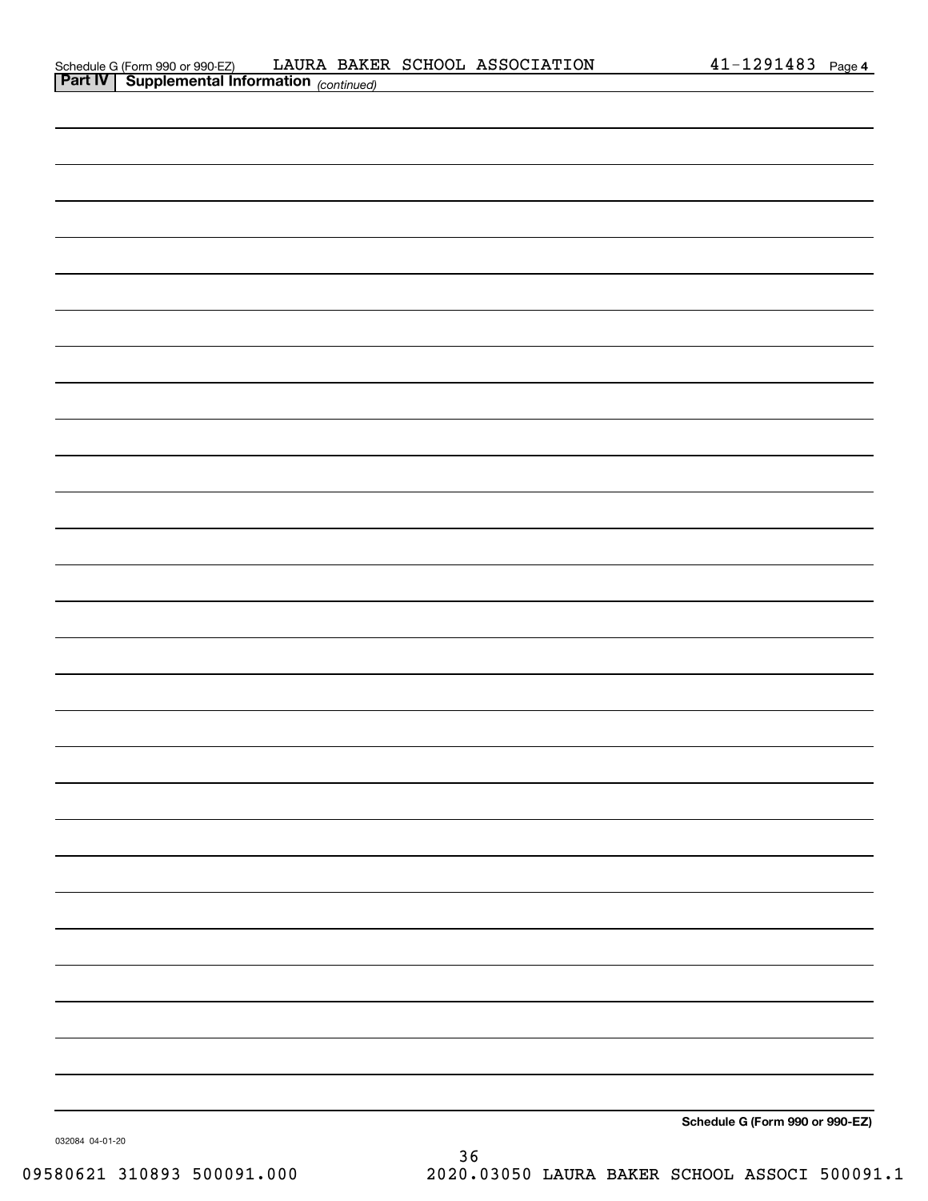Schedule G (Form 990 or 990-EZ) LAURA BAKER SCHOOL ASSOCIATION 41-1291483 Page 4

**Part IV | Supplemental Information** *(continued)*

**Schedule G (Form 990 or 990-EZ)**

032084 04-01-20

09580621 310893 500091.000 2020.03050 LAURA BAKER SCHOOL ASSOCI 500091.1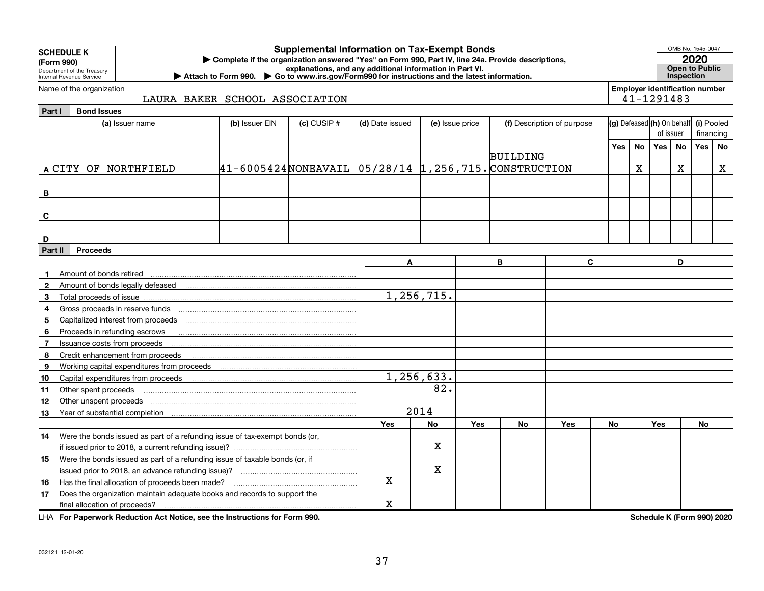**SCHEDULE K (Form 990)**
Department of the Treasury
Internal Revenue Service

# Supplemental Information on Tax-Exempt Bonds

▶ Complete if the organization answered "Yes" on Form 990, Part IV, line 24a. Provide descriptions, explanations, and any additional information in Part VI.
▶ Attach to Form 990. ▶ Go to www.irs.gov/Form990 for instructions and the latest information.

OMB No. 1545-0047
**2020**
**Open to Public Inspection**

Name of the organization: LAURA BAKER SCHOOL ASSOCIATION
Employer identification number: 41-1291483

## Part I Bond Issues

| | (a) Issuer name | (b) Issuer EIN | (c) CUSIP # | (d) Date issued | (e) Issue price | (f) Description of purpose | (g) Defeased Yes | (g) Defeased No | (h) On behalf of issuer Yes | (h) On behalf of issuer No | (i) Pooled financing Yes | (i) Pooled financing No |
|---|---|---|---|---|---|---|---|---|---|---|---|---|
| A | CITY OF NORTHFIELD | 41-6005424 | NONEAVAIL | 05/28/14 | 1,256,715. | BUILDING CONSTRUCTION | | X | | X | | X |
| B | | | | | | | | | | | | |
| C | | | | | | | | | | | | |
| D | | | | | | | | | | | | |

## Part II Proceeds

| | | A | B | C | D |
|---|---|---|---|---|---|
| 1 | Amount of bonds retired | | | | |
| 2 | Amount of bonds legally defeased | | | | |
| 3 | Total proceeds of issue | 1,256,715. | | | |
| 4 | Gross proceeds in reserve funds | | | | |
| 5 | Capitalized interest from proceeds | | | | |
| 6 | Proceeds in refunding escrows | | | | |
| 7 | Issuance costs from proceeds | | | | |
| 8 | Credit enhancement from proceeds | | | | |
| 9 | Working capital expenditures from proceeds | | | | |
| 10 | Capital expenditures from proceeds | 1,256,633. | | | |
| 11 | Other spent proceeds | 82. | | | |
| 12 | Other unspent proceeds | | | | |
| 13 | Year of substantial completion | 2014 | | | |

| | | A Yes | A No | B Yes | B No | C Yes | C No | D Yes | D No |
|---|---|---|---|---|---|---|---|---|---|
| 14 | Were the bonds issued as part of a refunding issue of tax-exempt bonds (or, if issued prior to 2018, a current refunding issue)? | | X | | | | | | |
| 15 | Were the bonds issued as part of a refunding issue of taxable bonds (or, if issued prior to 2018, an advance refunding issue)? | | X | | | | | | |
| 16 | Has the final allocation of proceeds been made? | X | | | | | | | |
| 17 | Does the organization maintain adequate books and records to support the final allocation of proceeds? | X | | | | | | | |

LHA **For Paperwork Reduction Act Notice, see the Instructions for Form 990.** **Schedule K (Form 990) 2020**

032121 12-01-20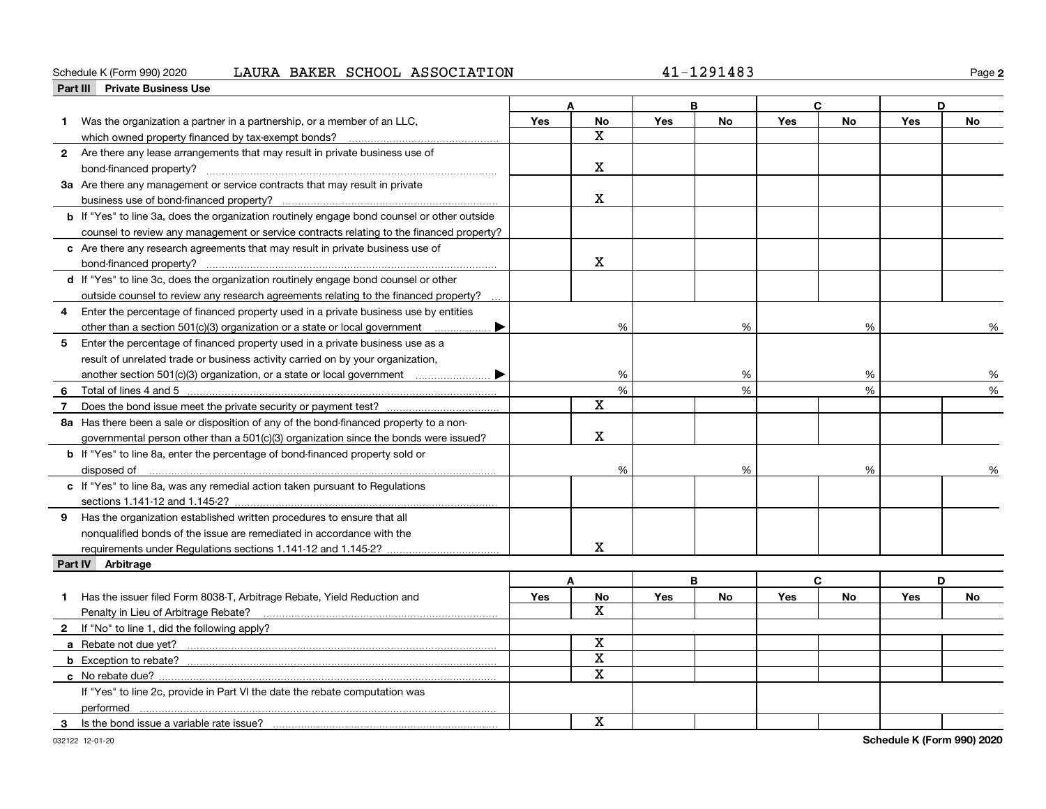Schedule K (Form 990) 2020 LAURA BAKER SCHOOL ASSOCIATION 41-1291483

## Part III Private Business Use

| | A | | B | | C | | D | |
|---|---|---|---|---|---|---|---|---|
| | Yes | No | Yes | No | Yes | No | Yes | No |
| **1** Was the organization a partner in a partnership, or a member of an LLC, which owned property financed by tax-exempt bonds? | | X | | | | | | |
| **2** Are there any lease arrangements that may result in private business use of bond-financed property? | | X | | | | | | |
| **3a** Are there any management or service contracts that may result in private business use of bond-financed property? | | X | | | | | | |
| **b** If "Yes" to line 3a, does the organization routinely engage bond counsel or other outside counsel to review any management or service contracts relating to the financed property? | | | | | | | | |
| **c** Are there any research agreements that may result in private business use of bond-financed property? | | X | | | | | | |
| **d** If "Yes" to line 3c, does the organization routinely engage bond counsel or other outside counsel to review any research agreements relating to the financed property? | | | | | | | | |
| **4** Enter the percentage of financed property used in a private business use by entities other than a section 501(c)(3) organization or a state or local government ▶ | | % | | % | | % | | % |
| **5** Enter the percentage of financed property used in a private business use as a result of unrelated trade or business activity carried on by your organization, another section 501(c)(3) organization, or a state or local government ▶ | | % | | % | | % | | % |
| **6** Total of lines 4 and 5 | | % | | % | | % | | % |
| **7** Does the bond issue meet the private security or payment test? | | X | | | | | | |
| **8a** Has there been a sale or disposition of any of the bond-financed property to a nongovernmental person other than a 501(c)(3) organization since the bonds were issued? | | X | | | | | | |
| **b** If "Yes" to line 8a, enter the percentage of bond-financed property sold or disposed of | | % | | % | | % | | % |
| **c** If "Yes" to line 8a, was any remedial action taken pursuant to Regulations sections 1.141-12 and 1.145-2? | | | | | | | | |
| **9** Has the organization established written procedures to ensure that all nonqualified bonds of the issue are remediated in accordance with the requirements under Regulations sections 1.141-12 and 1.145-2? | | X | | | | | | |

## Part IV Arbitrage

| | A | | B | | C | | D | |
|---|---|---|---|---|---|---|---|---|
| | Yes | No | Yes | No | Yes | No | Yes | No |
| **1** Has the issuer filed Form 8038-T, Arbitrage Rebate, Yield Reduction and Penalty in Lieu of Arbitrage Rebate? | | X | | | | | | |
| **2** If "No" to line 1, did the following apply? | | | | | | | | |
| **a** Rebate not due yet? | | X | | | | | | |
| **b** Exception to rebate? | | X | | | | | | |
| **c** No rebate due? | | X | | | | | | |
| If "Yes" to line 2c, provide in Part VI the date the rebate computation was performed | | | | | | | | |
| **3** Is the bond issue a variable rate issue? | | X | | | | | | |

032122 12-01-20 Schedule K (Form 990) 2020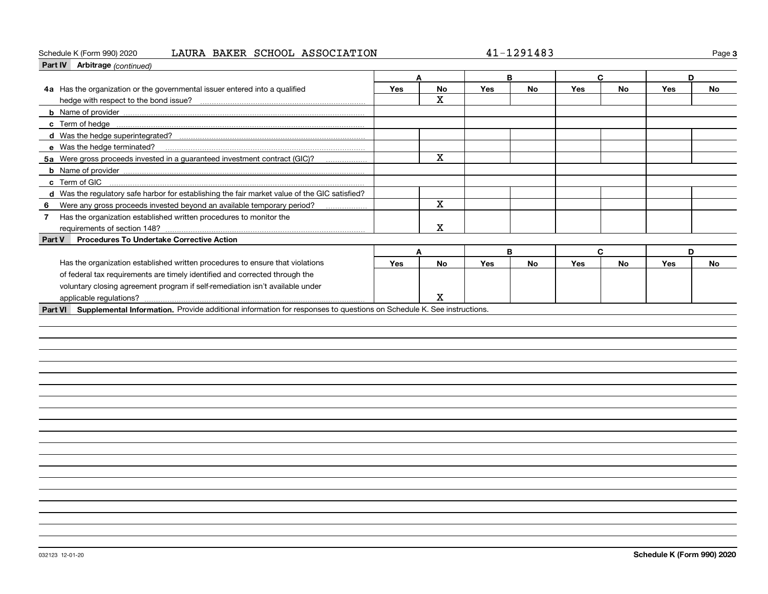Schedule K (Form 990) 2020 LAURA BAKER SCHOOL ASSOCIATION 41-1291483

## Part IV Arbitrage *(continued)*

| | A | | B | | C | | D | |
|---|---|---|---|---|---|---|---|---|
| | Yes | No | Yes | No | Yes | No | Yes | No |
| **4a** Has the organization or the governmental issuer entered into a qualified hedge with respect to the bond issue? | | X | | | | | | |
| **b** Name of provider | | | | | | | | |
| **c** Term of hedge | | | | | | | | |
| **d** Was the hedge superintegrated? | | | | | | | | |
| **e** Was the hedge terminated? | | | | | | | | |
| **5a** Were gross proceeds invested in a guaranteed investment contract (GIC)? | | X | | | | | | |
| **b** Name of provider | | | | | | | | |
| **c** Term of GIC | | | | | | | | |
| **d** Was the regulatory safe harbor for establishing the fair market value of the GIC satisfied? | | | | | | | | |
| **6** Were any gross proceeds invested beyond an available temporary period? | | X | | | | | | |
| **7** Has the organization established written procedures to monitor the requirements of section 148? | | X | | | | | | |

## Part V Procedures To Undertake Corrective Action

| | A | | B | | C | | D | |
|---|---|---|---|---|---|---|---|---|
| | Yes | No | Yes | No | Yes | No | Yes | No |
| Has the organization established written procedures to ensure that violations of federal tax requirements are timely identified and corrected through the voluntary closing agreement program if self-remediation isn't available under applicable regulations? | | X | | | | | | |

## Part VI Supplemental Information.

Provide additional information for responses to questions on Schedule K. See instructions.

032123 12-01-20

**Schedule K (Form 990) 2020**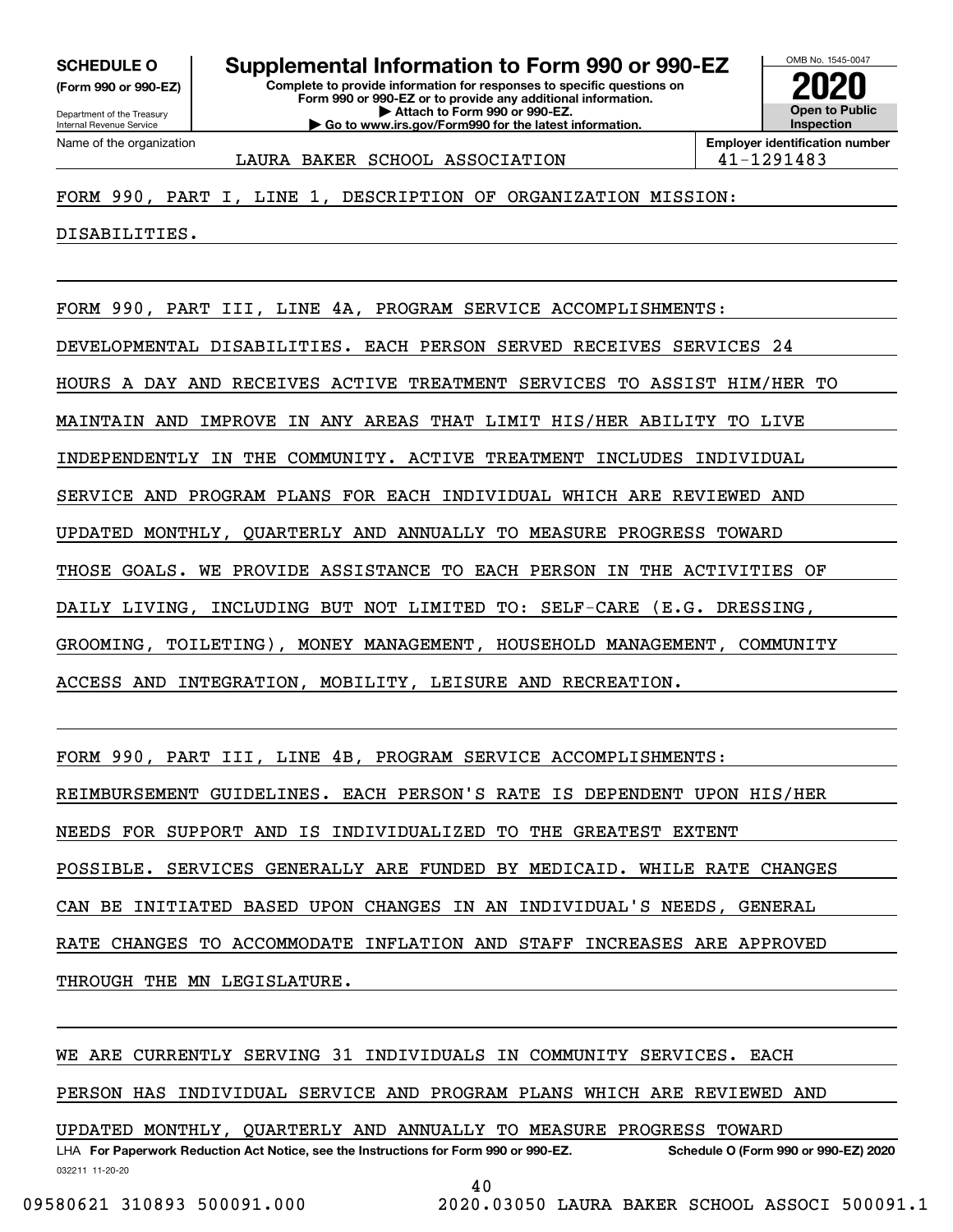**SCHEDULE O**
**(Form 990 or 990-EZ)**

Department of the Treasury
Internal Revenue Service

# Supplemental Information to Form 990 or 990-EZ

**Complete to provide information for responses to specific questions on Form 990 or 990-EZ or to provide any additional information.**
**▶ Attach to Form 990 or 990-EZ.**
**▶ Go to www.irs.gov/Form990 for the latest information.**

OMB No. 1545-0047
**2020**
**Open to Public Inspection**

| Name of the organization | Employer identification number |
|---|---|
| LAURA BAKER SCHOOL ASSOCIATION | 41-1291483 |

FORM 990, PART I, LINE 1, DESCRIPTION OF ORGANIZATION MISSION:

DISABILITIES.

FORM 990, PART III, LINE 4A, PROGRAM SERVICE ACCOMPLISHMENTS:

DEVELOPMENTAL DISABILITIES. EACH PERSON SERVED RECEIVES SERVICES 24 HOURS A DAY AND RECEIVES ACTIVE TREATMENT SERVICES TO ASSIST HIM/HER TO MAINTAIN AND IMPROVE IN ANY AREAS THAT LIMIT HIS/HER ABILITY TO LIVE INDEPENDENTLY IN THE COMMUNITY. ACTIVE TREATMENT INCLUDES INDIVIDUAL SERVICE AND PROGRAM PLANS FOR EACH INDIVIDUAL WHICH ARE REVIEWED AND UPDATED MONTHLY, QUARTERLY AND ANNUALLY TO MEASURE PROGRESS TOWARD THOSE GOALS. WE PROVIDE ASSISTANCE TO EACH PERSON IN THE ACTIVITIES OF DAILY LIVING, INCLUDING BUT NOT LIMITED TO: SELF-CARE (E.G. DRESSING, GROOMING, TOILETING), MONEY MANAGEMENT, HOUSEHOLD MANAGEMENT, COMMUNITY ACCESS AND INTEGRATION, MOBILITY, LEISURE AND RECREATION.

FORM 990, PART III, LINE 4B, PROGRAM SERVICE ACCOMPLISHMENTS:

REIMBURSEMENT GUIDELINES. EACH PERSON'S RATE IS DEPENDENT UPON HIS/HER NEEDS FOR SUPPORT AND IS INDIVIDUALIZED TO THE GREATEST EXTENT POSSIBLE. SERVICES GENERALLY ARE FUNDED BY MEDICAID. WHILE RATE CHANGES CAN BE INITIATED BASED UPON CHANGES IN AN INDIVIDUAL'S NEEDS, GENERAL RATE CHANGES TO ACCOMMODATE INFLATION AND STAFF INCREASES ARE APPROVED THROUGH THE MN LEGISLATURE.

WE ARE CURRENTLY SERVING 31 INDIVIDUALS IN COMMUNITY SERVICES. EACH PERSON HAS INDIVIDUAL SERVICE AND PROGRAM PLANS WHICH ARE REVIEWED AND UPDATED MONTHLY, QUARTERLY AND ANNUALLY TO MEASURE PROGRESS TOWARD

LHA **For Paperwork Reduction Act Notice, see the Instructions for Form 990 or 990-EZ.** **Schedule O (Form 990 or 990-EZ) 2020**
032211 11-20-20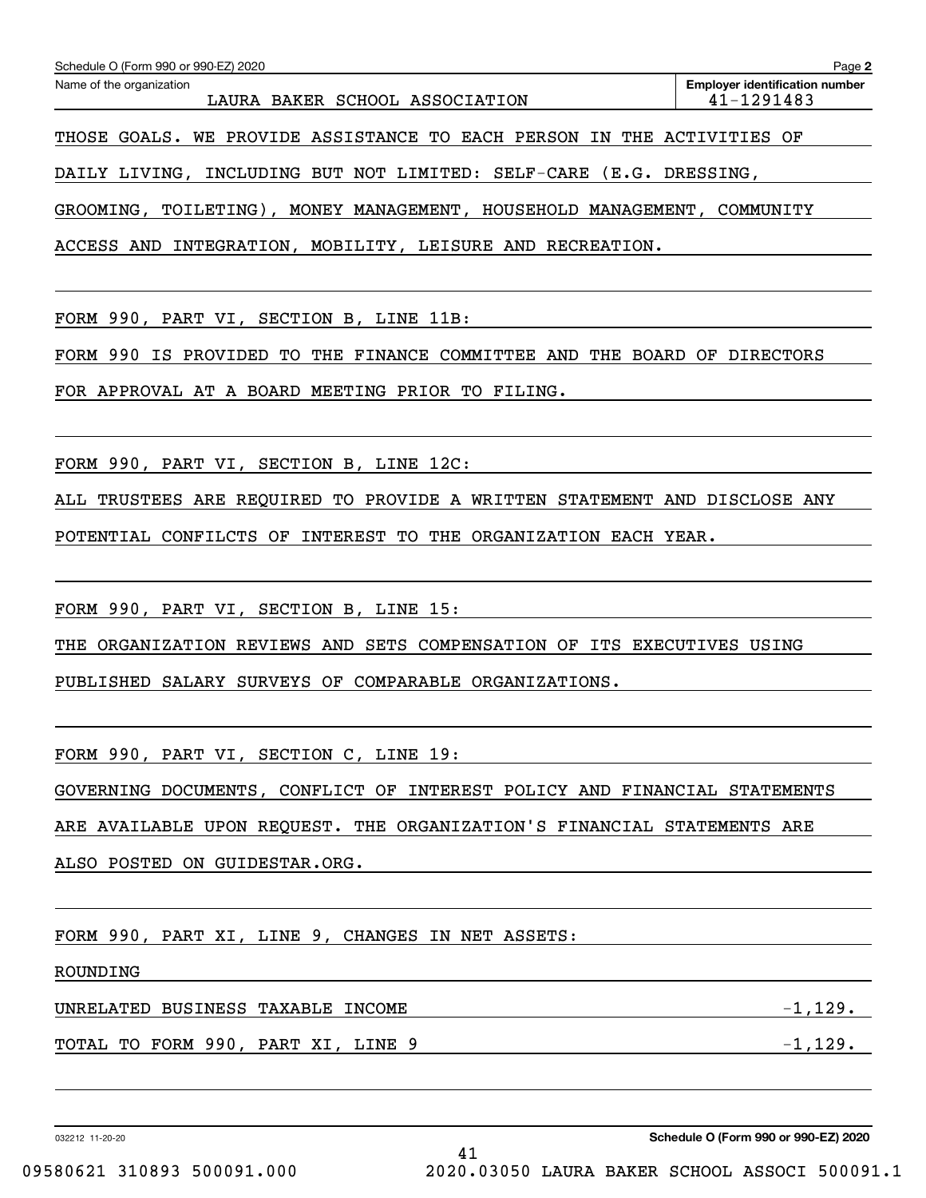Name of the organization LAURA BAKER SCHOOL ASSOCIATION

Employer identification number 41-1291483

THOSE GOALS. WE PROVIDE ASSISTANCE TO EACH PERSON IN THE ACTIVITIES OF DAILY LIVING, INCLUDING BUT NOT LIMITED: SELF-CARE (E.G. DRESSING, GROOMING, TOILETING), MONEY MANAGEMENT, HOUSEHOLD MANAGEMENT, COMMUNITY ACCESS AND INTEGRATION, MOBILITY, LEISURE AND RECREATION.

FORM 990, PART VI, SECTION B, LINE 11B:

FORM 990 IS PROVIDED TO THE FINANCE COMMITTEE AND THE BOARD OF DIRECTORS FOR APPROVAL AT A BOARD MEETING PRIOR TO FILING.

FORM 990, PART VI, SECTION B, LINE 12C:

ALL TRUSTEES ARE REQUIRED TO PROVIDE A WRITTEN STATEMENT AND DISCLOSE ANY POTENTIAL CONFILCTS OF INTEREST TO THE ORGANIZATION EACH YEAR.

FORM 990, PART VI, SECTION B, LINE 15:

THE ORGANIZATION REVIEWS AND SETS COMPENSATION OF ITS EXECUTIVES USING PUBLISHED SALARY SURVEYS OF COMPARABLE ORGANIZATIONS.

FORM 990, PART VI, SECTION C, LINE 19:

GOVERNING DOCUMENTS, CONFLICT OF INTEREST POLICY AND FINANCIAL STATEMENTS ARE AVAILABLE UPON REQUEST. THE ORGANIZATION'S FINANCIAL STATEMENTS ARE ALSO POSTED ON GUIDESTAR.ORG.

FORM 990, PART XI, LINE 9, CHANGES IN NET ASSETS:

ROUNDING

| | |
|---|---|
| UNRELATED BUSINESS TAXABLE INCOME | -1,129. |
| TOTAL TO FORM 990, PART XI, LINE 9 | -1,129. |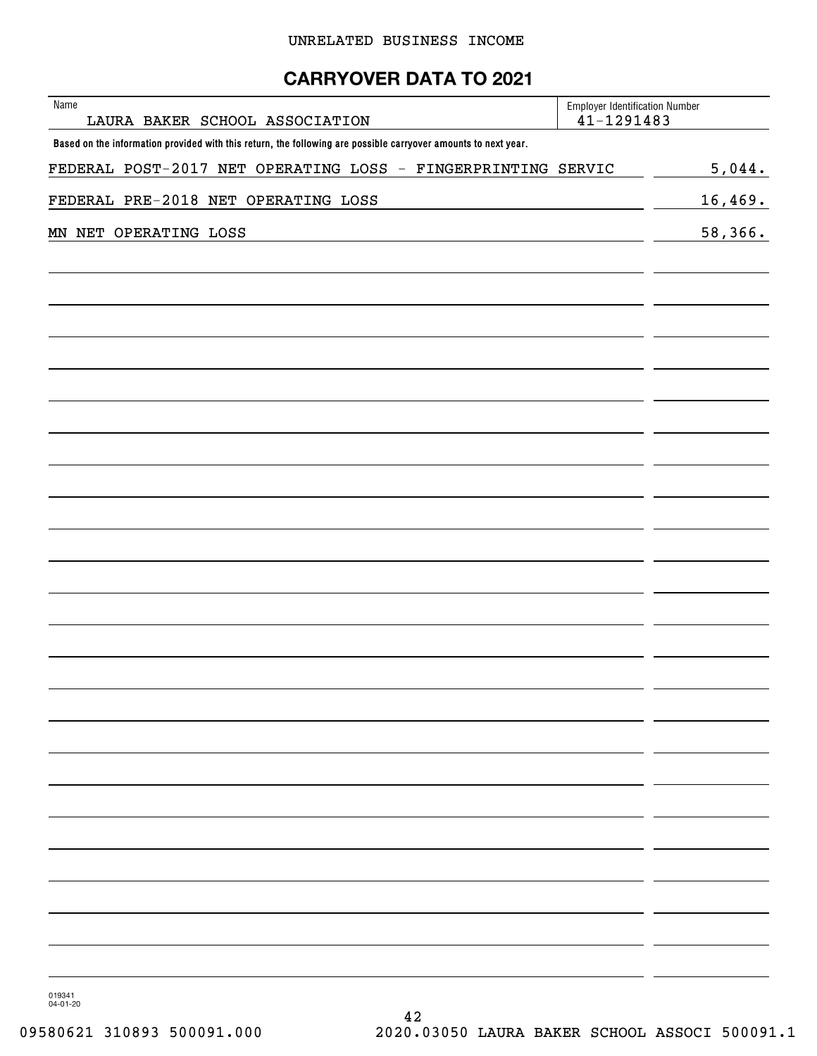UNRELATED BUSINESS INCOME

# CARRYOVER DATA TO 2021

| Name | Employer Identification Number |
| --- | --- |
| LAURA BAKER SCHOOL ASSOCIATION | 41-1291483 |

**Based on the information provided with this return, the following are possible carryover amounts to next year.**

| | |
| --- | --- |
| FEDERAL POST-2017 NET OPERATING LOSS - FINGERPRINTING SERVIC | 5,044. |
| FEDERAL PRE-2018 NET OPERATING LOSS | 16,469. |
| MN NET OPERATING LOSS | 58,366. |

019341
04-01-20

09580621 310893 500091.000 2020.03050 LAURA BAKER SCHOOL ASSOCI 500091.1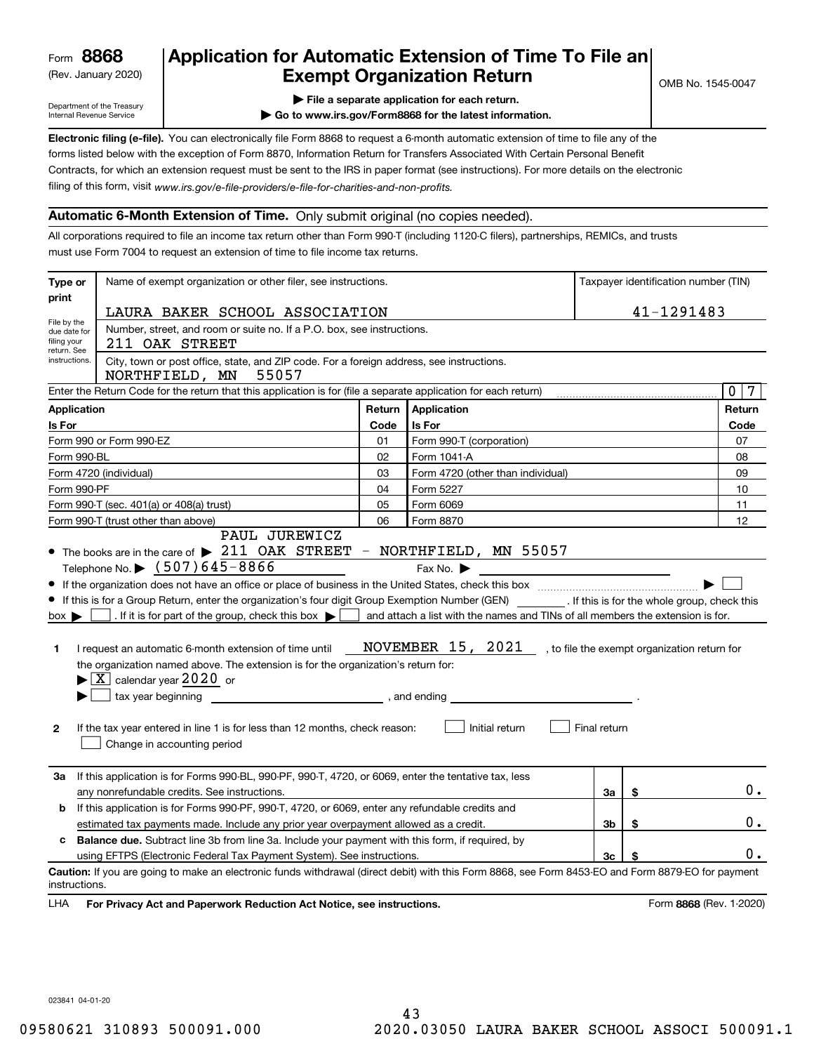Form **8868** (Rev. January 2020)

Department of the Treasury Internal Revenue Service

# Application for Automatic Extension of Time To File an Exempt Organization Return

▶ File a separate application for each return.

▶ Go to www.irs.gov/Form8868 for the latest information.

OMB No. 1545-0047

**Electronic filing (e-file).** You can electronically file Form 8868 to request a 6-month automatic extension of time to file any of the forms listed below with the exception of Form 8870, Information Return for Transfers Associated With Certain Personal Benefit Contracts, for which an extension request must be sent to the IRS in paper format (see instructions). For more details on the electronic filing of this form, visit *www.irs.gov/e-file-providers/e-file-for-charities-and-non-profits.*

## Automatic 6-Month Extension of Time. Only submit original (no copies needed).

All corporations required to file an income tax return other than Form 990-T (including 1120-C filers), partnerships, REMICs, and trusts must use Form 7004 to request an extension of time to file income tax returns.

**Type or print** — File by the due date for filing your return. See instructions.

Name of exempt organization or other filer, see instructions: LAURA BAKER SCHOOL ASSOCIATION

Taxpayer identification number (TIN): 41-1291483

Number, street, and room or suite no. If a P.O. box, see instructions: 211 OAK STREET

City, town or post office, state, and ZIP code. For a foreign address, see instructions: NORTHFIELD, MN 55057

Enter the Return Code for the return that this application is for (file a separate application for each return): 0 7

| Application Is For | Return Code | Application Is For | Return Code |
|---|---|---|---|
| Form 990 or Form 990-EZ | 01 | Form 990-T (corporation) | 07 |
| Form 990-BL | 02 | Form 1041-A | 08 |
| Form 4720 (individual) | 03 | Form 4720 (other than individual) | 09 |
| Form 990-PF | 04 | Form 5227 | 10 |
| Form 990-T (sec. 401(a) or 408(a) trust) | 05 | Form 6069 | 11 |
| Form 990-T (trust other than above) | 06 | Form 8870 | 12 |

- The books are in the care of ▶ PAUL JUREWICZ 211 OAK STREET - NORTHFIELD, MN 55057
  Telephone No. ▶ (507)645-8866 Fax No. ▶
- If the organization does not have an office or place of business in the United States, check this box ▶ ☐
- If this is for a Group Return, enter the organization's four digit Group Exemption Number (GEN) ______. If this is for the whole group, check this box ▶ ☐. If it is for part of the group, check this box ▶ ☐ and attach a list with the names and TINs of all members the extension is for.

**1** I request an automatic 6-month extension of time until NOVEMBER 15, 2021, to file the exempt organization return for the organization named above. The extension is for the organization's return for:
▶ ☒ calendar year 2020 or
▶ ☐ tax year beginning ______, and ending ______.

**2** If the tax year entered in line 1 is for less than 12 months, check reason: ☐ Initial return ☐ Final return ☐ Change in accounting period

| | | | |
|---|---|---|---|
| **3a** | If this application is for Forms 990-BL, 990-PF, 990-T, 4720, or 6069, enter the tentative tax, less any nonrefundable credits. See instructions. | 3a | $ 0. |
| **b** | If this application is for Forms 990-PF, 990-T, 4720, or 6069, enter any refundable credits and estimated tax payments made. Include any prior year overpayment allowed as a credit. | 3b | $ 0. |
| **c** | **Balance due.** Subtract line 3b from line 3a. Include your payment with this form, if required, by using EFTPS (Electronic Federal Tax Payment System). See instructions. | 3c | $ 0. |

**Caution:** If you are going to make an electronic funds withdrawal (direct debit) with this Form 8868, see Form 8453-EO and Form 8879-EO for payment instructions.

LHA **For Privacy Act and Paperwork Reduction Act Notice, see instructions.** Form **8868** (Rev. 1-2020)

023841 04-01-20

09580621 310893 500091.000 2020.03050 LAURA BAKER SCHOOL ASSOCI 500091.1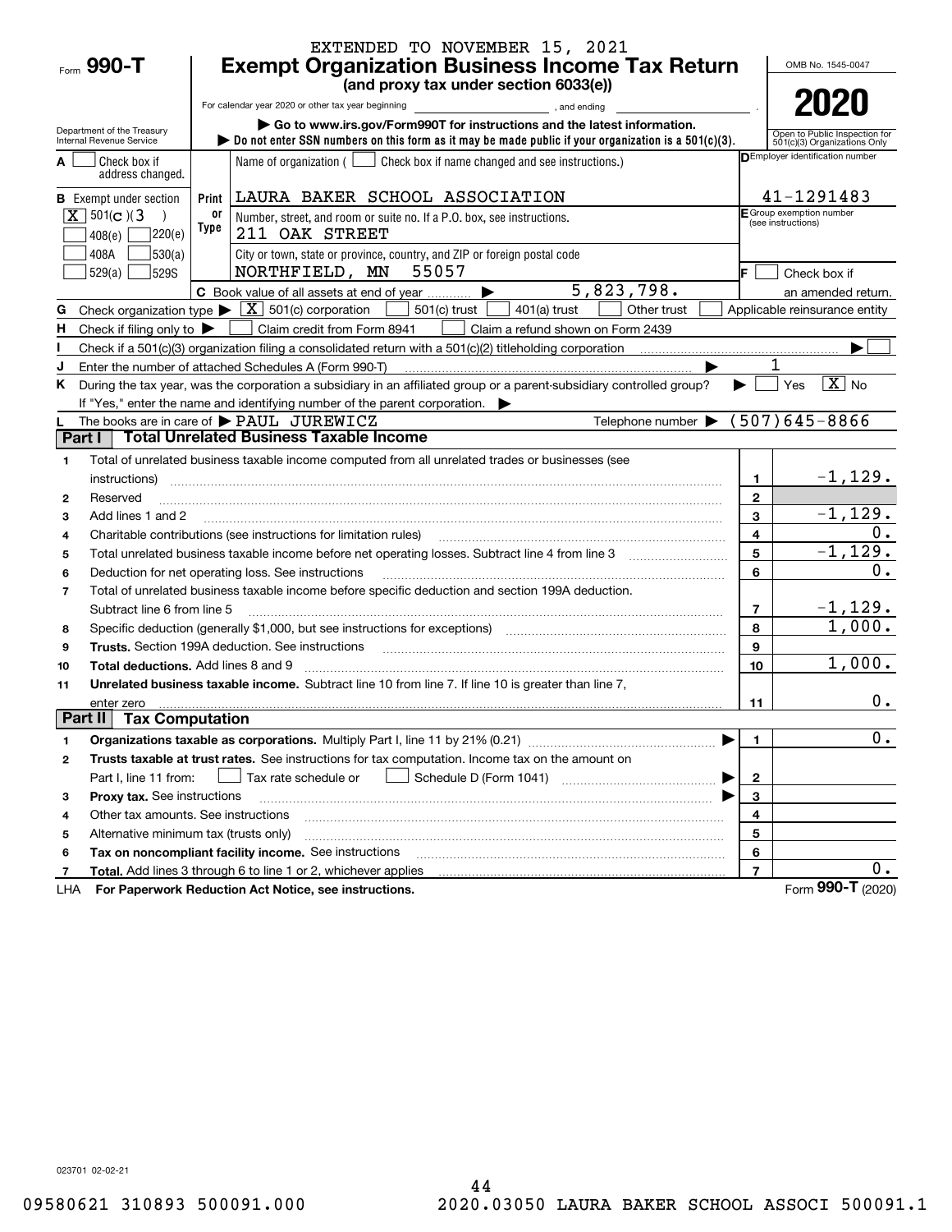EXTENDED TO NOVEMBER 15, 2021

Form **990-T**

# Exempt Organization Business Income Tax Return

**(and proxy tax under section 6033(e))**

For calendar year 2020 or other tax year beginning , and ending .

▶ Go to www.irs.gov/Form990T for instructions and the latest information.

▶ Do not enter SSN numbers on this form as it may be made public if your organization is a 501(c)(3).

Department of the Treasury
Internal Revenue Service

OMB No. 1545-0047

**2020**

Open to Public Inspection for 501(c)(3) Organizations Only

**A** ☐ Check box if address changed.

**B** Exempt under section
☒ 501(c)(3)
☐ 408(e) ☐ 220(e)
☐ 408A ☐ 530(a)
☐ 529(a) ☐ 529S

Name of organization ( ☐ Check box if name changed and see instructions.)
LAURA BAKER SCHOOL ASSOCIATION

Number, street, and room or suite no. If a P.O. box, see instructions.
211 OAK STREET

City or town, state or province, country, and ZIP or foreign postal code
NORTHFIELD, MN 55057

**C** Book value of all assets at end of year ▶ 5,823,798.

**D** Employer identification number: 41-1291483

**E** Group exemption number (see instructions)

**F** ☐ Check box if an amended return.

**G** Check organization type ▶ ☒ 501(c) corporation ☐ 501(c) trust ☐ 401(a) trust ☐ Other trust ☐ Applicable reinsurance entity

**H** Check if filing only to ▶ ☐ Claim credit from Form 8941 ☐ Claim a refund shown on Form 2439

**I** Check if a 501(c)(3) organization filing a consolidated return with a 501(c)(2) titleholding corporation ▶ ☐

**J** Enter the number of attached Schedules A (Form 990-T) ▶ 1

**K** During the tax year, was the corporation a subsidiary in an affiliated group or a parent-subsidiary controlled group? ▶ ☐ Yes ☒ No
If "Yes," enter the name and identifying number of the parent corporation. ▶

**L** The books are in care of ▶ PAUL JUREWICZ Telephone number ▶ (507)645-8866

## Part I Total Unrelated Business Taxable Income

| | | | |
|---|---|---|---|
| 1 | Total of unrelated business taxable income computed from all unrelated trades or businesses (see instructions) | 1 | -1,129. |
| 2 | Reserved | 2 | |
| 3 | Add lines 1 and 2 | 3 | -1,129. |
| 4 | Charitable contributions (see instructions for limitation rules) | 4 | 0. |
| 5 | Total unrelated business taxable income before net operating losses. Subtract line 4 from line 3 | 5 | -1,129. |
| 6 | Deduction for net operating loss. See instructions | 6 | 0. |
| 7 | Total of unrelated business taxable income before specific deduction and section 199A deduction. Subtract line 6 from line 5 | 7 | -1,129. |
| 8 | Specific deduction (generally $1,000, but see instructions for exceptions) | 8 | 1,000. |
| 9 | **Trusts.** Section 199A deduction. See instructions | 9 | |
| 10 | **Total deductions.** Add lines 8 and 9 | 10 | 1,000. |
| 11 | **Unrelated business taxable income.** Subtract line 10 from line 7. If line 10 is greater than line 7, enter zero | 11 | 0. |

## Part II Tax Computation

| | | | |
|---|---|---|---|
| 1 | **Organizations taxable as corporations.** Multiply Part I, line 11 by 21% (0.21) ▶ | 1 | 0. |
| 2 | **Trusts taxable at trust rates.** See instructions for tax computation. Income tax on the amount on Part I, line 11 from: ☐ Tax rate schedule or ☐ Schedule D (Form 1041) ▶ | 2 | |
| 3 | **Proxy tax.** See instructions ▶ | 3 | |
| 4 | Other tax amounts. See instructions | 4 | |
| 5 | Alternative minimum tax (trusts only) | 5 | |
| 6 | **Tax on noncompliant facility income.** See instructions | 6 | |
| 7 | **Total.** Add lines 3 through 6 to line 1 or 2, whichever applies | 7 | 0. |

LHA **For Paperwork Reduction Act Notice, see instructions.** Form **990-T** (2020)

023701 02-02-21

09580621 310893 500091.000 2020.03050 LAURA BAKER SCHOOL ASSOCI 500091.1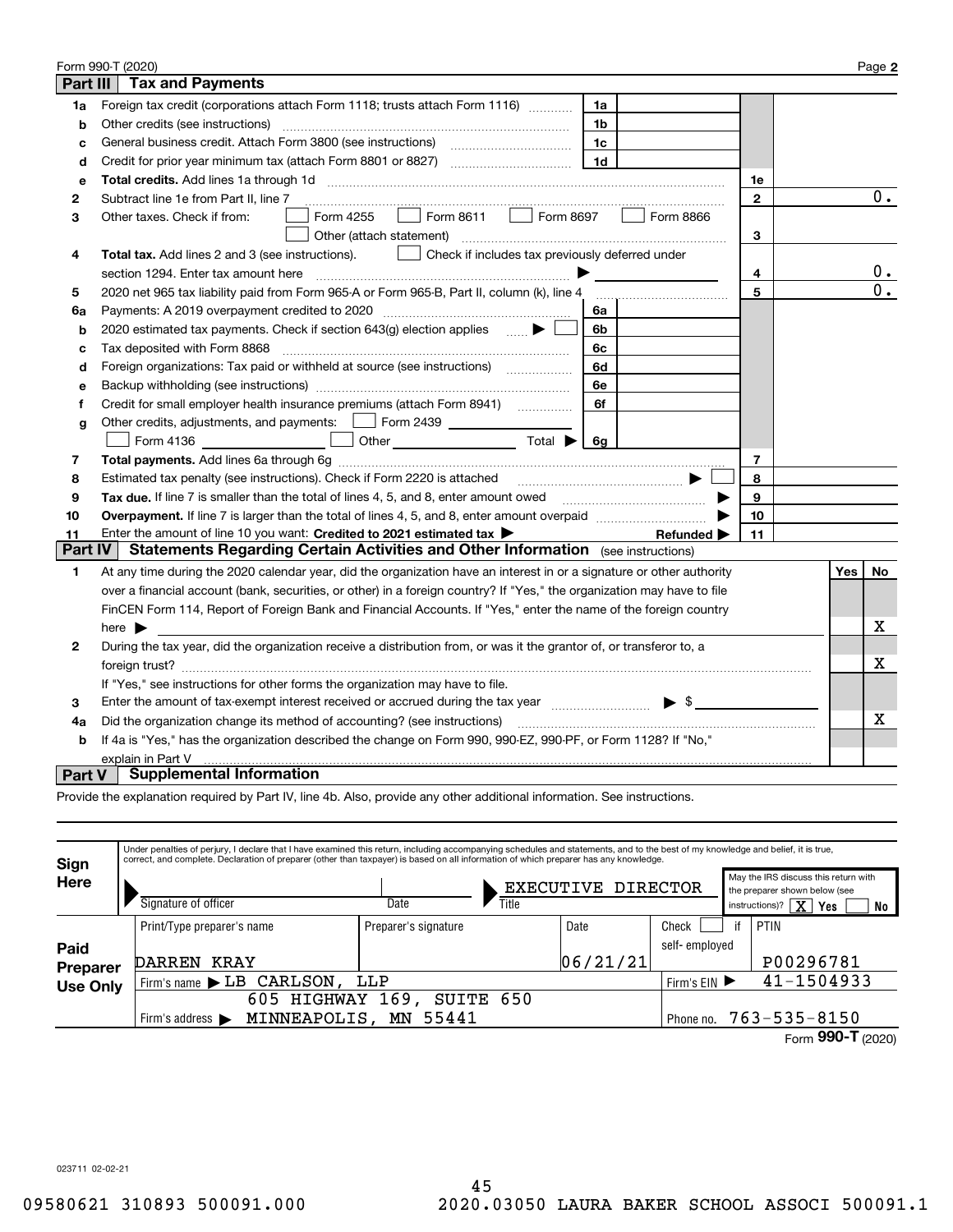Form 990-T (2020) Page **2**

## Part III Tax and Payments

| | | | | | |
|---|---|---|---|---|---|
| **1a** | Foreign tax credit (corporations attach Form 1118; trusts attach Form 1116) | 1a | | | |
| **b** | Other credits (see instructions) | 1b | | | |
| **c** | General business credit. Attach Form 3800 (see instructions) | 1c | | | |
| **d** | Credit for prior year minimum tax (attach Form 8801 or 8827) | 1d | | | |
| **e** | **Total credits.** Add lines 1a through 1d | | | 1e | |
| **2** | Subtract line 1e from Part II, line 7 | | | 2 | 0. |
| **3** | Other taxes. Check if from: ☐ Form 4255 ☐ Form 8611 ☐ Form 8697 ☐ Form 8866 ☐ Other (attach statement) | | | 3 | |
| **4** | **Total tax.** Add lines 2 and 3 (see instructions). ☐ Check if includes tax previously deferred under section 1294. Enter tax amount here ▶ | | | 4 | 0. |
| **5** | 2020 net 965 tax liability paid from Form 965-A or Form 965-B, Part II, column (k), line 4 | | | 5 | 0. |
| **6a** | Payments: A 2019 overpayment credited to 2020 | 6a | | | |
| **b** | 2020 estimated tax payments. Check if section 643(g) election applies ▶ ☐ | 6b | | | |
| **c** | Tax deposited with Form 8868 | 6c | | | |
| **d** | Foreign organizations: Tax paid or withheld at source (see instructions) | 6d | | | |
| **e** | Backup withholding (see instructions) | 6e | | | |
| **f** | Credit for small employer health insurance premiums (attach Form 8941) | 6f | | | |
| **g** | Other credits, adjustments, and payments: ☐ Form 2439 ☐ Form 4136 ☐ Other Total ▶ | 6g | | | |
| **7** | **Total payments.** Add lines 6a through 6g | | | 7 | |
| **8** | Estimated tax penalty (see instructions). Check if Form 2220 is attached ▶ ☐ | | | 8 | |
| **9** | **Tax due.** If line 7 is smaller than the total of lines 4, 5, and 8, enter amount owed ▶ | | | 9 | |
| **10** | **Overpayment.** If line 7 is larger than the total of lines 4, 5, and 8, enter amount overpaid ▶ | | | 10 | |
| **11** | Enter the amount of line 10 you want: **Credited to 2021 estimated tax** ▶ **Refunded** ▶ | | | 11 | |

## Part IV Statements Regarding Certain Activities and Other Information (see instructions)

| | | Yes | No |
|---|---|---|---|
| **1** | At any time during the 2020 calendar year, did the organization have an interest in or a signature or other authority over a financial account (bank, securities, or other) in a foreign country? If "Yes," the organization may have to file FinCEN Form 114, Report of Foreign Bank and Financial Accounts. If "Yes," enter the name of the foreign country here ▶ | | X |
| **2** | During the tax year, did the organization receive a distribution from, or was it the grantor of, or transferor to, a foreign trust? If "Yes," see instructions for other forms the organization may have to file. | | X |
| **3** | Enter the amount of tax-exempt interest received or accrued during the tax year ▶ $ | | |
| **4a** | Did the organization change its method of accounting? (see instructions) | | X |
| **b** | If 4a is "Yes," has the organization described the change on Form 990, 990-EZ, 990-PF, or Form 1128? If "No," explain in Part V | | |

## Part V Supplemental Information

Provide the explanation required by Part IV, line 4b. Also, provide any other additional information. See instructions.

**Sign Here**

Under penalties of perjury, I declare that I have examined this return, including accompanying schedules and statements, and to the best of my knowledge and belief, it is true, correct, and complete. Declaration of preparer (other than taxpayer) is based on all information of which preparer has any knowledge.

Signature of officer | Date | Title: EXECUTIVE DIRECTOR

May the IRS discuss this return with the preparer shown below (see instructions)? ☒ Yes ☐ No

**Paid Preparer Use Only**

| Print/Type preparer's name | Preparer's signature | Date | Check ☐ if self-employed | PTIN |
|---|---|---|---|---|
| DARREN KRAY | | 06/21/21 | | P00296781 |
| Firm's name ▶ LB CARLSON, LLP | | | Firm's EIN ▶ | 41-1504933 |
| Firm's address ▶ 605 HIGHWAY 169, SUITE 650 MINNEAPOLIS, MN 55441 | | | Phone no. | 763-535-8150 |

Form **990-T** (2020)

023711 02-02-21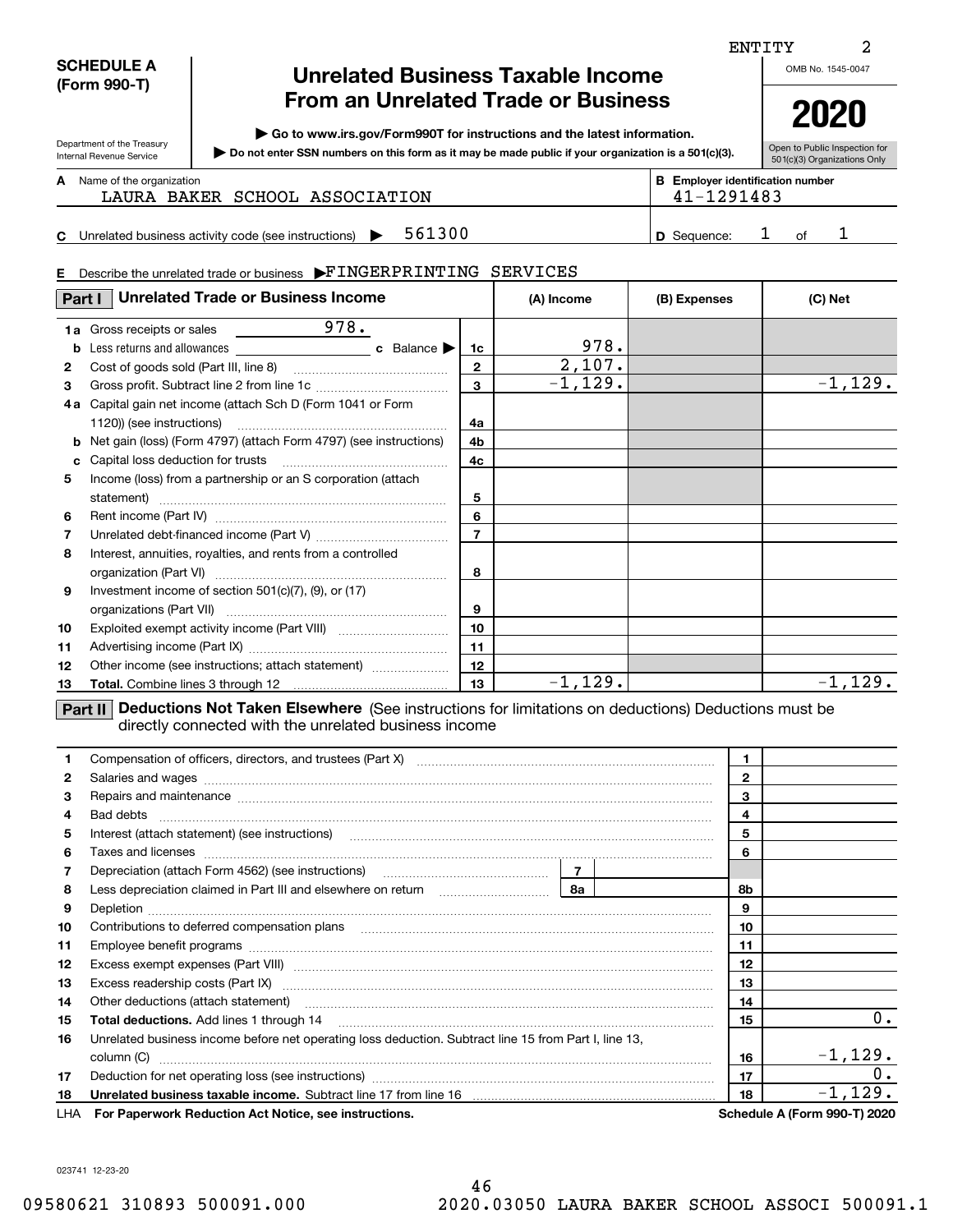ENTITY 2

**SCHEDULE A (Form 990-T)**

Department of the Treasury
Internal Revenue Service

# Unrelated Business Taxable Income From an Unrelated Trade or Business

▶ Go to www.irs.gov/Form990T for instructions and the latest information.
▶ Do not enter SSN numbers on this form as it may be made public if your organization is a 501(c)(3).

OMB No. 1545-0047

**2020**

Open to Public Inspection for 501(c)(3) Organizations Only

**A** Name of the organization: LAURA BAKER SCHOOL ASSOCIATION

**B** Employer identification number: 41-1291483

**C** Unrelated business activity code (see instructions) ▶ 561300

**D** Sequence: 1 of 1

**E** Describe the unrelated trade or business ▶FINGERPRINTING SERVICES

| Part I Unrelated Trade or Business Income | | (A) Income | (B) Expenses | (C) Net |
|---|---|---|---|---|
| **1a** Gross receipts or sales 978. **b** Less returns and allowances **c** Balance ▶ | 1c | 978. | | |
| **2** Cost of goods sold (Part III, line 8) | 2 | 2,107. | | |
| **3** Gross profit. Subtract line 2 from line 1c | 3 | -1,129. | | -1,129. |
| **4a** Capital gain net income (attach Sch D (Form 1041 or Form 1120)) (see instructions) | 4a | | | |
| **b** Net gain (loss) (Form 4797) (attach Form 4797) (see instructions) | 4b | | | |
| **c** Capital loss deduction for trusts | 4c | | | |
| **5** Income (loss) from a partnership or an S corporation (attach statement) | 5 | | | |
| **6** Rent income (Part IV) | 6 | | | |
| **7** Unrelated debt-financed income (Part V) | 7 | | | |
| **8** Interest, annuities, royalties, and rents from a controlled organization (Part VI) | 8 | | | |
| **9** Investment income of section 501(c)(7), (9), or (17) organizations (Part VII) | 9 | | | |
| **10** Exploited exempt activity income (Part VIII) | 10 | | | |
| **11** Advertising income (Part IX) | 11 | | | |
| **12** Other income (see instructions; attach statement) | 12 | | | |
| **13** **Total.** Combine lines 3 through 12 | 13 | -1,129. | | -1,129. |

**Part II Deductions Not Taken Elsewhere** (See instructions for limitations on deductions) Deductions must be directly connected with the unrelated business income

| | | | |
|---|---|---|---|
| **1** Compensation of officers, directors, and trustees (Part X) | | 1 | |
| **2** Salaries and wages | | 2 | |
| **3** Repairs and maintenance | | 3 | |
| **4** Bad debts | | 4 | |
| **5** Interest (attach statement) (see instructions) | | 5 | |
| **6** Taxes and licenses | | 6 | |
| **7** Depreciation (attach Form 4562) (see instructions) | 7 | | |
| **8** Less depreciation claimed in Part III and elsewhere on return | 8a | 8b | |
| **9** Depletion | | 9 | |
| **10** Contributions to deferred compensation plans | | 10 | |
| **11** Employee benefit programs | | 11 | |
| **12** Excess exempt expenses (Part VIII) | | 12 | |
| **13** Excess readership costs (Part IX) | | 13 | |
| **14** Other deductions (attach statement) | | 14 | |
| **15** **Total deductions.** Add lines 1 through 14 | | 15 | 0. |
| **16** Unrelated business income before net operating loss deduction. Subtract line 15 from Part I, line 13, column (C) | | 16 | -1,129. |
| **17** Deduction for net operating loss (see instructions) | | 17 | 0. |
| **18** **Unrelated business taxable income.** Subtract line 17 from line 16 | | 18 | -1,129. |

LHA **For Paperwork Reduction Act Notice, see instructions.** **Schedule A (Form 990-T) 2020**

023741 12-23-20

09580621 310893 500091.000 2020.03050 LAURA BAKER SCHOOL ASSOCI 500091.1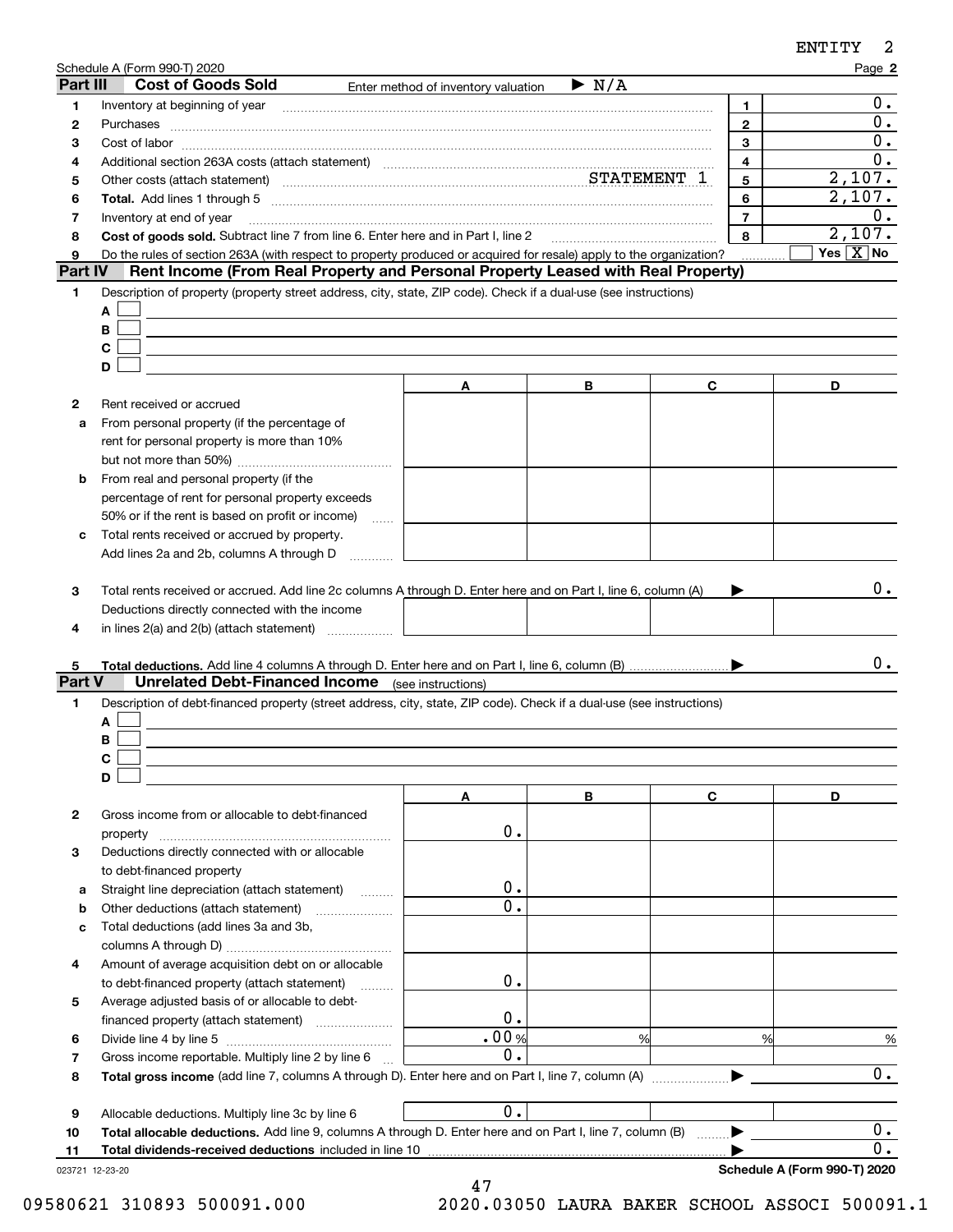Schedule A (Form 990-T) 2020

## Part III Cost of Goods Sold

Enter method of inventory valuation ▶ N/A

| | | | |
|---|---|---|---|
| 1 | Inventory at beginning of year | 1 | 0. |
| 2 | Purchases | 2 | 0. |
| 3 | Cost of labor | 3 | 0. |
| 4 | Additional section 263A costs (attach statement) | 4 | 0. |
| 5 | Other costs (attach statement) STATEMENT 1 | 5 | 2,107. |
| 6 | **Total.** Add lines 1 through 5 | 6 | 2,107. |
| 7 | Inventory at end of year | 7 | 0. |
| 8 | **Cost of goods sold.** Subtract line 7 from line 6. Enter here and in Part I, line 2 | 8 | 2,107. |
| 9 | Do the rules of section 263A (with respect to property produced or acquired for resale) apply to the organization? | | Yes [ ] No [X] |

## Part IV Rent Income (From Real Property and Personal Property Leased with Real Property)

1 Description of property (property street address, city, state, ZIP code). Check if a dual-use (see instructions)

A [ ]
B [ ]
C [ ]
D [ ]

| | | A | B | C | D |
|---|---|---|---|---|---|
| 2 | Rent received or accrued | | | | |
| a | From personal property (if the percentage of rent for personal property is more than 10% but not more than 50%) | | | | |
| b | From real and personal property (if the percentage of rent for personal property exceeds 50% or if the rent is based on profit or income) | | | | |
| c | Total rents received or accrued by property. Add lines 2a and 2b, columns A through D | | | | |
| 3 | Total rents received or accrued. Add line 2c columns A through D. Enter here and on Part I, line 6, column (A) ▶ | | | | 0. |
| 4 | Deductions directly connected with the income in lines 2(a) and 2(b) (attach statement) | | | | |
| 5 | **Total deductions.** Add line 4 columns A through D. Enter here and on Part I, line 6, column (B) ▶ | | | | 0. |

## Part V Unrelated Debt-Financed Income (see instructions)

1 Description of debt-financed property (street address, city, state, ZIP code). Check if a dual-use (see instructions)

A [ ]
B [ ]
C [ ]
D [ ]

| | | A | B | C | D |
|---|---|---|---|---|---|
| 2 | Gross income from or allocable to debt-financed property | 0. | | | |
| 3 | Deductions directly connected with or allocable to debt-financed property | | | | |
| a | Straight line depreciation (attach statement) | 0. | | | |
| b | Other deductions (attach statement) | 0. | | | |
| c | Total deductions (add lines 3a and 3b, columns A through D) | | | | |
| 4 | Amount of average acquisition debt on or allocable to debt-financed property (attach statement) | 0. | | | |
| 5 | Average adjusted basis of or allocable to debt-financed property (attach statement) | 0. | | | |
| 6 | Divide line 4 by line 5 | .00 % | % | % | % |
| 7 | Gross income reportable. Multiply line 2 by line 6 | 0. | | | |
| 8 | **Total gross income** (add line 7, columns A through D). Enter here and on Part I, line 7, column (A) ▶ | | | | 0. |
| 9 | Allocable deductions. Multiply line 3c by line 6 | 0. | | | |
| 10 | **Total allocable deductions.** Add line 9, columns A through D. Enter here and on Part I, line 7, column (B) ▶ | | | | 0. |
| 11 | **Total dividends-received deductions** included in line 10 ▶ | | | | 0. |

023721 12-23-20

**Schedule A (Form 990-T) 2020**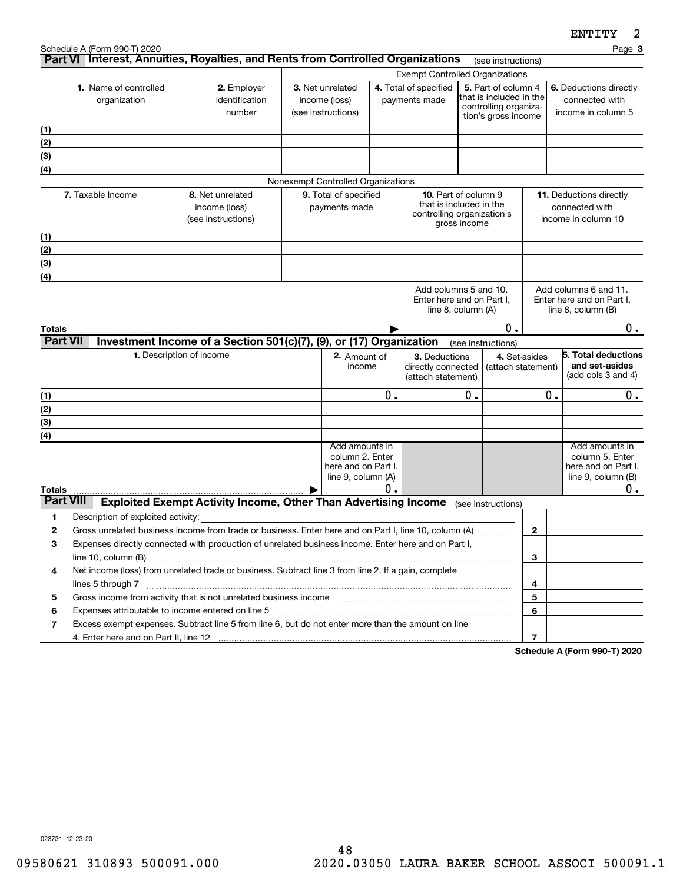Schedule A (Form 990-T) 2020

## Part VI Interest, Annuities, Royalties, and Rents from Controlled Organizations (see instructions)

| 1. Name of controlled organization | 2. Employer identification number | Exempt Controlled Organizations | | | |
|---|---|---|---|---|---|
| | | 3. Net unrelated income (loss) (see instructions) | 4. Total of specified payments made | 5. Part of column 4 that is included in the controlling organization's gross income | 6. Deductions directly connected with income in column 5 |
| (1) | | | | | |
| (2) | | | | | |
| (3) | | | | | |
| (4) | | | | | |

Nonexempt Controlled Organizations

| 7. Taxable Income | 8. Net unrelated income (loss) (see instructions) | 9. Total of specified payments made | 10. Part of column 9 that is included in the controlling organization's gross income | 11. Deductions directly connected with income in column 10 |
|---|---|---|---|---|
| (1) | | | | |
| (2) | | | | |
| (3) | | | | |
| (4) | | | | |
| | | | Add columns 5 and 10. Enter here and on Part I, line 8, column (A) | Add columns 6 and 11. Enter here and on Part I, line 8, column (B) |
| **Totals** | | ▶ | 0. | 0. |

## Part VII Investment Income of a Section 501(c)(7), (9), or (17) Organization (see instructions)

| 1. Description of income | 2. Amount of income | 3. Deductions directly connected (attach statement) | 4. Set-asides (attach statement) | 5. Total deductions and set-asides (add cols 3 and 4) |
|---|---|---|---|---|
| (1) | 0. | 0. | 0. | 0. |
| (2) | | | | |
| (3) | | | | |
| (4) | | | | |
| | Add amounts in column 2. Enter here and on Part I, line 9, column (A) | | | Add amounts in column 5. Enter here and on Part I, line 9, column (B) |
| **Totals** ▶ | 0. | | | 0. |

## Part VIII Exploited Exempt Activity Income, Other Than Advertising Income (see instructions)

| | | | |
|---|---|---|---|
| 1 | Description of exploited activity: | | |
| 2 | Gross unrelated business income from trade or business. Enter here and on Part I, line 10, column (A) | 2 | |
| 3 | Expenses directly connected with production of unrelated business income. Enter here and on Part I, line 10, column (B) | 3 | |
| 4 | Net income (loss) from unrelated trade or business. Subtract line 3 from line 2. If a gain, complete lines 5 through 7 | 4 | |
| 5 | Gross income from activity that is not unrelated business income | 5 | |
| 6 | Expenses attributable to income entered on line 5 | 6 | |
| 7 | Excess exempt expenses. Subtract line 5 from line 6, but do not enter more than the amount on line 4. Enter here and on Part II, line 12 | 7 | |

**Schedule A (Form 990-T) 2020**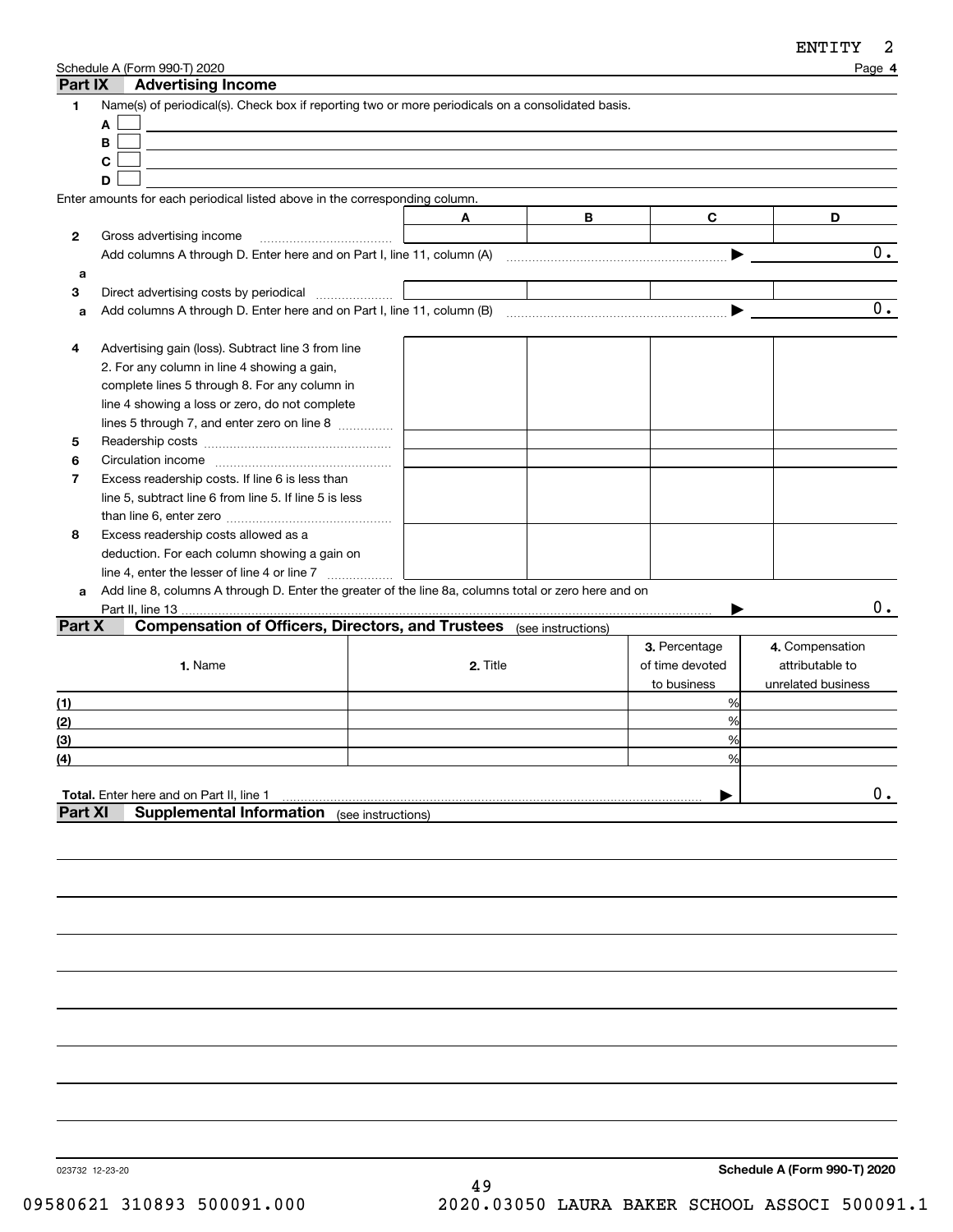Schedule A (Form 990-T) 2020 Page **4**

## Part IX Advertising Income

**1** Name(s) of periodical(s). Check box if reporting two or more periodicals on a consolidated basis.

A ☐

B ☐

C ☐

D ☐

Enter amounts for each periodical listed above in the corresponding column.

| | | A | B | C | D |
|---|---|---|---|---|---|
| **2** | Gross advertising income | | | | |
| | Add columns A through D. Enter here and on Part I, line 11, column (A) ▶ | | | | 0. |
| **a** | | | | | |
| **3** | Direct advertising costs by periodical | | | | |
| **a** | Add columns A through D. Enter here and on Part I, line 11, column (B) ▶ | | | | 0. |
| **4** | Advertising gain (loss). Subtract line 3 from line 2. For any column in line 4 showing a gain, complete lines 5 through 8. For any column in line 4 showing a loss or zero, do not complete lines 5 through 7, and enter zero on line 8 | | | | |
| **5** | Readership costs | | | | |
| **6** | Circulation income | | | | |
| **7** | Excess readership costs. If line 6 is less than line 5, subtract line 6 from line 5. If line 5 is less than line 6, enter zero | | | | |
| **8** | Excess readership costs allowed as a deduction. For each column showing a gain on line 4, enter the lesser of line 4 or line 7 | | | | |
| **a** | Add line 8, columns A through D. Enter the greater of the line 8a, columns total or zero here and on Part II, line 13 ▶ | | | | 0. |

## Part X Compensation of Officers, Directors, and Trustees (see instructions)

| | 1. Name | 2. Title | 3. Percentage of time devoted to business | 4. Compensation attributable to unrelated business |
|---|---|---|---|---|
| (1) | | | % | |
| (2) | | | % | |
| (3) | | | % | |
| (4) | | | % | |
| **Total.** Enter here and on Part II, line 1 ▶ | | | | 0. |

## Part XI Supplemental Information (see instructions)

023732 12-23-20 **Schedule A (Form 990-T) 2020**

09580621 310893 500091.000 2020.03050 LAURA BAKER SCHOOL ASSOCI 500091.1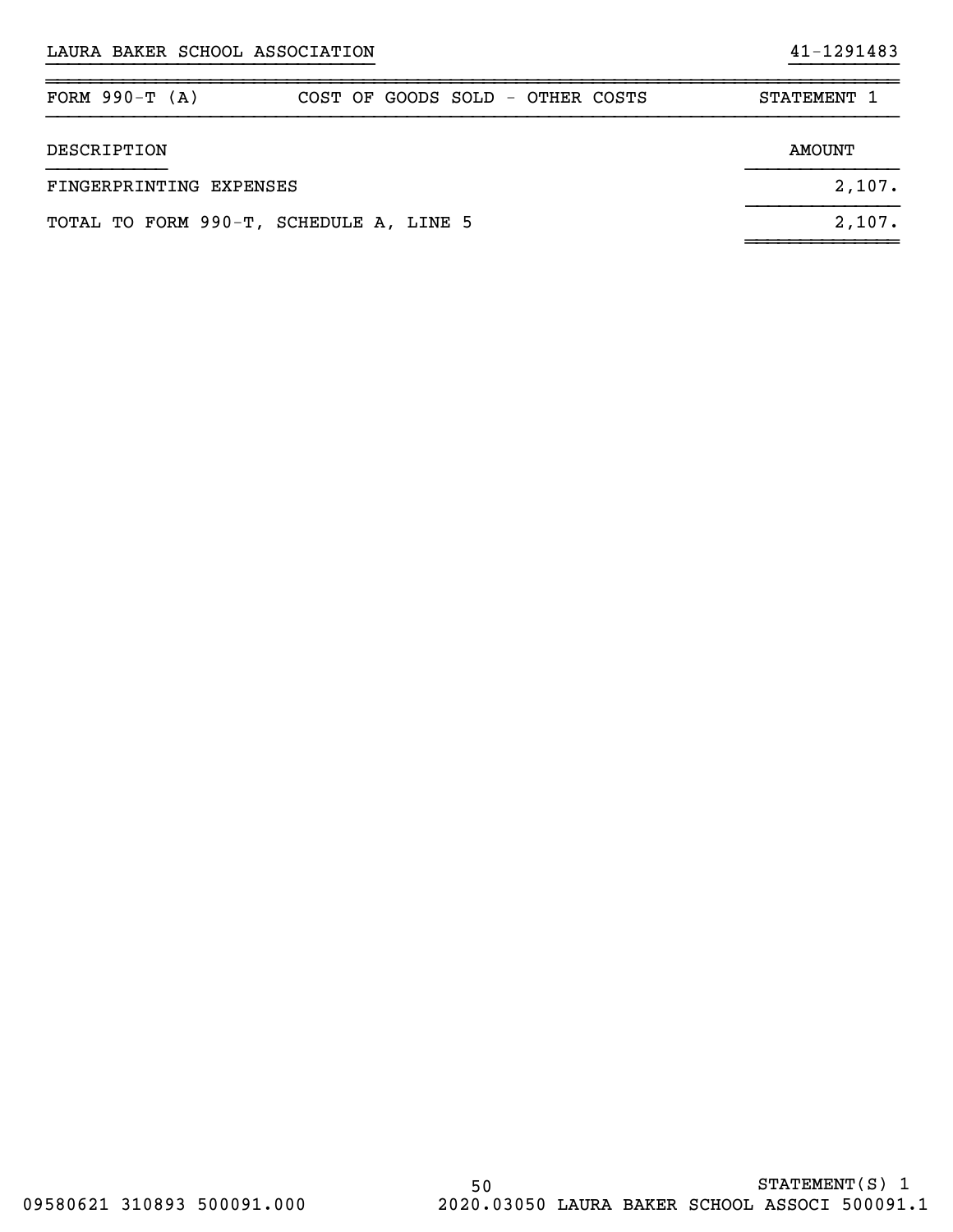LAURA BAKER SCHOOL ASSOCIATION 41-1291483

| FORM 990-T (A) | COST OF GOODS SOLD - OTHER COSTS | STATEMENT 1 |
|---|---|---|

| DESCRIPTION | AMOUNT |
|---|---|
| FINGERPRINTING EXPENSES | 2,107. |
| TOTAL TO FORM 990-T, SCHEDULE A, LINE 5 | 2,107. |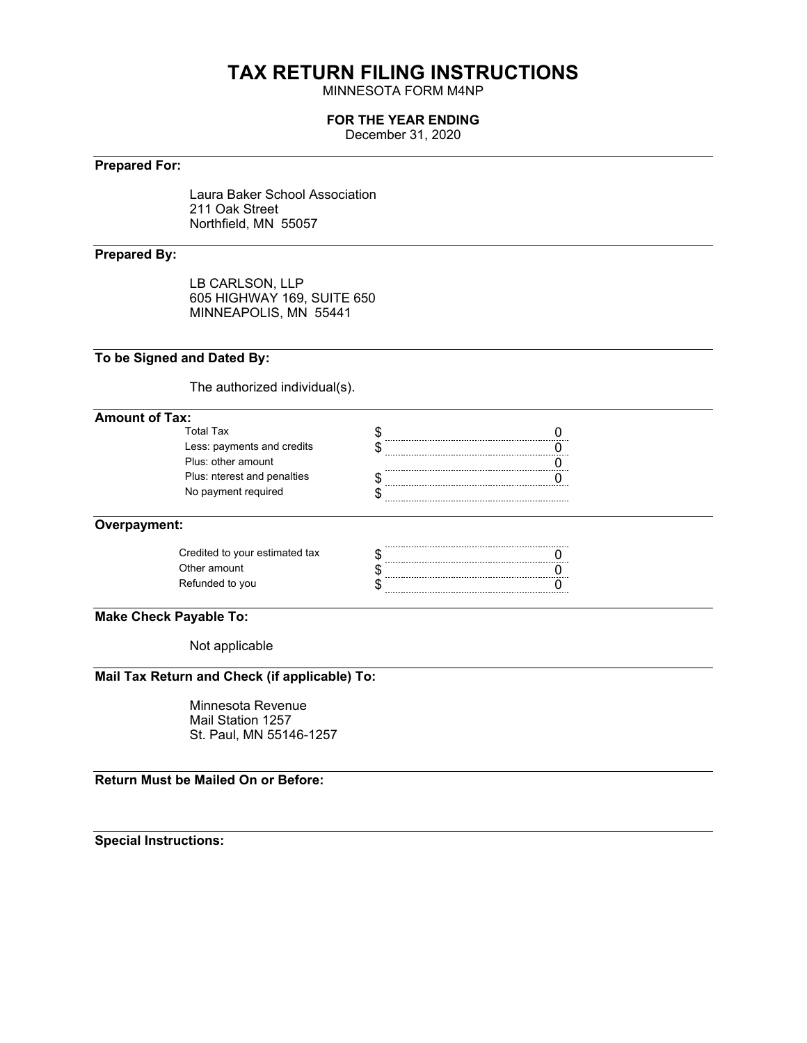# TAX RETURN FILING INSTRUCTIONS

MINNESOTA FORM M4NP

**FOR THE YEAR ENDING**

December 31, 2020

**Prepared For:**

Laura Baker School Association
211 Oak Street
Northfield, MN 55057

**Prepared By:**

LB CARLSON, LLP
605 HIGHWAY 169, SUITE 650
MINNEAPOLIS, MN 55441

**To be Signed and Dated By:**

The authorized individual(s).

**Amount of Tax:**

| | | |
|---|---|---|
| Total Tax | $ | 0 |
| Less: payments and credits | $ | 0 |
| Plus: other amount | | 0 |
| Plus: nterest and penalties | $ | 0 |
| No payment required | $ | |

**Overpayment:**

| | | |
|---|---|---|
| Credited to your estimated tax | $ | 0 |
| Other amount | $ | 0 |
| Refunded to you | $ | 0 |

**Make Check Payable To:**

Not applicable

**Mail Tax Return and Check (if applicable) To:**

Minnesota Revenue
Mail Station 1257
St. Paul, MN 55146-1257

**Return Must be Mailed On or Before:**

**Special Instructions:**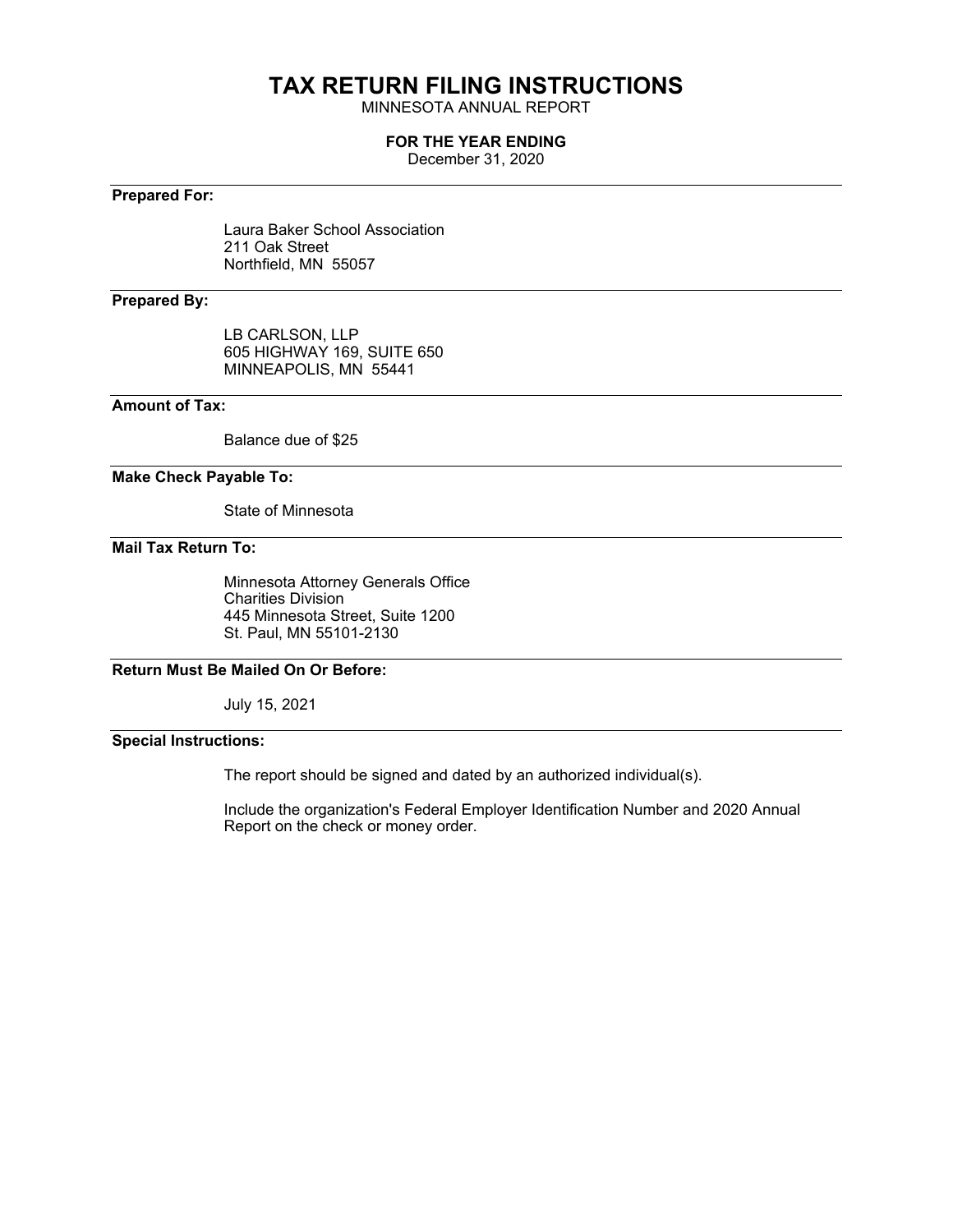# TAX RETURN FILING INSTRUCTIONS

MINNESOTA ANNUAL REPORT

**FOR THE YEAR ENDING**

December 31, 2020

---

**Prepared For:**

Laura Baker School Association
211 Oak Street
Northfield, MN 55057

---

**Prepared By:**

LB CARLSON, LLP
605 HIGHWAY 169, SUITE 650
MINNEAPOLIS, MN 55441

---

**Amount of Tax:**

Balance due of $25

---

**Make Check Payable To:**

State of Minnesota

---

**Mail Tax Return To:**

Minnesota Attorney Generals Office
Charities Division
445 Minnesota Street, Suite 1200
St. Paul, MN 55101-2130

---

**Return Must Be Mailed On Or Before:**

July 15, 2021

---

**Special Instructions:**

The report should be signed and dated by an authorized individual(s).

Include the organization's Federal Employer Identification Number and 2020 Annual Report on the check or money order.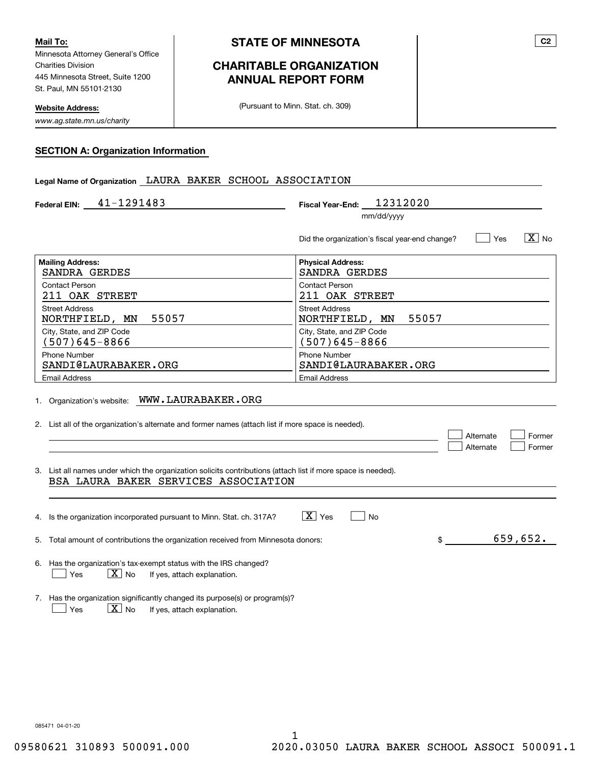**Mail To:**
Minnesota Attorney General's Office
Charities Division
445 Minnesota Street, Suite 1200
St. Paul, MN 55101-2130

**Website Address:**
*www.ag.state.mn.us/charity*

# STATE OF MINNESOTA

## CHARITABLE ORGANIZATION ANNUAL REPORT FORM

(Pursuant to Minn. Stat. ch. 309)

C2

### SECTION A: Organization Information

**Legal Name of Organization** LAURA BAKER SCHOOL ASSOCIATION

**Federal EIN:** 41-1291483

**Fiscal Year-End:** 12312020 (mm/dd/yyyy)

Did the organization's fiscal year-end change? [ ] Yes [X] No

| Mailing Address: | Physical Address: |
|---|---|
| SANDRA GERDES | SANDRA GERDES |
| Contact Person | Contact Person |
| 211 OAK STREET | 211 OAK STREET |
| Street Address | Street Address |
| NORTHFIELD, MN 55057 | NORTHFIELD, MN 55057 |
| City, State, and ZIP Code | City, State, and ZIP Code |
| (507)645-8866 | (507)645-8866 |
| Phone Number | Phone Number |
| SANDI@LAURABAKER.ORG | SANDI@LAURABAKER.ORG |
| Email Address | Email Address |

1. Organization's website: WWW.LAURABAKER.ORG

2. List all of the organization's alternate and former names (attach list if more space is needed).
   [ ] Alternate [ ] Former
   [ ] Alternate [ ] Former

3. List all names under which the organization solicits contributions (attach list if more space is needed).
   BSA LAURA BAKER SERVICES ASSOCIATION

4. Is the organization incorporated pursuant to Minn. Stat. ch. 317A? [X] Yes [ ] No

5. Total amount of contributions the organization received from Minnesota donors: $ 659,652.

6. Has the organization's tax-exempt status with the IRS changed?
   [ ] Yes [X] No If yes, attach explanation.

7. Has the organization significantly changed its purpose(s) or program(s)?
   [ ] Yes [X] No If yes, attach explanation.

085471 04-01-20

09580621 310893 500091.000 2020.03050 LAURA BAKER SCHOOL ASSOCI 500091.1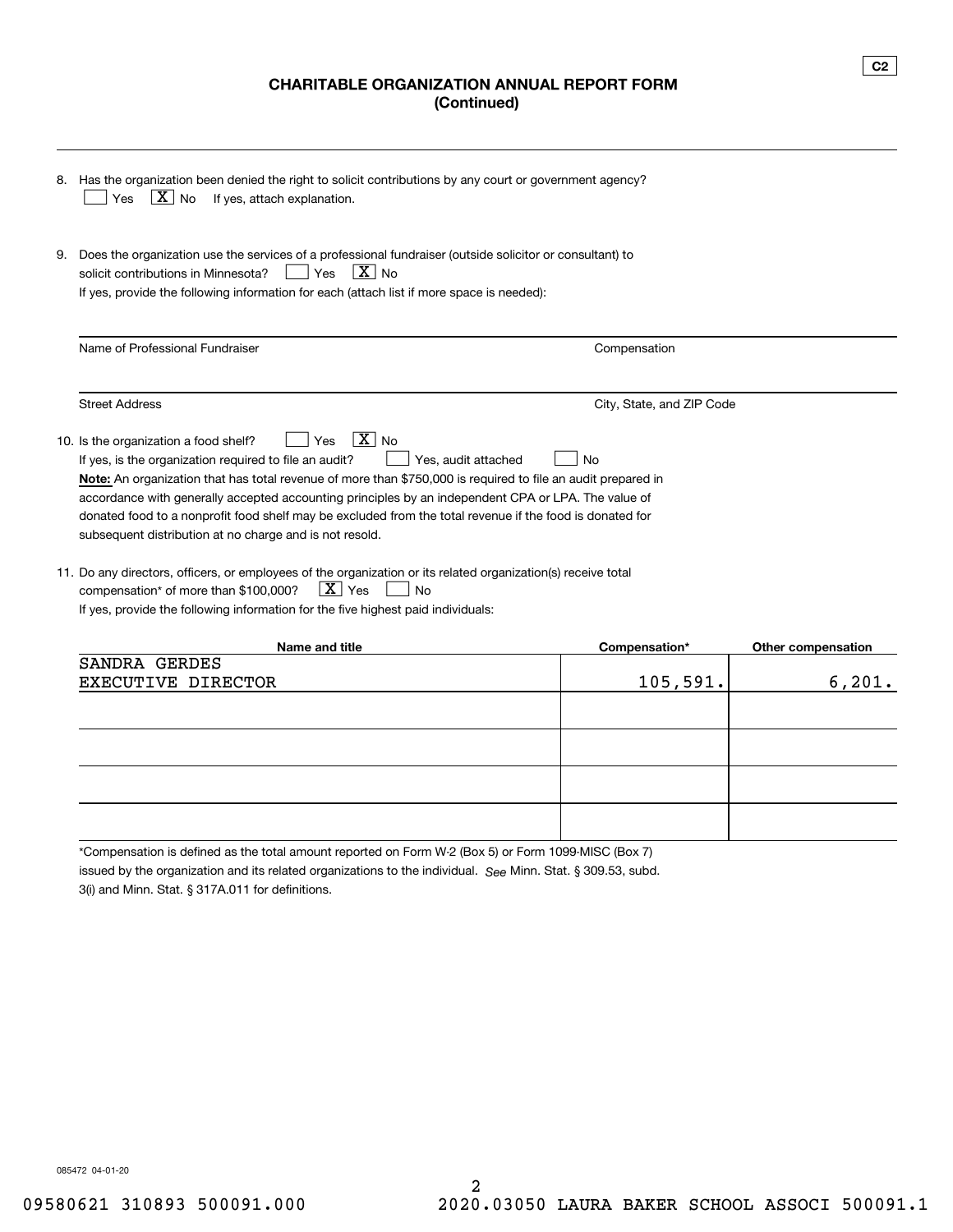C2

# CHARITABLE ORGANIZATION ANNUAL REPORT FORM
**(Continued)**

8. Has the organization been denied the right to solicit contributions by any court or government agency?
   [ ] Yes [X] No If yes, attach explanation.

9. Does the organization use the services of a professional fundraiser (outside solicitor or consultant) to solicit contributions in Minnesota? [ ] Yes [X] No
   If yes, provide the following information for each (attach list if more space is needed):

| Name of Professional Fundraiser | Compensation |
|---|---|
| | |
| **Street Address** | **City, State, and ZIP Code** |
| | |

10. Is the organization a food shelf? [ ] Yes [X] No
    If yes, is the organization required to file an audit? [ ] Yes, audit attached [ ] No
    **Note:** An organization that has total revenue of more than $750,000 is required to file an audit prepared in accordance with generally accepted accounting principles by an independent CPA or LPA. The value of donated food to a nonprofit food shelf may be excluded from the total revenue if the food is donated for subsequent distribution at no charge and is not resold.

11. Do any directors, officers, or employees of the organization or its related organization(s) receive total compensation* of more than $100,000? [X] Yes [ ] No
    If yes, provide the following information for the five highest paid individuals:

| Name and title | Compensation* | Other compensation |
|---|---|---|
| SANDRA GERDES<br>EXECUTIVE DIRECTOR | 105,591. | 6,201. |
| | | |
| | | |
| | | |
| | | |

*Compensation is defined as the total amount reported on Form W-2 (Box 5) or Form 1099-MISC (Box 7) issued by the organization and its related organizations to the individual. *See* Minn. Stat. § 309.53, subd. 3(i) and Minn. Stat. § 317A.011 for definitions.

085472 04-01-20

09580621 310893 500091.000 2020.03050 LAURA BAKER SCHOOL ASSOCI 500091.1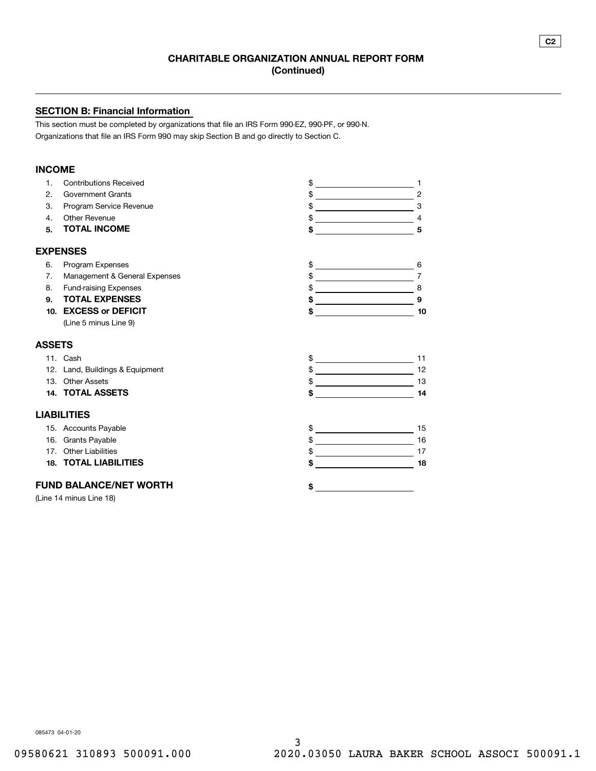C2

## CHARITABLE ORGANIZATION ANNUAL REPORT FORM
## (Continued)

### SECTION B: Financial Information

This section must be completed by organizations that file an IRS Form 990-EZ, 990-PF, or 990-N.
Organizations that file an IRS Form 990 may skip Section B and go directly to Section C.

### INCOME

| | | | |
|---|---|---|---|
| 1. | Contributions Received | $ | 1 |
| 2. | Government Grants | $ | 2 |
| 3. | Program Service Revenue | $ | 3 |
| 4. | Other Revenue | $ | 4 |
| **5.** | **TOTAL INCOME** | **$** | **5** |

### EXPENSES

| | | | |
|---|---|---|---|
| 6. | Program Expenses | $ | 6 |
| 7. | Management & General Expenses | $ | 7 |
| 8. | Fund-raising Expenses | $ | 8 |
| **9.** | **TOTAL EXPENSES** | **$** | **9** |
| **10.** | **EXCESS or DEFICIT** (Line 5 minus Line 9) | **$** | **10** |

### ASSETS

| | | | |
|---|---|---|---|
| 11. | Cash | $ | 11 |
| 12. | Land, Buildings & Equipment | $ | 12 |
| 13. | Other Assets | $ | 13 |
| **14.** | **TOTAL ASSETS** | **$** | **14** |

### LIABILITIES

| | | | |
|---|---|---|---|
| 15. | Accounts Payable | $ | 15 |
| 16. | Grants Payable | $ | 16 |
| 17. | Other Liabilities | $ | 17 |
| **18.** | **TOTAL LIABILITIES** | **$** | **18** |

### FUND BALANCE/NET WORTH

(Line 14 minus Line 18) **$**

085473 04-01-20

09580621 310893 500091.000 2020.03050 LAURA BAKER SCHOOL ASSOCI 500091.1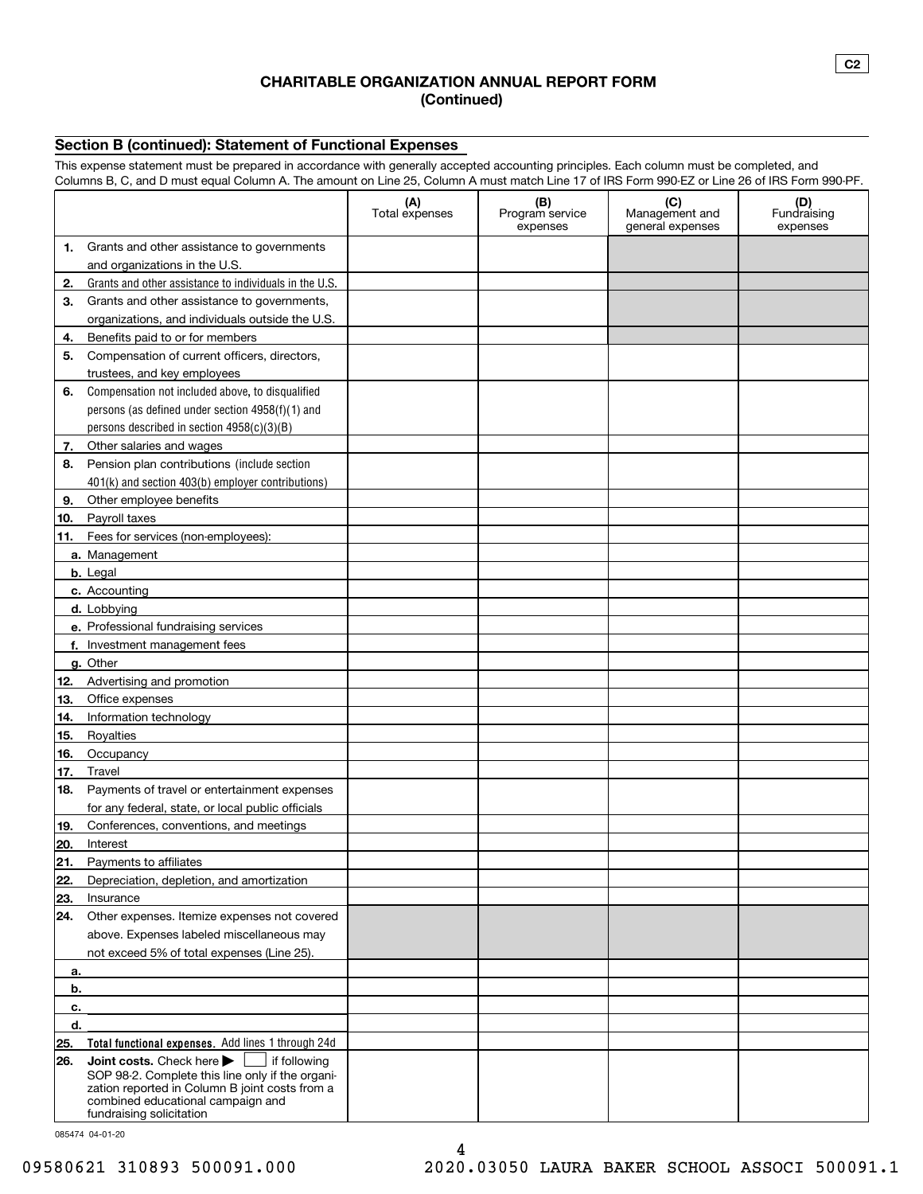C2

## CHARITABLE ORGANIZATION ANNUAL REPORT FORM
**(Continued)**

### Section B (continued): Statement of Functional Expenses

This expense statement must be prepared in accordance with generally accepted accounting principles. Each column must be completed, and Columns B, C, and D must equal Column A. The amount on Line 25, Column A must match Line 17 of IRS Form 990-EZ or Line 26 of IRS Form 990-PF.

| | (A) Total expenses | (B) Program service expenses | (C) Management and general expenses | (D) Fundraising expenses |
|---|---|---|---|---|
| **1.** Grants and other assistance to governments and organizations in the U.S. | | | | |
| **2.** Grants and other assistance to individuals in the U.S. | | | | |
| **3.** Grants and other assistance to governments, organizations, and individuals outside the U.S. | | | | |
| **4.** Benefits paid to or for members | | | | |
| **5.** Compensation of current officers, directors, trustees, and key employees | | | | |
| **6.** Compensation not included above, to disqualified persons (as defined under section 4958(f)(1) and persons described in section 4958(c)(3)(B) | | | | |
| **7.** Other salaries and wages | | | | |
| **8.** Pension plan contributions (include section 401(k) and section 403(b) employer contributions) | | | | |
| **9.** Other employee benefits | | | | |
| **10.** Payroll taxes | | | | |
| **11.** Fees for services (non-employees): | | | | |
| **a.** Management | | | | |
| **b.** Legal | | | | |
| **c.** Accounting | | | | |
| **d.** Lobbying | | | | |
| **e.** Professional fundraising services | | | | |
| **f.** Investment management fees | | | | |
| **g.** Other | | | | |
| **12.** Advertising and promotion | | | | |
| **13.** Office expenses | | | | |
| **14.** Information technology | | | | |
| **15.** Royalties | | | | |
| **16.** Occupancy | | | | |
| **17.** Travel | | | | |
| **18.** Payments of travel or entertainment expenses for any federal, state, or local public officials | | | | |
| **19.** Conferences, conventions, and meetings | | | | |
| **20.** Interest | | | | |
| **21.** Payments to affiliates | | | | |
| **22.** Depreciation, depletion, and amortization | | | | |
| **23.** Insurance | | | | |
| **24.** Other expenses. Itemize expenses not covered above. Expenses labeled miscellaneous may not exceed 5% of total expenses (Line 25). | | | | |
| **a.** | | | | |
| **b.** | | | | |
| **c.** | | | | |
| **d.** | | | | |
| **25.** **Total functional expenses.** Add lines 1 through 24d | | | | |
| **26.** **Joint costs.** Check here ▶ ☐ if following SOP 98-2. Complete this line only if the organization reported in Column B joint costs from a combined educational campaign and fundraising solicitation | | | | |

085474 04-01-20

09580621 310893 500091.000 2020.03050 LAURA BAKER SCHOOL ASSOCI 500091.1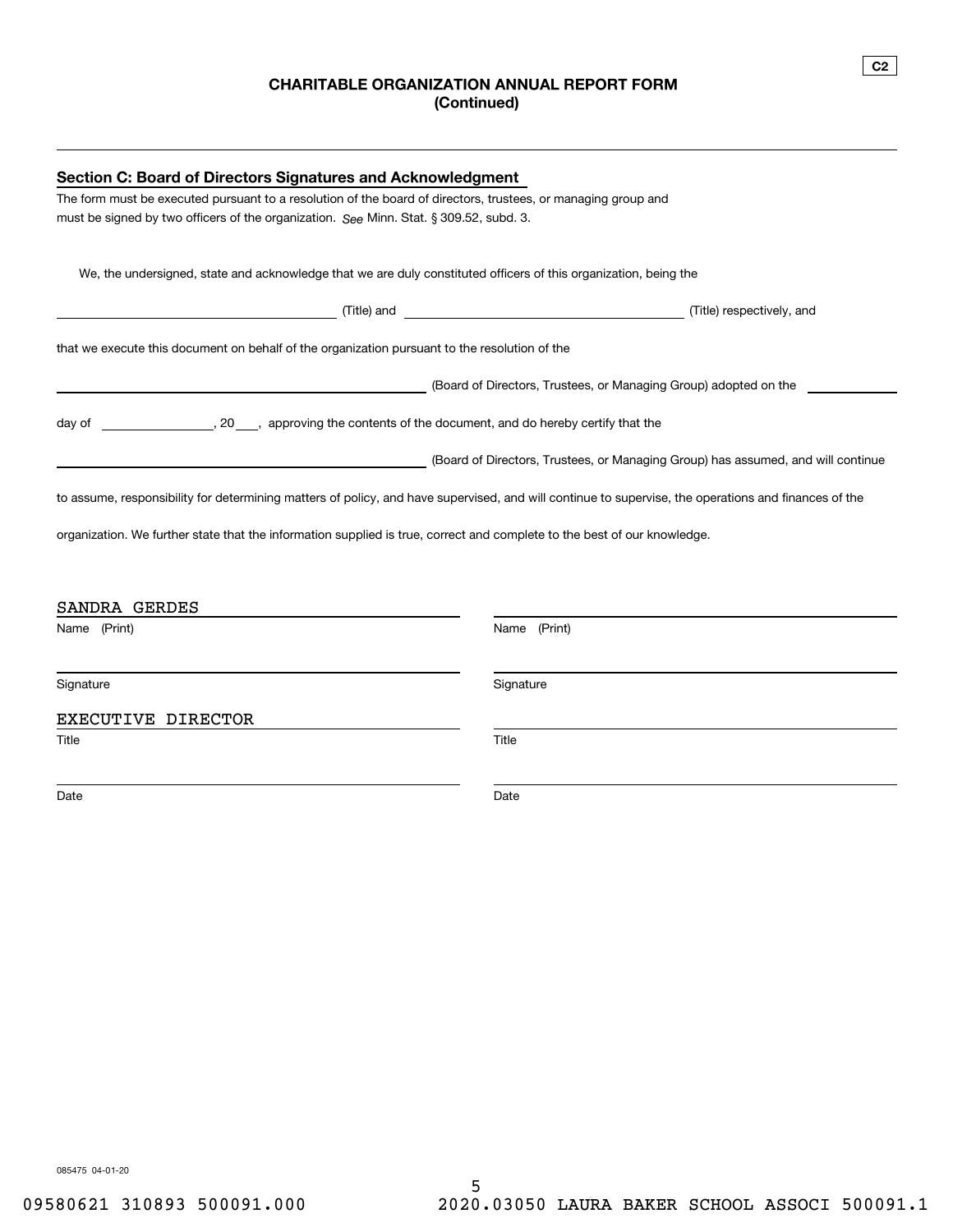C2

## CHARITABLE ORGANIZATION ANNUAL REPORT FORM (Continued)

---

**Section C: Board of Directors Signatures and Acknowledgment**

The form must be executed pursuant to a resolution of the board of directors, trustees, or managing group and must be signed by two officers of the organization. *See* Minn. Stat. § 309.52, subd. 3.

We, the undersigned, state and acknowledge that we are duly constituted officers of this organization, being the

______________________ (Title) and ______________________ (Title) respectively, and

that we execute this document on behalf of the organization pursuant to the resolution of the

______________________ (Board of Directors, Trustees, or Managing Group) adopted on the ________

day of ______________, 20___, approving the contents of the document, and do hereby certify that the

______________________ (Board of Directors, Trustees, or Managing Group) has assumed, and will continue

to assume, responsibility for determining matters of policy, and have supervised, and will continue to supervise, the operations and finances of the organization. We further state that the information supplied is true, correct and complete to the best of our knowledge.

SANDRA GERDES
Name (Print)

______________________
Signature

EXECUTIVE DIRECTOR
Title

______________________
Date

______________________
Name (Print)

______________________
Signature

______________________
Title

______________________
Date

085475 04-01-20

09580621 310893 500091.000 2020.03050 LAURA BAKER SCHOOL ASSOCI 500091.1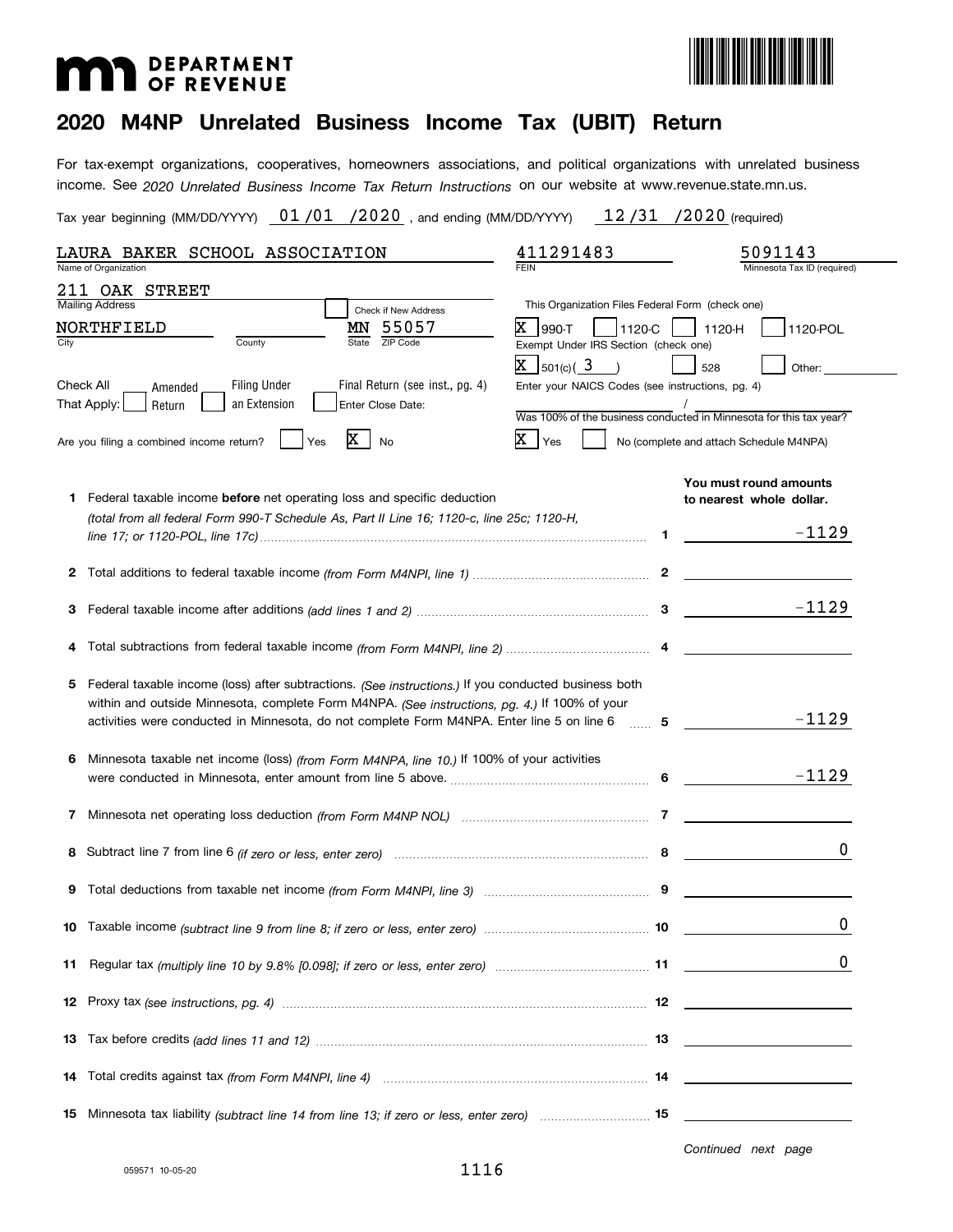# 2020 M4NP Unrelated Business Income Tax (UBIT) Return

**DEPARTMENT OF REVENUE**

For tax-exempt organizations, cooperatives, homeowners associations, and political organizations with unrelated business income. See *2020 Unrelated Business Income Tax Return Instructions* on our website at www.revenue.state.mn.us.

Tax year beginning (MM/DD/YYYY) 01/01/2020, and ending (MM/DD/YYYY) 12/31/2020 (required)

| | | |
|---|---|---|
| LAURA BAKER SCHOOL ASSOCIATION | 411291483 | 5091143 |
| Name of Organization | FEIN | Minnesota Tax ID (required) |

211 OAK STREET
Mailing Address

☐ Check if New Address

NORTHFIELD (City) &nbsp;&nbsp; County &nbsp;&nbsp; MN (State) 55057 (ZIP Code)

This Organization Files Federal Form (check one): ☒ 990-T ☐ 1120-C ☐ 1120-H ☐ 1120-POL

Exempt Under IRS Section (check one): ☒ 501(c)( 3 ) ☐ 528 ☐ Other:

Check All That Apply: ☐ Amended Return ☐ Filing Under an Extension ☐ Final Return (see inst., pg. 4) Enter Close Date:

Enter your NAICS Codes (see instructions, pg. 4) /

Are you filing a combined income return? ☐ Yes ☒ No

Was 100% of the business conducted in Minnesota for this tax year? ☒ Yes ☐ No (complete and attach Schedule M4NPA)

**You must round amounts to nearest whole dollar.**

| | | | |
|---|---|---|---|
| 1 | Federal taxable income **before** net operating loss and specific deduction *(total from all federal Form 990-T Schedule As, Part II Line 16; 1120-c, line 25c; 1120-H, line 17; or 1120-POL, line 17c)* | 1 | -1129 |
| 2 | Total additions to federal taxable income *(from Form M4NPI, line 1)* | 2 | |
| 3 | Federal taxable income after additions *(add lines 1 and 2)* | 3 | -1129 |
| 4 | Total subtractions from federal taxable income *(from Form M4NPI, line 2)* | 4 | |
| 5 | Federal taxable income (loss) after subtractions. *(See instructions.)* If you conducted business both within and outside Minnesota, complete Form M4NPA. *(See instructions, pg. 4.)* If 100% of your activities were conducted in Minnesota, do not complete Form M4NPA. Enter line 5 on line 6 | 5 | -1129 |
| 6 | Minnesota taxable net income (loss) *(from Form M4NPA, line 10.)* If 100% of your activities were conducted in Minnesota, enter amount from line 5 above. | 6 | -1129 |
| 7 | Minnesota net operating loss deduction *(from Form M4NP NOL)* | 7 | |
| 8 | Subtract line 7 from line 6 *(if zero or less, enter zero)* | 8 | 0 |
| 9 | Total deductions from taxable net income *(from Form M4NPI, line 3)* | 9 | |
| 10 | Taxable income *(subtract line 9 from line 8; if zero or less, enter zero)* | 10 | 0 |
| 11 | Regular tax *(multiply line 10 by 9.8% [0.098]; if zero or less, enter zero)* | 11 | 0 |
| 12 | Proxy tax *(see instructions, pg. 4)* | 12 | |
| 13 | Tax before credits *(add lines 11 and 12)* | 13 | |
| 14 | Total credits against tax *(from Form M4NPI, line 4)* | 14 | |
| 15 | Minnesota tax liability *(subtract line 14 from line 13; if zero or less, enter zero)* | 15 | |

*Continued next page*

059571 10-05-20

1116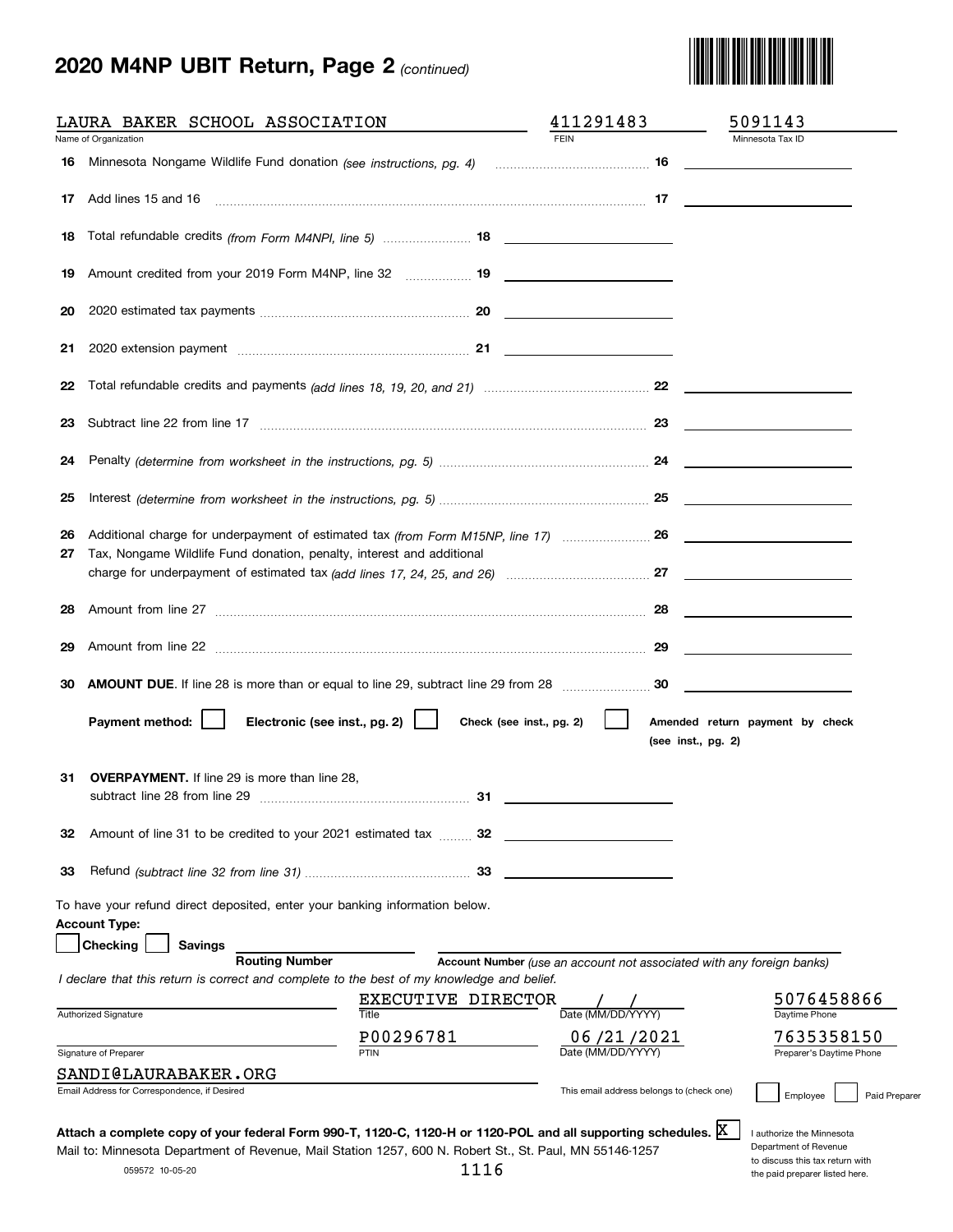# 2020 M4NP UBIT Return, Page 2 *(continued)*

| | | |
|---|---|---|
| LAURA BAKER SCHOOL ASSOCIATION | 411291483 | 5091143 |
| Name of Organization | FEIN | Minnesota Tax ID |

16 Minnesota Nongame Wildlife Fund donation *(see instructions, pg. 4)* .......... 16 ______

17 Add lines 15 and 16 .......... 17 ______

18 Total refundable credits *(from Form M4NPI, line 5)* .......... 18 ______

19 Amount credited from your 2019 Form M4NP, line 32 .......... 19 ______

20 2020 estimated tax payments .......... 20 ______

21 2020 extension payment .......... 21 ______

22 Total refundable credits and payments *(add lines 18, 19, 20, and 21)* .......... 22 ______

23 Subtract line 22 from line 17 .......... 23 ______

24 Penalty *(determine from worksheet in the instructions, pg. 5)* .......... 24 ______

25 Interest *(determine from worksheet in the instructions, pg. 5)* .......... 25 ______

26 Additional charge for underpayment of estimated tax *(from Form M15NP, line 17)* .......... 26 ______

27 Tax, Nongame Wildlife Fund donation, penalty, interest and additional charge for underpayment of estimated tax *(add lines 17, 24, 25, and 26)* .......... 27 ______

28 Amount from line 27 .......... 28 ______

29 Amount from line 22 .......... 29 ______

30 **AMOUNT DUE**. If line 28 is more than or equal to line 29, subtract line 29 from 28 .......... 30 ______

**Payment method:** ☐ **Electronic (see inst., pg. 2)** ☐ **Check (see inst., pg. 2)** ☐ **Amended return payment by check (see inst., pg. 2)**

31 **OVERPAYMENT.** If line 29 is more than line 28, subtract line 28 from line 29 .......... 31 ______

32 Amount of line 31 to be credited to your 2021 estimated tax .......... 32 ______

33 Refund *(subtract line 32 from line 31)* .......... 33 ______

To have your refund direct deposited, enter your banking information below.

**Account Type:**

☐ **Checking** ☐ **Savings**

**Routing Number** ______ **Account Number** *(use an account not associated with any foreign banks)* ______

*I declare that this return is correct and complete to the best of my knowledge and belief.*

| Authorized Signature | Title: EXECUTIVE DIRECTOR | Date (MM/DD/YYYY): / / | Daytime Phone: 5076458866 |
|---|---|---|---|
| Signature of Preparer | PTIN: P00296781 | Date (MM/DD/YYYY): 06/21/2021 | Preparer's Daytime Phone: 7635358150 |

Email Address for Correspondence, if Desired: SANDI@LAURABAKER.ORG

This email address belongs to (check one) ☐ Employee ☐ Paid Preparer

**Attach a complete copy of your federal Form 990-T, 1120-C, 1120-H or 1120-POL and all supporting schedules.** ☒ I authorize the Minnesota Department of Revenue to discuss this tax return with the paid preparer listed here.

Mail to: Minnesota Department of Revenue, Mail Station 1257, 600 N. Robert St., St. Paul, MN 55146-1257

059572 10-05-20

1116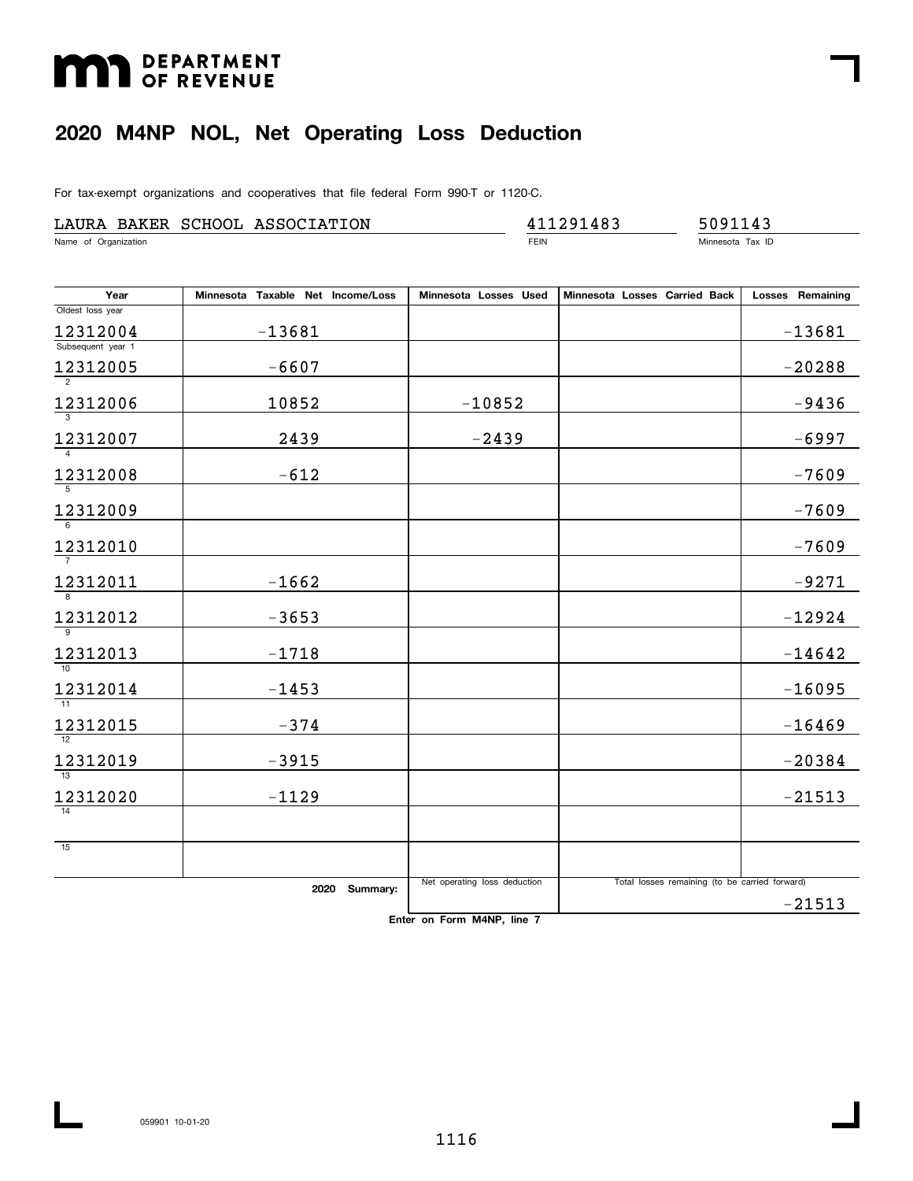**DEPARTMENT OF REVENUE**

# 2020 M4NP NOL, Net Operating Loss Deduction

For tax-exempt organizations and cooperatives that file federal Form 990-T or 1120-C.

| Name of Organization | FEIN | Minnesota Tax ID |
|---|---|---|
| LAURA BAKER SCHOOL ASSOCIATION | 411291483 | 5091143 |

| Year | Minnesota Taxable Net Income/Loss | Minnesota Losses Used | Minnesota Losses Carried Back | Losses Remaining |
|---|---|---|---|---|
| Oldest loss year 12312004 | -13681 | | | -13681 |
| Subsequent year 1 12312005 | -6607 | | | -20288 |
| 2 12312006 | 10852 | -10852 | | -9436 |
| 3 12312007 | 2439 | -2439 | | -6997 |
| 4 12312008 | -612 | | | -7609 |
| 5 12312009 | | | | -7609 |
| 6 12312010 | | | | -7609 |
| 7 12312011 | -1662 | | | -9271 |
| 8 12312012 | -3653 | | | -12924 |
| 9 12312013 | -1718 | | | -14642 |
| 10 12312014 | -1453 | | | -16095 |
| 11 12312015 | -374 | | | -16469 |
| 12 12312019 | -3915 | | | -20384 |
| 13 12312020 | -1129 | | | -21513 |
| 14 | | | | |
| 15 | | | | |
| | **2020 Summary:** | Net operating loss deduction | Total losses remaining (to be carried forward) | -21513 |

**Enter on Form M4NP, line 7**

059901 10-01-20

1116